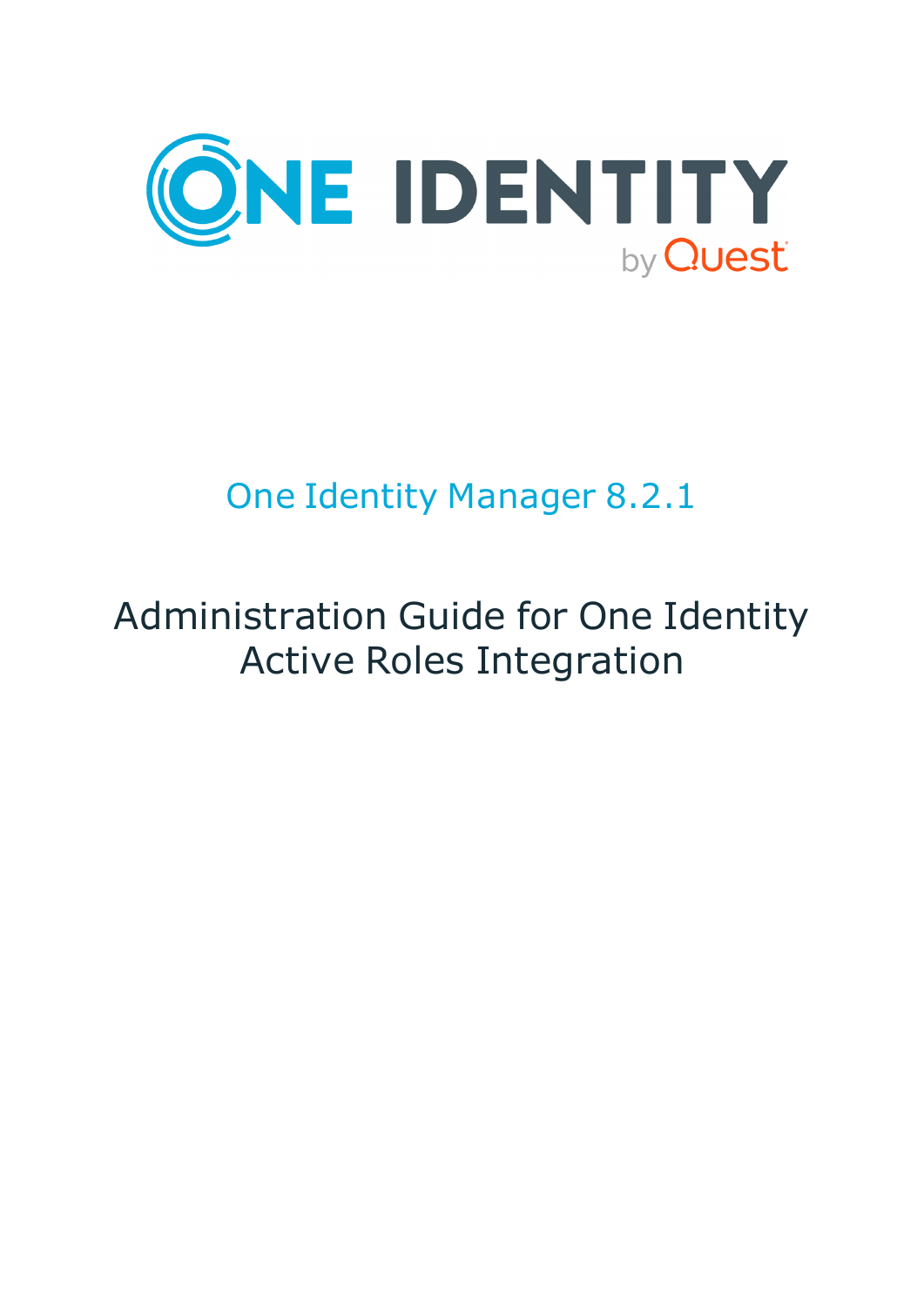# One Identity Manager 8.2.1

## Administration Guide for One Identity Active Roles Integration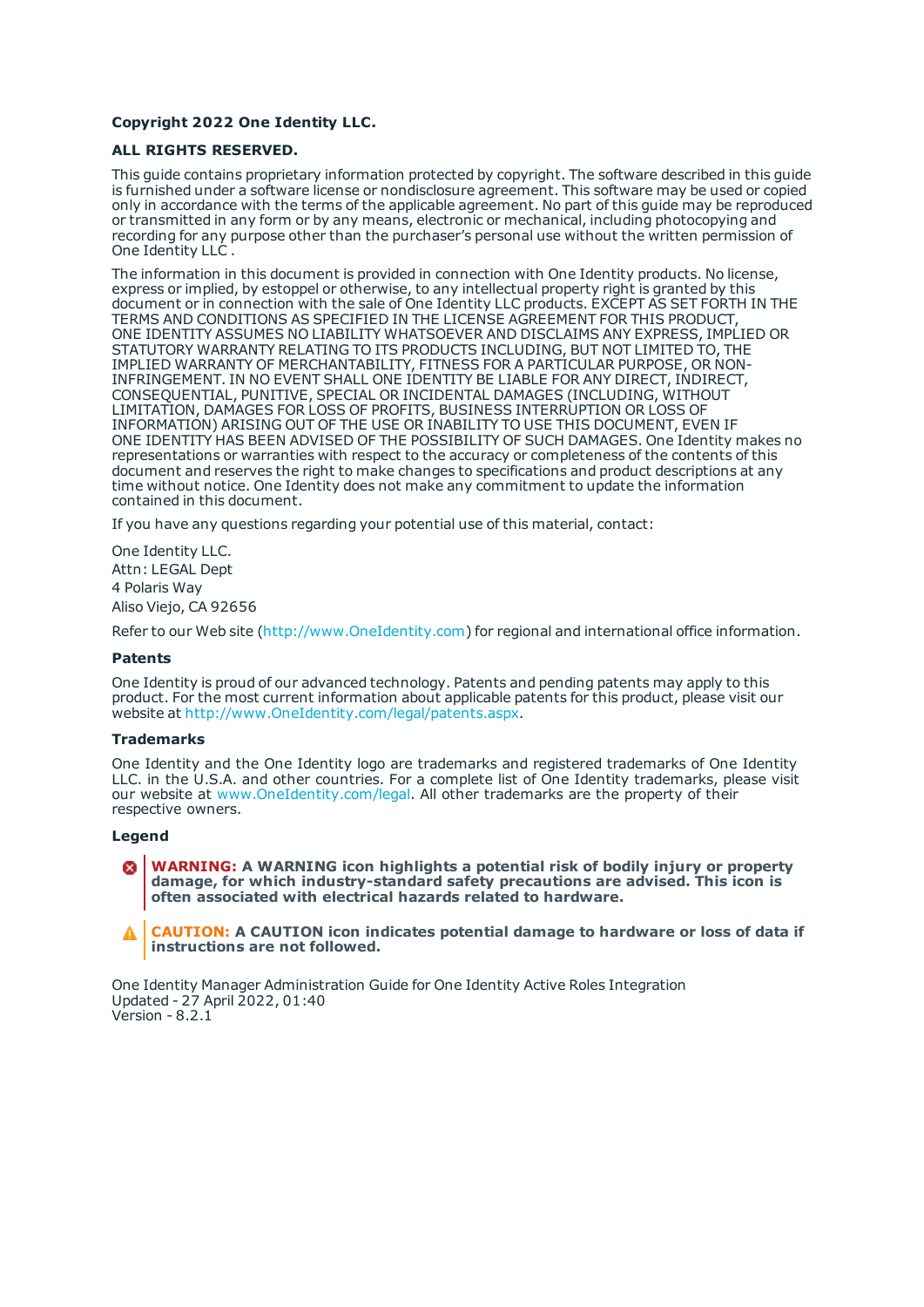**Copyright 2022 One Identity LLC.**

**ALL RIGHTS RESERVED.**

This guide contains proprietary information protected by copyright. The software described in this guide is furnished under a software license or nondisclosure agreement. This software may be used or copied only in accordance with the terms of the applicable agreement. No part of this guide may be reproduced or transmitted in any form or by any means, electronic or mechanical, including photocopying and recording for any purpose other than the purchaser's personal use without the written permission of One Identity LLC .

The information in this document is provided in connection with One Identity products. No license, express or implied, by estoppel or otherwise, to any intellectual property right is granted by this document or in connection with the sale of One Identity LLC products. EXCEPT AS SET FORTH IN THE TERMS AND CONDITIONS AS SPECIFIED IN THE LICENSE AGREEMENT FOR THIS PRODUCT, ONE IDENTITY ASSUMES NO LIABILITY WHATSOEVER AND DISCLAIMS ANY EXPRESS, IMPLIED OR STATUTORY WARRANTY RELATING TO ITS PRODUCTS INCLUDING, BUT NOT LIMITED TO, THE IMPLIED WARRANTY OF MERCHANTABILITY, FITNESS FOR A PARTICULAR PURPOSE, OR NON-INFRINGEMENT. IN NO EVENT SHALL ONE IDENTITY BE LIABLE FOR ANY DIRECT, INDIRECT, CONSEQUENTIAL, PUNITIVE, SPECIAL OR INCIDENTAL DAMAGES (INCLUDING, WITHOUT LIMITATION, DAMAGES FOR LOSS OF PROFITS, BUSINESS INTERRUPTION OR LOSS OF INFORMATION) ARISING OUT OF THE USE OR INABILITY TO USE THIS DOCUMENT, EVEN IF ONE IDENTITY HAS BEEN ADVISED OF THE POSSIBILITY OF SUCH DAMAGES. One Identity makes no representations or warranties with respect to the accuracy or completeness of the contents of this document and reserves the right to make changes to specifications and product descriptions at any time without notice. One Identity does not make any commitment to update the information contained in this document.

If you have any questions regarding your potential use of this material, contact:

One Identity LLC.
Attn: LEGAL Dept
4 Polaris Way
Aliso Viejo, CA 92656

Refer to our Web site (http://www.OneIdentity.com) for regional and international office information.

### Patents

One Identity is proud of our advanced technology. Patents and pending patents may apply to this product. For the most current information about applicable patents for this product, please visit our website at http://www.OneIdentity.com/legal/patents.aspx.

### Trademarks

One Identity and the One Identity logo are trademarks and registered trademarks of One Identity LLC. in the U.S.A. and other countries. For a complete list of One Identity trademarks, please visit our website at www.OneIdentity.com/legal. All other trademarks are the property of their respective owners.

### Legend

**WARNING: A WARNING icon highlights a potential risk of bodily injury or property damage, for which industry-standard safety precautions are advised. This icon is often associated with electrical hazards related to hardware.**

**CAUTION: A CAUTION icon indicates potential damage to hardware or loss of data if instructions are not followed.**

One Identity Manager Administration Guide for One Identity Active Roles Integration
Updated - 27 April 2022, 01:40
Version - 8.2.1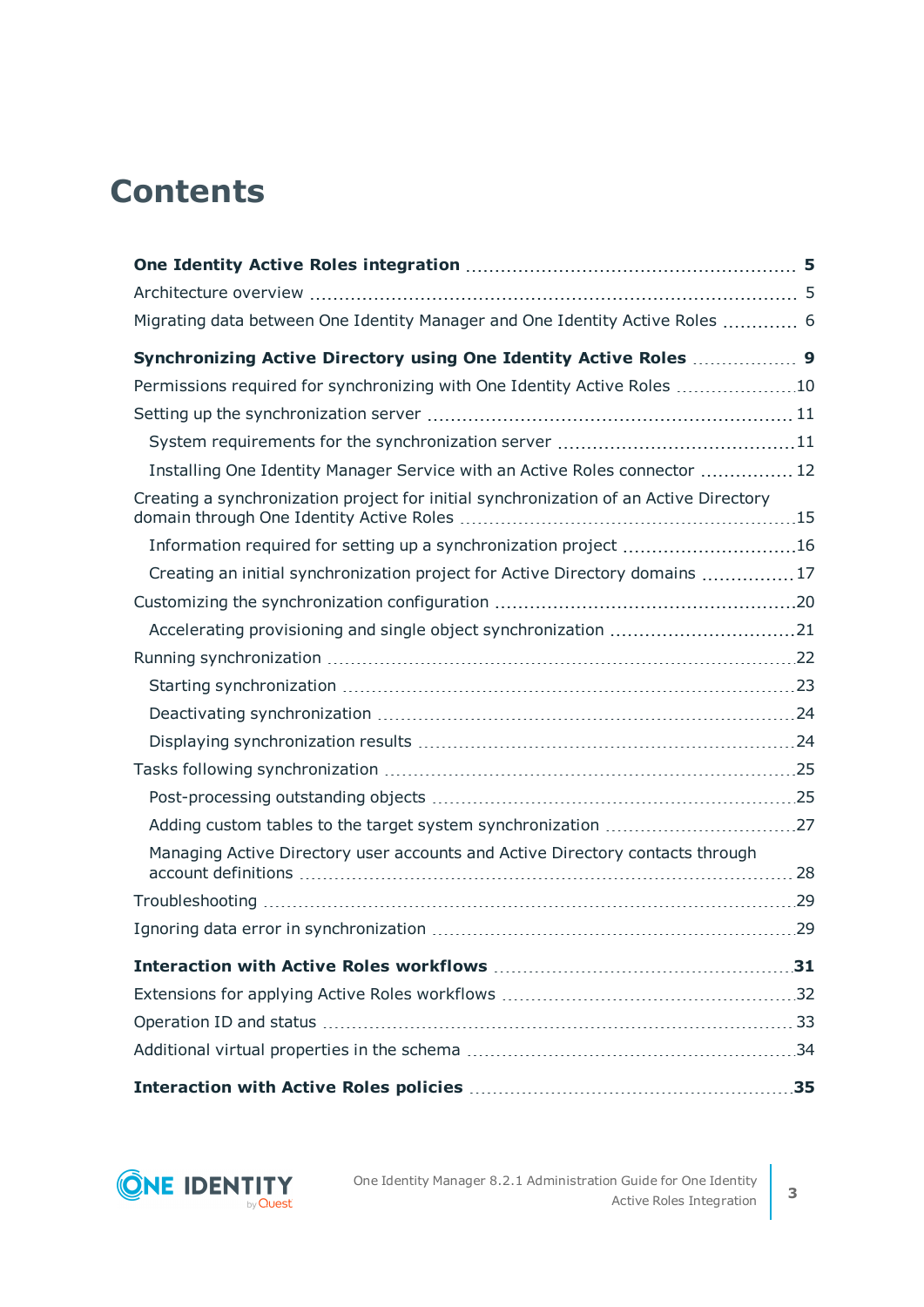# Contents

**One Identity Active Roles integration** 5

Architecture overview 5

Migrating data between One Identity Manager and One Identity Active Roles 6

**Synchronizing Active Directory using One Identity Active Roles** 9

Permissions required for synchronizing with One Identity Active Roles 10

Setting up the synchronization server 11

- System requirements for the synchronization server 11
- Installing One Identity Manager Service with an Active Roles connector 12

Creating a synchronization project for initial synchronization of an Active Directory domain through One Identity Active Roles 15

- Information required for setting up a synchronization project 16
- Creating an initial synchronization project for Active Directory domains 17

Customizing the synchronization configuration 20

- Accelerating provisioning and single object synchronization 21

Running synchronization 22

- Starting synchronization 23
- Deactivating synchronization 24
- Displaying synchronization results 24

Tasks following synchronization 25

- Post-processing outstanding objects 25
- Adding custom tables to the target system synchronization 27
- Managing Active Directory user accounts and Active Directory contacts through account definitions 28

Troubleshooting 29

Ignoring data error in synchronization 29

**Interaction with Active Roles workflows** 31

Extensions for applying Active Roles workflows 32

Operation ID and status 33

Additional virtual properties in the schema 34

**Interaction with Active Roles policies** 35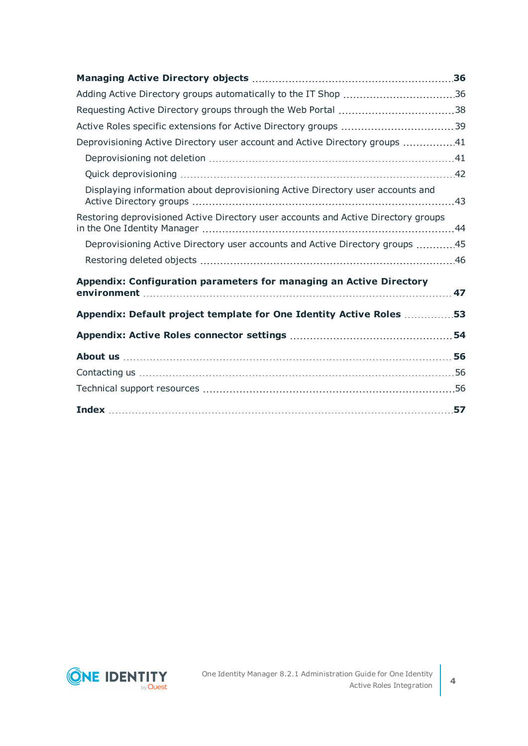**Managing Active Directory objects** 36

Adding Active Directory groups automatically to the IT Shop 36

Requesting Active Directory groups through the Web Portal 38

Active Roles specific extensions for Active Directory groups 39

Deprovisioning Active Directory user account and Active Directory groups 41

- Deprovisioning not deletion 41
- Quick deprovisioning 42
- Displaying information about deprovisioning Active Directory user accounts and Active Directory groups 43

Restoring deprovisioned Active Directory user accounts and Active Directory groups in the One Identity Manager 44

- Deprovisioning Active Directory user accounts and Active Directory groups 45
- Restoring deleted objects 46

**Appendix: Configuration parameters for managing an Active Directory environment** 47

**Appendix: Default project template for One Identity Active Roles** 53

**Appendix: Active Roles connector settings** 54

**About us** 56

Contacting us 56

Technical support resources 56

**Index** 57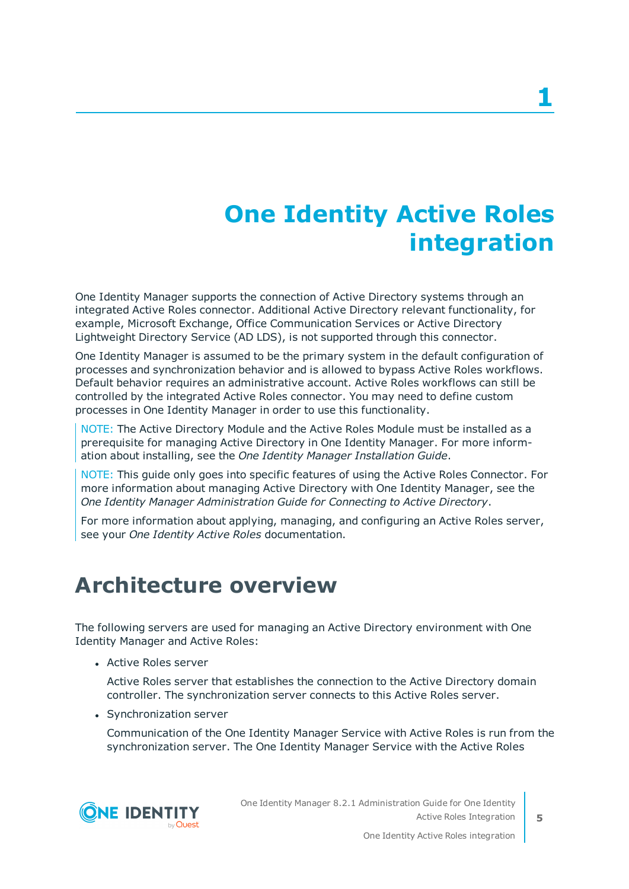# 1 One Identity Active Roles integration

One Identity Manager supports the connection of Active Directory systems through an integrated Active Roles connector. Additional Active Directory relevant functionality, for example, Microsoft Exchange, Office Communication Services or Active Directory Lightweight Directory Service (AD LDS), is not supported through this connector.

One Identity Manager is assumed to be the primary system in the default configuration of processes and synchronization behavior and is allowed to bypass Active Roles workflows. Default behavior requires an administrative account. Active Roles workflows can still be controlled by the integrated Active Roles connector. You may need to define custom processes in One Identity Manager in order to use this functionality.

NOTE: The Active Directory Module and the Active Roles Module must be installed as a prerequisite for managing Active Directory in One Identity Manager. For more information about installing, see the *One Identity Manager Installation Guide*.

NOTE: This guide only goes into specific features of using the Active Roles Connector. For more information about managing Active Directory with One Identity Manager, see the *One Identity Manager Administration Guide for Connecting to Active Directory*.

For more information about applying, managing, and configuring an Active Roles server, see your *One Identity Active Roles* documentation.

## Architecture overview

The following servers are used for managing an Active Directory environment with One Identity Manager and Active Roles:

- Active Roles server

  Active Roles server that establishes the connection to the Active Directory domain controller. The synchronization server connects to this Active Roles server.

- Synchronization server

  Communication of the One Identity Manager Service with Active Roles is run from the synchronization server. The One Identity Manager Service with the Active Roles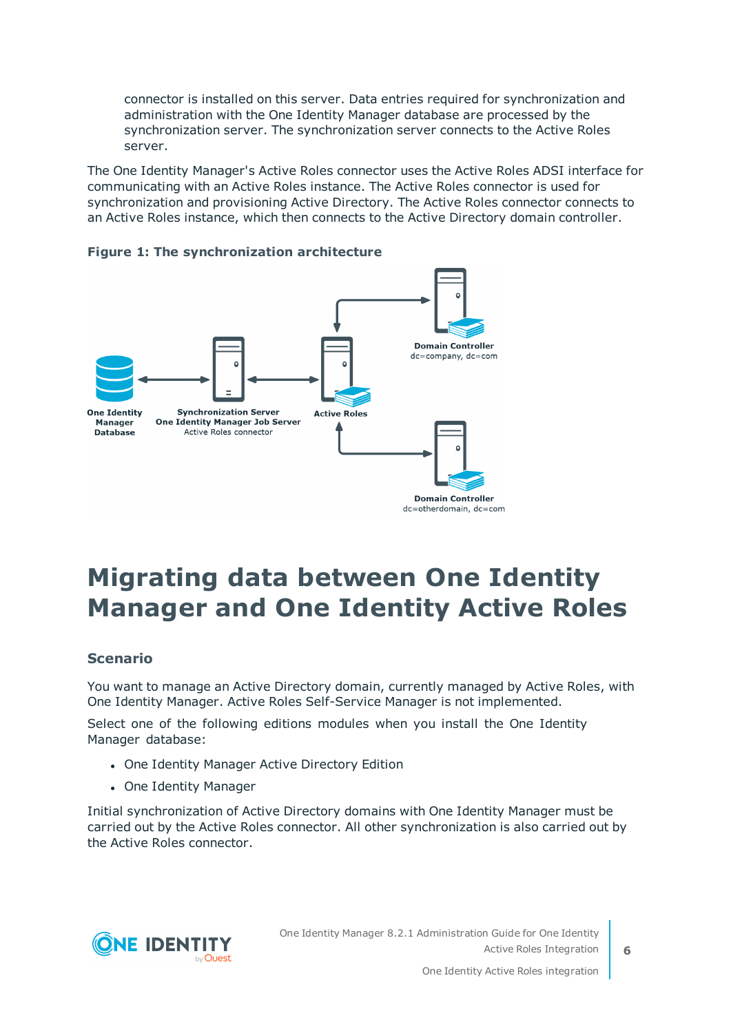connector is installed on this server. Data entries required for synchronization and administration with the One Identity Manager database are processed by the synchronization server. The synchronization server connects to the Active Roles server.

The One Identity Manager's Active Roles connector uses the Active Roles ADSI interface for communicating with an Active Roles instance. The Active Roles connector is used for synchronization and provisioning Active Directory. The Active Roles connector connects to an Active Roles instance, which then connects to the Active Directory domain controller.

**Figure 1: The synchronization architecture**

One Identity Manager Database

**Synchronization Server**
**One Identity Manager Job Server**
Active Roles connector

**Active Roles**

**Domain Controller**
dc=company, dc=com

**Domain Controller**
dc=otherdomain, dc=com

# Migrating data between One Identity Manager and One Identity Active Roles

### Scenario

You want to manage an Active Directory domain, currently managed by Active Roles, with One Identity Manager. Active Roles Self-Service Manager is not implemented.

Select one of the following editions modules when you install the One Identity Manager database:

- One Identity Manager Active Directory Edition
- One Identity Manager

Initial synchronization of Active Directory domains with One Identity Manager must be carried out by the Active Roles connector. All other synchronization is also carried out by the Active Roles connector.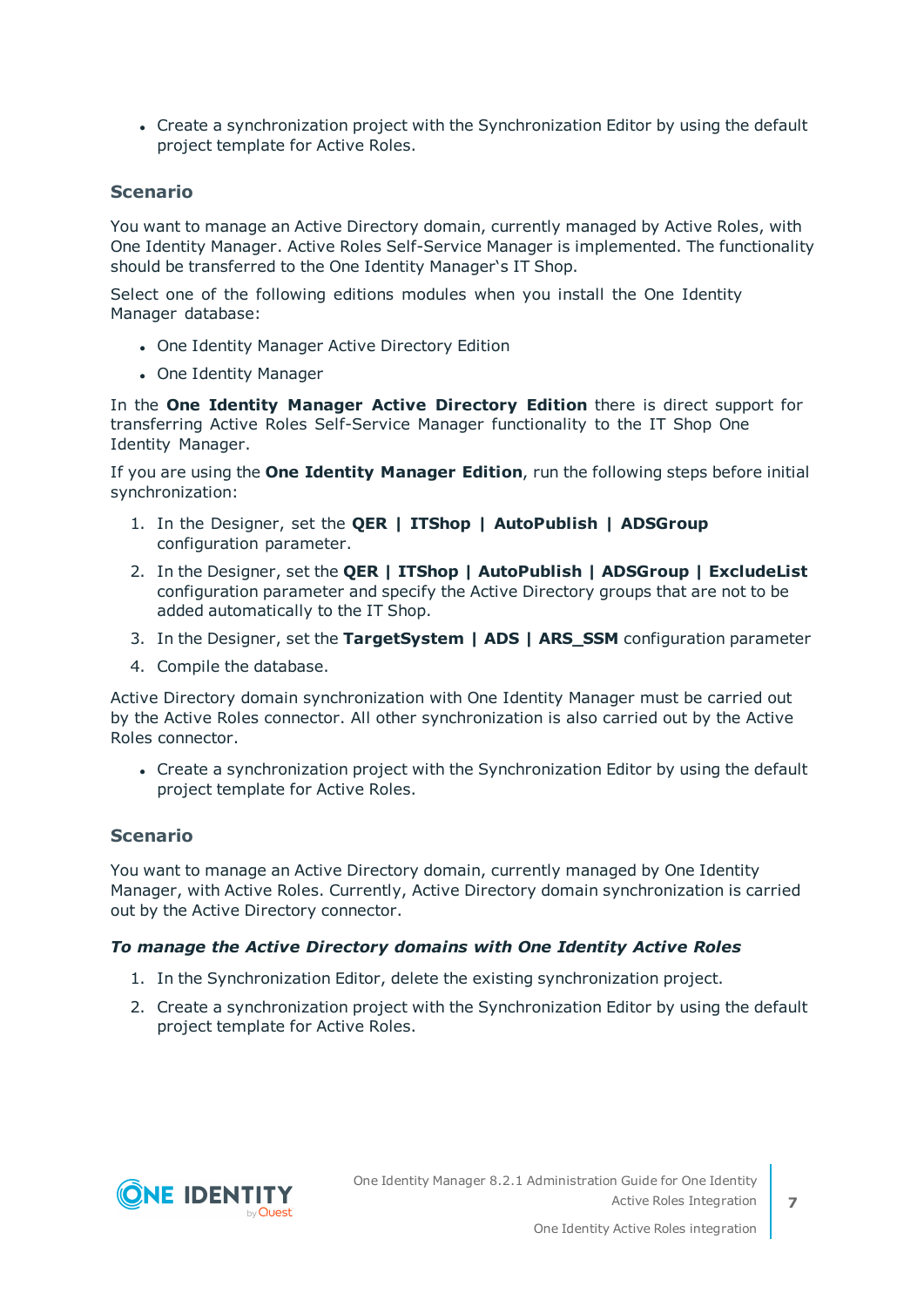- Create a synchronization project with the Synchronization Editor by using the default project template for Active Roles.

### Scenario

You want to manage an Active Directory domain, currently managed by Active Roles, with One Identity Manager. Active Roles Self-Service Manager is implemented. The functionality should be transferred to the One Identity Manager's IT Shop.

Select one of the following editions modules when you install the One Identity Manager database:

- One Identity Manager Active Directory Edition
- One Identity Manager

In the **One Identity Manager Active Directory Edition** there is direct support for transferring Active Roles Self-Service Manager functionality to the IT Shop One Identity Manager.

If you are using the **One Identity Manager Edition**, run the following steps before initial synchronization:

1. In the Designer, set the **QER | ITShop | AutoPublish | ADSGroup** configuration parameter.
2. In the Designer, set the **QER | ITShop | AutoPublish | ADSGroup | ExcludeList** configuration parameter and specify the Active Directory groups that are not to be added automatically to the IT Shop.
3. In the Designer, set the **TargetSystem | ADS | ARS_SSM** configuration parameter
4. Compile the database.

Active Directory domain synchronization with One Identity Manager must be carried out by the Active Roles connector. All other synchronization is also carried out by the Active Roles connector.

- Create a synchronization project with the Synchronization Editor by using the default project template for Active Roles.

### Scenario

You want to manage an Active Directory domain, currently managed by One Identity Manager, with Active Roles. Currently, Active Directory domain synchronization is carried out by the Active Directory connector.

***To manage the Active Directory domains with One Identity Active Roles***

1. In the Synchronization Editor, delete the existing synchronization project.
2. Create a synchronization project with the Synchronization Editor by using the default project template for Active Roles.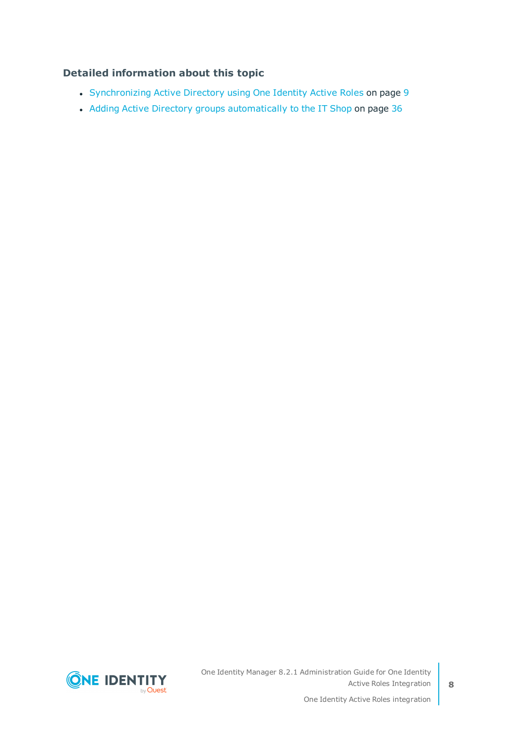### Detailed information about this topic

- Synchronizing Active Directory using One Identity Active Roles on page 9
- Adding Active Directory groups automatically to the IT Shop on page 36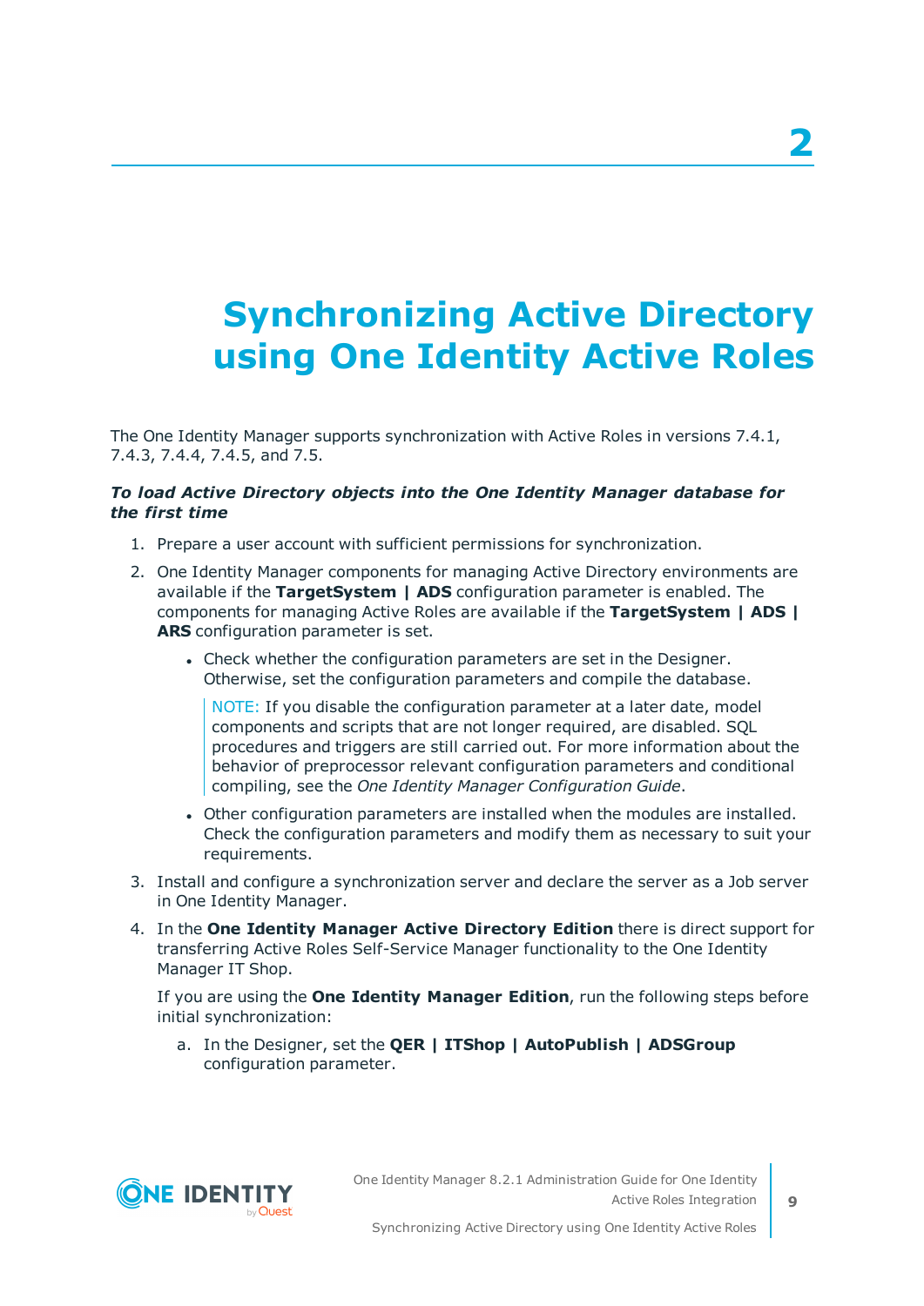# 2

# Synchronizing Active Directory using One Identity Active Roles

The One Identity Manager supports synchronization with Active Roles in versions 7.4.1, 7.4.3, 7.4.4, 7.4.5, and 7.5.

***To load Active Directory objects into the One Identity Manager database for the first time***

1. Prepare a user account with sufficient permissions for synchronization.
2. One Identity Manager components for managing Active Directory environments are available if the **TargetSystem | ADS** configuration parameter is enabled. The components for managing Active Roles are available if the **TargetSystem | ADS | ARS** configuration parameter is set.
   - Check whether the configuration parameters are set in the Designer. Otherwise, set the configuration parameters and compile the database.

     NOTE: If you disable the configuration parameter at a later date, model components and scripts that are not longer required, are disabled. SQL procedures and triggers are still carried out. For more information about the behavior of preprocessor relevant configuration parameters and conditional compiling, see the *One Identity Manager Configuration Guide*.
   - Other configuration parameters are installed when the modules are installed. Check the configuration parameters and modify them as necessary to suit your requirements.
3. Install and configure a synchronization server and declare the server as a Job server in One Identity Manager.
4. In the **One Identity Manager Active Directory Edition** there is direct support for transferring Active Roles Self-Service Manager functionality to the One Identity Manager IT Shop.

   If you are using the **One Identity Manager Edition**, run the following steps before initial synchronization:

   a. In the Designer, set the **QER | ITShop | AutoPublish | ADSGroup** configuration parameter.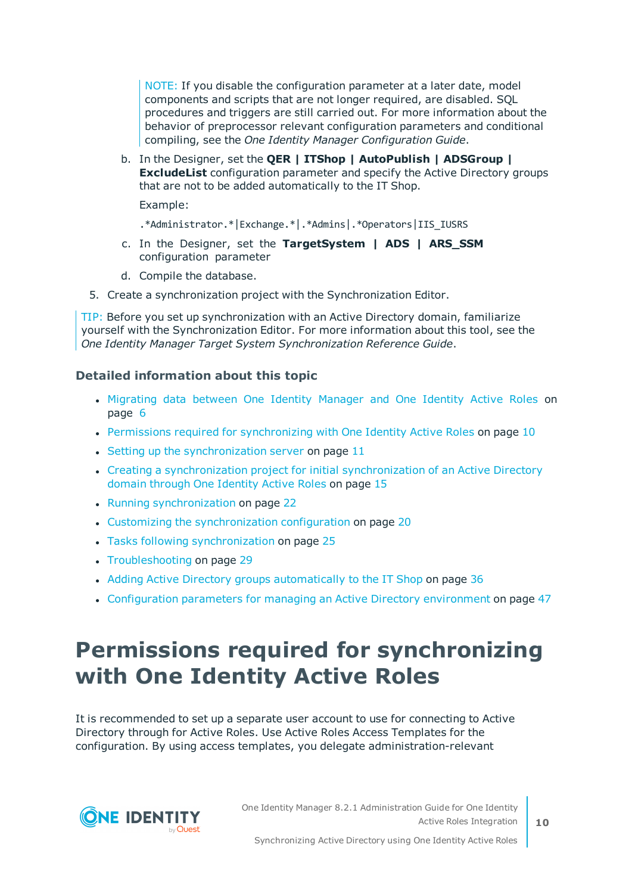NOTE: If you disable the configuration parameter at a later date, model components and scripts that are not longer required, are disabled. SQL procedures and triggers are still carried out. For more information about the behavior of preprocessor relevant configuration parameters and conditional compiling, see the *One Identity Manager Configuration Guide*.

   b. In the Designer, set the **QER | ITShop | AutoPublish | ADSGroup | ExcludeList** configuration parameter and specify the Active Directory groups that are not to be added automatically to the IT Shop.

      Example:

      ```
      .*Administrator.*|Exchange.*|.*Admins|.*Operators|IIS_IUSRS
      ```

   c. In the Designer, set the **TargetSystem | ADS | ARS_SSM** configuration parameter

   d. Compile the database.

5. Create a synchronization project with the Synchronization Editor.

TIP: Before you set up synchronization with an Active Directory domain, familiarize yourself with the Synchronization Editor. For more information about this tool, see the *One Identity Manager Target System Synchronization Reference Guide*.

### Detailed information about this topic

- Migrating data between One Identity Manager and One Identity Active Roles on page 6
- Permissions required for synchronizing with One Identity Active Roles on page 10
- Setting up the synchronization server on page 11
- Creating a synchronization project for initial synchronization of an Active Directory domain through One Identity Active Roles on page 15
- Running synchronization on page 22
- Customizing the synchronization configuration on page 20
- Tasks following synchronization on page 25
- Troubleshooting on page 29
- Adding Active Directory groups automatically to the IT Shop on page 36
- Configuration parameters for managing an Active Directory environment on page 47

# Permissions required for synchronizing with One Identity Active Roles

It is recommended to set up a separate user account to use for connecting to Active Directory through for Active Roles. Use Active Roles Access Templates for the configuration. By using access templates, you delegate administration-relevant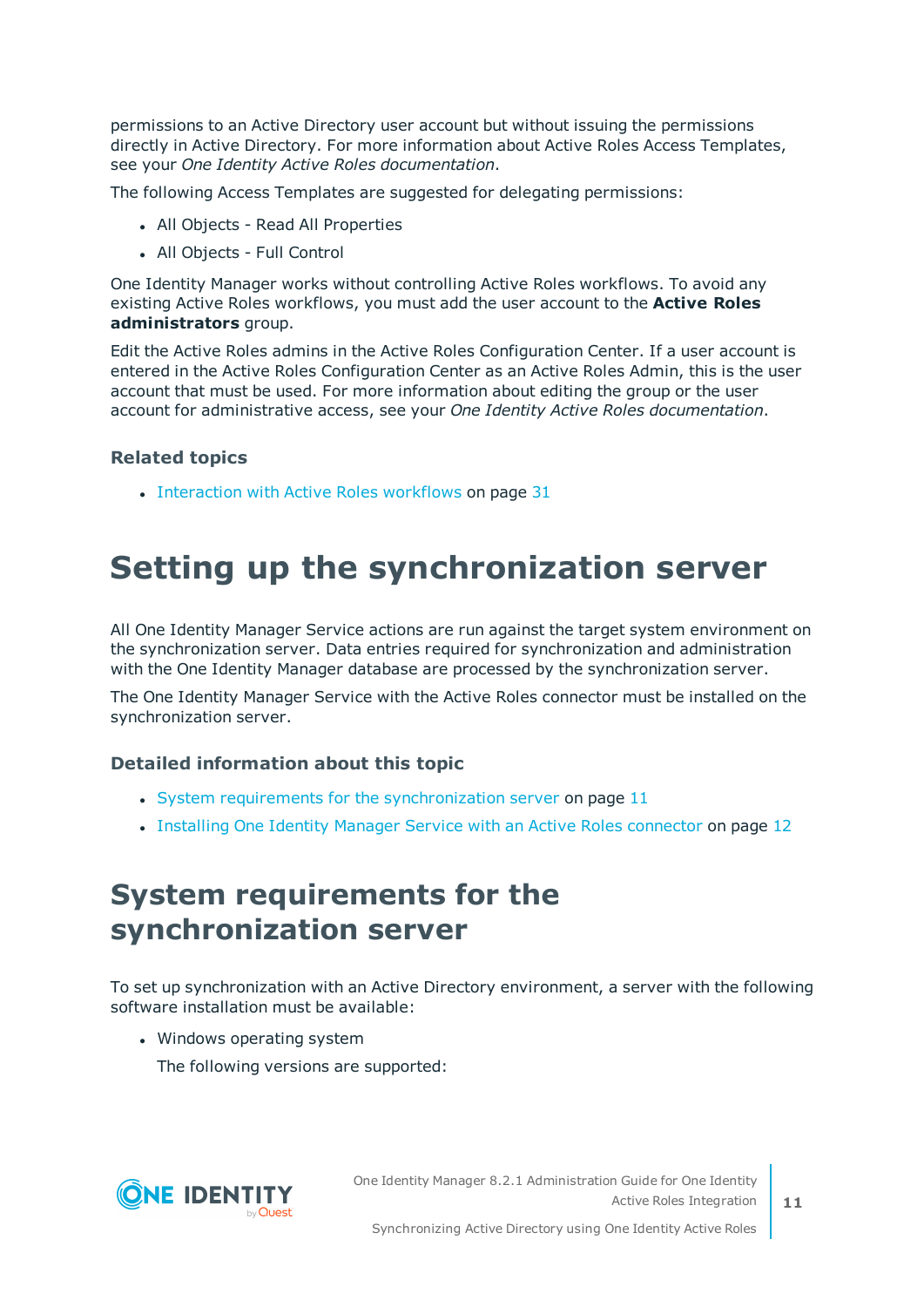permissions to an Active Directory user account but without issuing the permissions directly in Active Directory. For more information about Active Roles Access Templates, see your *One Identity Active Roles documentation*.

The following Access Templates are suggested for delegating permissions:

- All Objects - Read All Properties
- All Objects - Full Control

One Identity Manager works without controlling Active Roles workflows. To avoid any existing Active Roles workflows, you must add the user account to the **Active Roles administrators** group.

Edit the Active Roles admins in the Active Roles Configuration Center. If a user account is entered in the Active Roles Configuration Center as an Active Roles Admin, this is the user account that must be used. For more information about editing the group or the user account for administrative access, see your *One Identity Active Roles documentation*.

### Related topics

- Interaction with Active Roles workflows on page 31

# Setting up the synchronization server

All One Identity Manager Service actions are run against the target system environment on the synchronization server. Data entries required for synchronization and administration with the One Identity Manager database are processed by the synchronization server.

The One Identity Manager Service with the Active Roles connector must be installed on the synchronization server.

### Detailed information about this topic

- System requirements for the synchronization server on page 11
- Installing One Identity Manager Service with an Active Roles connector on page 12

## System requirements for the synchronization server

To set up synchronization with an Active Directory environment, a server with the following software installation must be available:

- Windows operating system

  The following versions are supported: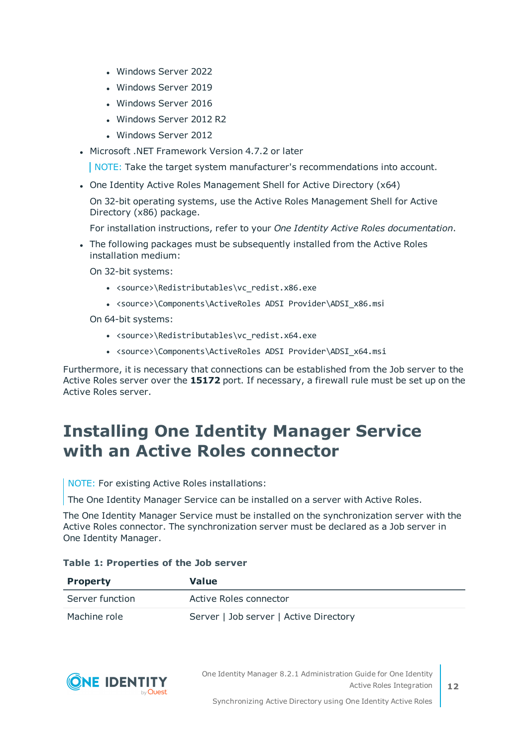- Windows Server 2022
  - Windows Server 2019
  - Windows Server 2016
  - Windows Server 2012 R2
  - Windows Server 2012
- Microsoft .NET Framework Version 4.7.2 or later

  NOTE: Take the target system manufacturer's recommendations into account.

- One Identity Active Roles Management Shell for Active Directory (x64)

  On 32-bit operating systems, use the Active Roles Management Shell for Active Directory (x86) package.

  For installation instructions, refer to your *One Identity Active Roles documentation*.

- The following packages must be subsequently installed from the Active Roles installation medium:

  On 32-bit systems:

  - `<source>\Redistributables\vc_redist.x86.exe`
  - `<source>\Components\ActiveRoles ADSI Provider\ADSI_x86.msi`

  On 64-bit systems:

  - `<source>\Redistributables\vc_redist.x64.exe`
  - `<source>\Components\ActiveRoles ADSI Provider\ADSI_x64.msi`

Furthermore, it is necessary that connections can be established from the Job server to the Active Roles server over the **15172** port. If necessary, a firewall rule must be set up on the Active Roles server.

# Installing One Identity Manager Service with an Active Roles connector

NOTE: For existing Active Roles installations:

The One Identity Manager Service can be installed on a server with Active Roles.

The One Identity Manager Service must be installed on the synchronization server with the Active Roles connector. The synchronization server must be declared as a Job server in One Identity Manager.

**Table 1: Properties of the Job server**

| Property | Value |
|---|---|
| Server function | Active Roles connector |
| Machine role | Server \| Job server \| Active Directory |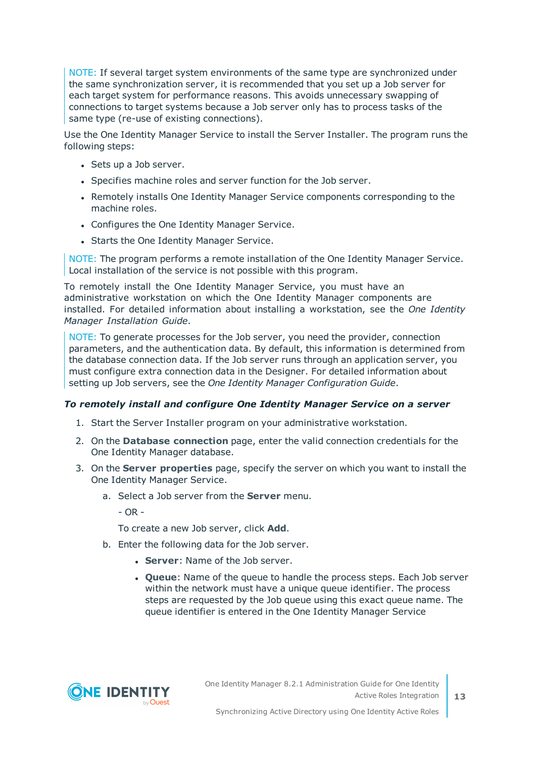NOTE: If several target system environments of the same type are synchronized under the same synchronization server, it is recommended that you set up a Job server for each target system for performance reasons. This avoids unnecessary swapping of connections to target systems because a Job server only has to process tasks of the same type (re-use of existing connections).

Use the One Identity Manager Service to install the Server Installer. The program runs the following steps:

- Sets up a Job server.
- Specifies machine roles and server function for the Job server.
- Remotely installs One Identity Manager Service components corresponding to the machine roles.
- Configures the One Identity Manager Service.
- Starts the One Identity Manager Service.

NOTE: The program performs a remote installation of the One Identity Manager Service. Local installation of the service is not possible with this program.

To remotely install the One Identity Manager Service, you must have an administrative workstation on which the One Identity Manager components are installed. For detailed information about installing a workstation, see the *One Identity Manager Installation Guide*.

NOTE: To generate processes for the Job server, you need the provider, connection parameters, and the authentication data. By default, this information is determined from the database connection data. If the Job server runs through an application server, you must configure extra connection data in the Designer. For detailed information about setting up Job servers, see the *One Identity Manager Configuration Guide*.

***To remotely install and configure One Identity Manager Service on a server***

1. Start the Server Installer program on your administrative workstation.
2. On the **Database connection** page, enter the valid connection credentials for the One Identity Manager database.
3. On the **Server properties** page, specify the server on which you want to install the One Identity Manager Service.
   a. Select a Job server from the **Server** menu.

      - OR -

      To create a new Job server, click **Add**.
   b. Enter the following data for the Job server.
      - **Server**: Name of the Job server.
      - **Queue**: Name of the queue to handle the process steps. Each Job server within the network must have a unique queue identifier. The process steps are requested by the Job queue using this exact queue name. The queue identifier is entered in the One Identity Manager Service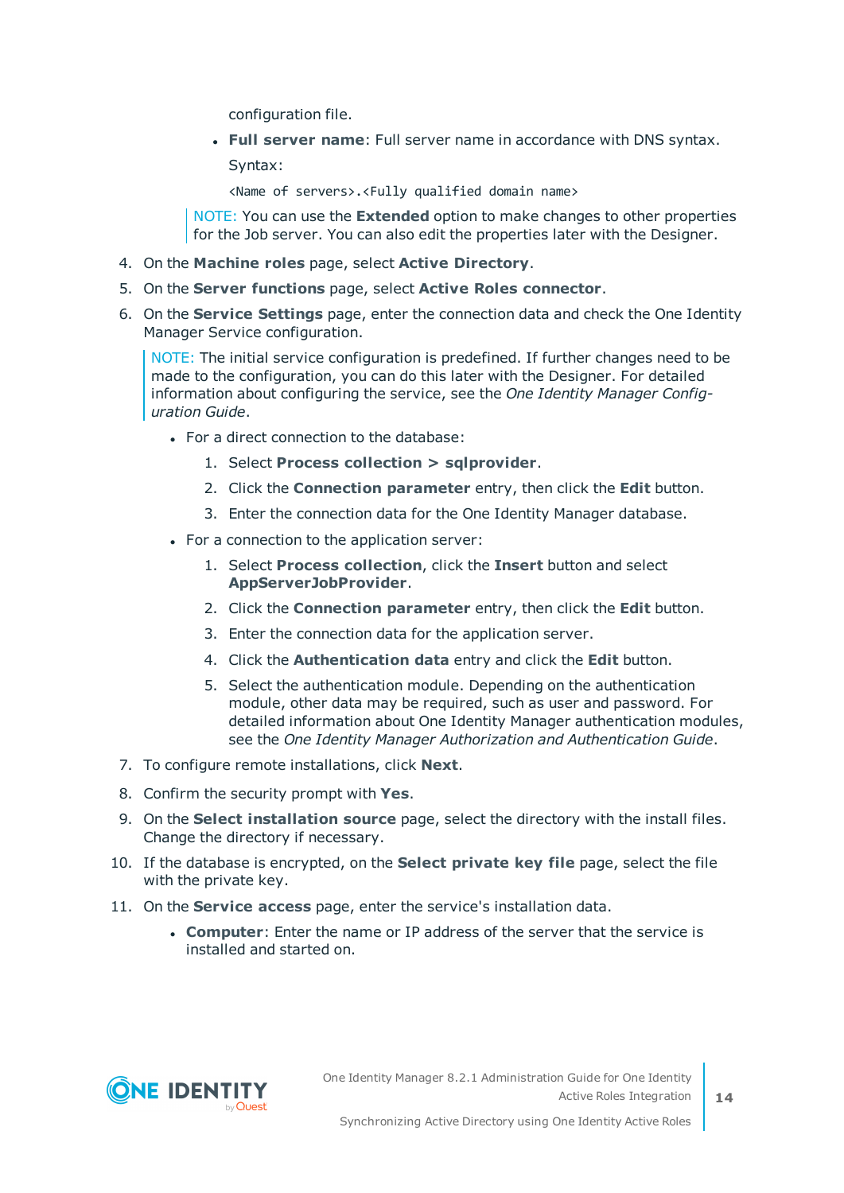configuration file.

- **Full server name**: Full server name in accordance with DNS syntax.

  Syntax:

  ```
  <Name of servers>.<Fully qualified domain name>
  ```

  NOTE: You can use the **Extended** option to make changes to other properties for the Job server. You can also edit the properties later with the Designer.

4. On the **Machine roles** page, select **Active Directory**.
5. On the **Server functions** page, select **Active Roles connector**.
6. On the **Service Settings** page, enter the connection data and check the One Identity Manager Service configuration.

   NOTE: The initial service configuration is predefined. If further changes need to be made to the configuration, you can do this later with the Designer. For detailed information about configuring the service, see the *One Identity Manager Configuration Guide*.

   - For a direct connection to the database:
     1. Select **Process collection > sqlprovider**.
     2. Click the **Connection parameter** entry, then click the **Edit** button.
     3. Enter the connection data for the One Identity Manager database.
   - For a connection to the application server:
     1. Select **Process collection**, click the **Insert** button and select **AppServerJobProvider**.
     2. Click the **Connection parameter** entry, then click the **Edit** button.
     3. Enter the connection data for the application server.
     4. Click the **Authentication data** entry and click the **Edit** button.
     5. Select the authentication module. Depending on the authentication module, other data may be required, such as user and password. For detailed information about One Identity Manager authentication modules, see the *One Identity Manager Authorization and Authentication Guide*.
7. To configure remote installations, click **Next**.
8. Confirm the security prompt with **Yes**.
9. On the **Select installation source** page, select the directory with the install files. Change the directory if necessary.
10. If the database is encrypted, on the **Select private key file** page, select the file with the private key.
11. On the **Service access** page, enter the service's installation data.
    - **Computer**: Enter the name or IP address of the server that the service is installed and started on.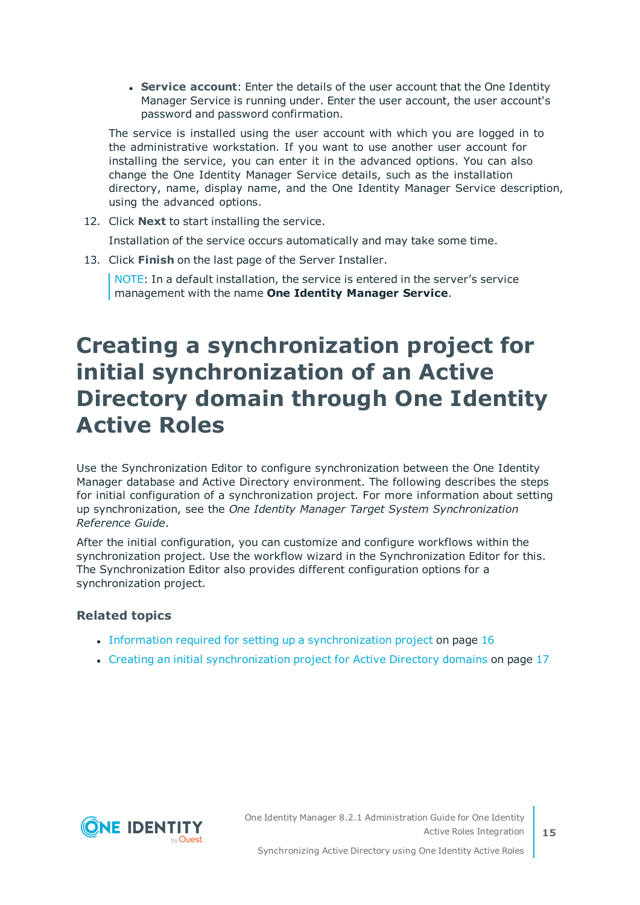- **Service account**: Enter the details of the user account that the One Identity Manager Service is running under. Enter the user account, the user account's password and password confirmation.

The service is installed using the user account with which you are logged in to the administrative workstation. If you want to use another user account for installing the service, you can enter it in the advanced options. You can also change the One Identity Manager Service details, such as the installation directory, name, display name, and the One Identity Manager Service description, using the advanced options.

12. Click **Next** to start installing the service.

    Installation of the service occurs automatically and may take some time.

13. Click **Finish** on the last page of the Server Installer.

    NOTE: In a default installation, the service is entered in the server's service management with the name **One Identity Manager Service**.

# Creating a synchronization project for initial synchronization of an Active Directory domain through One Identity Active Roles

Use the Synchronization Editor to configure synchronization between the One Identity Manager database and Active Directory environment. The following describes the steps for initial configuration of a synchronization project. For more information about setting up synchronization, see the *One Identity Manager Target System Synchronization Reference Guide*.

After the initial configuration, you can customize and configure workflows within the synchronization project. Use the workflow wizard in the Synchronization Editor for this. The Synchronization Editor also provides different configuration options for a synchronization project.

### Related topics

- Information required for setting up a synchronization project on page 16
- Creating an initial synchronization project for Active Directory domains on page 17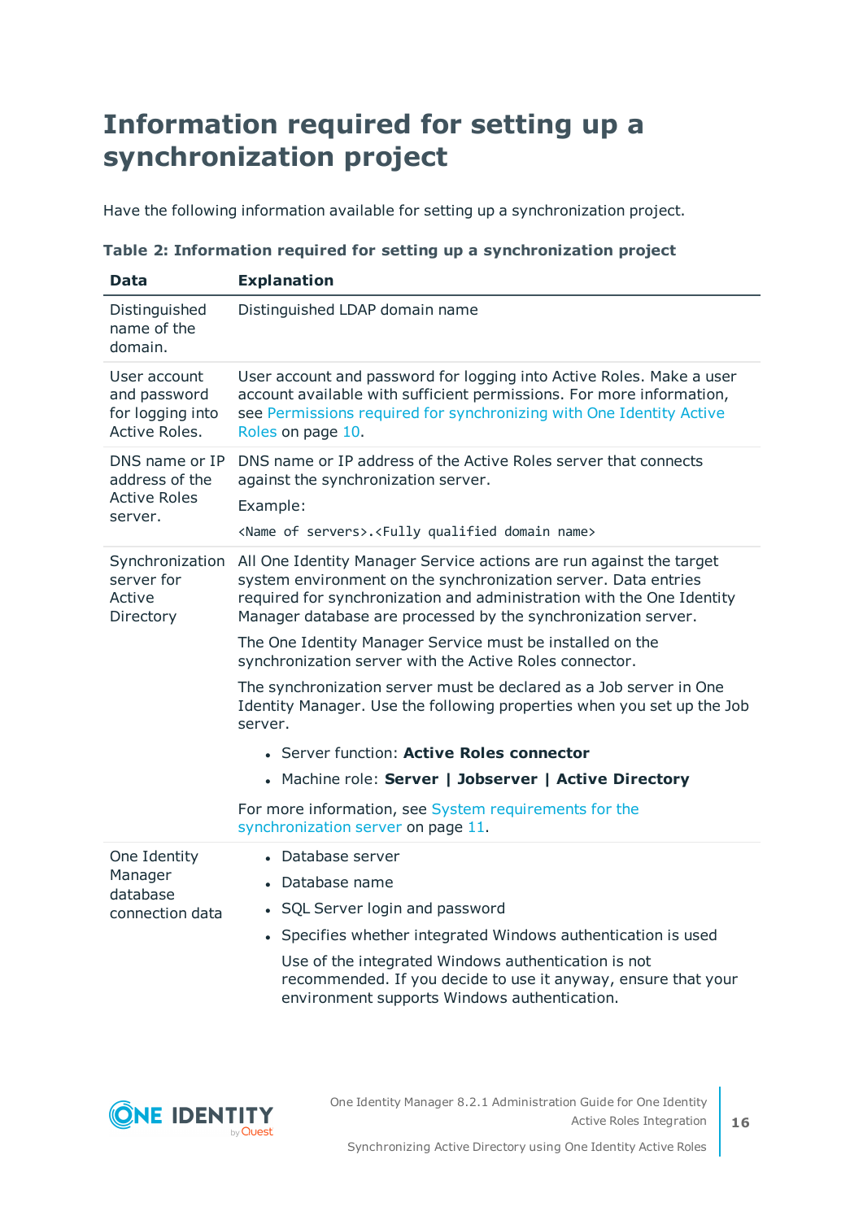# Information required for setting up a synchronization project

Have the following information available for setting up a synchronization project.

**Table 2: Information required for setting up a synchronization project**

| Data | Explanation |
|---|---|
| Distinguished name of the domain. | Distinguished LDAP domain name |
| User account and password for logging into Active Roles. | User account and password for logging into Active Roles. Make a user account available with sufficient permissions. For more information, see Permissions required for synchronizing with One Identity Active Roles on page 10. |
| DNS name or IP address of the Active Roles server. | DNS name or IP address of the Active Roles server that connects against the synchronization server.<br><br>Example:<br><br>`<Name of servers>.<Fully qualified domain name>` |
| Synchronization server for Active Directory | All One Identity Manager Service actions are run against the target system environment on the synchronization server. Data entries required for synchronization and administration with the One Identity Manager database are processed by the synchronization server.<br><br>The One Identity Manager Service must be installed on the synchronization server with the Active Roles connector.<br><br>The synchronization server must be declared as a Job server in One Identity Manager. Use the following properties when you set up the Job server.<br><br>• Server function: **Active Roles connector**<br>• Machine role: **Server \| Jobserver \| Active Directory**<br><br>For more information, see System requirements for the synchronization server on page 11. |
| One Identity Manager database connection data | • Database server<br>• Database name<br>• SQL Server login and password<br>• Specifies whether integrated Windows authentication is used<br><br>Use of the integrated Windows authentication is not recommended. If you decide to use it anyway, ensure that your environment supports Windows authentication. |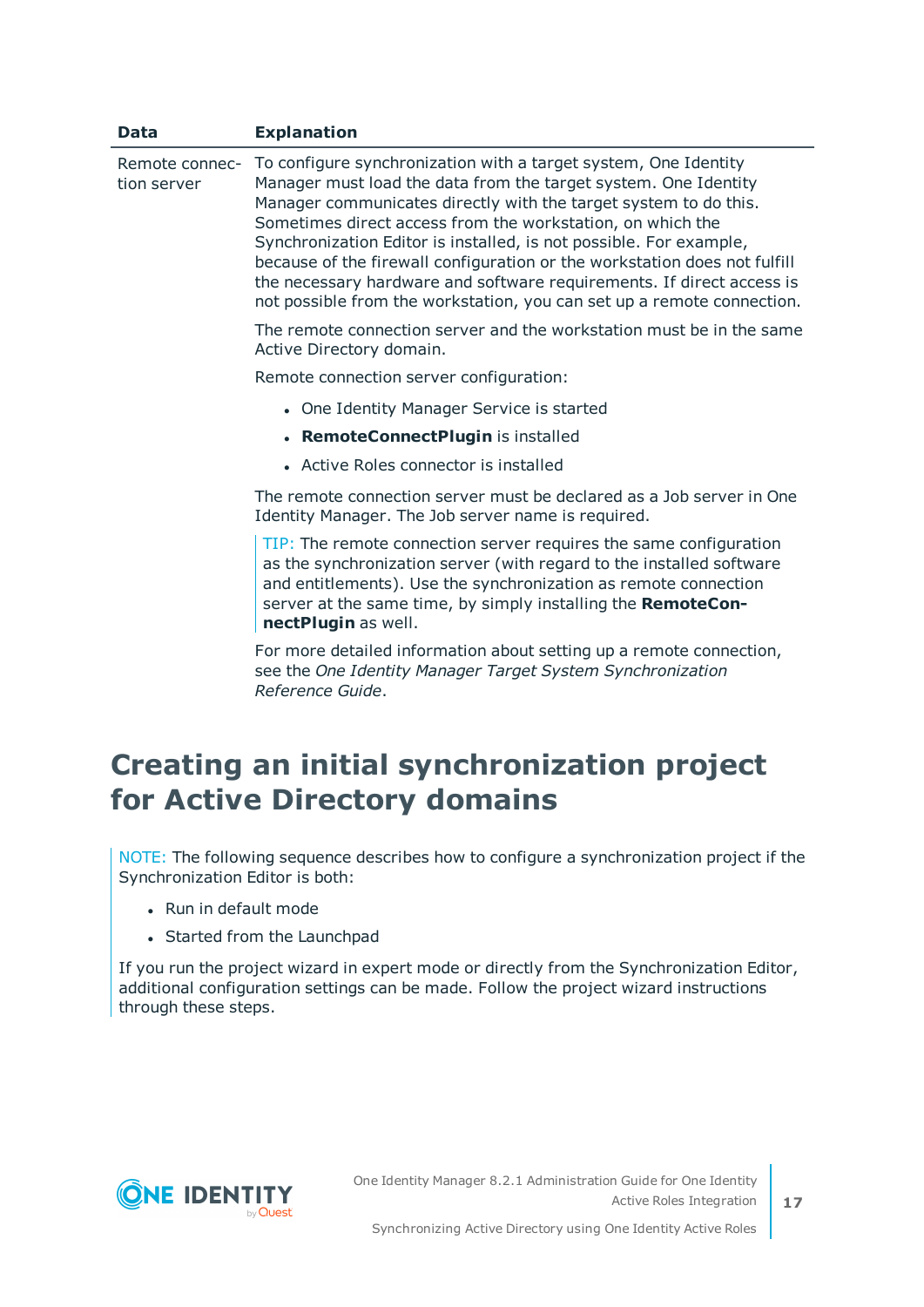| Data | Explanation |
| --- | --- |
| Remote connection server | To configure synchronization with a target system, One Identity Manager must load the data from the target system. One Identity Manager communicates directly with the target system to do this. Sometimes direct access from the workstation, on which the Synchronization Editor is installed, is not possible. For example, because of the firewall configuration or the workstation does not fulfill the necessary hardware and software requirements. If direct access is not possible from the workstation, you can set up a remote connection.<br><br>The remote connection server and the workstation must be in the same Active Directory domain.<br><br>Remote connection server configuration:<br><br>• One Identity Manager Service is started<br>• **RemoteConnectPlugin** is installed<br>• Active Roles connector is installed<br><br>The remote connection server must be declared as a Job server in One Identity Manager. The Job server name is required.<br><br>TIP: The remote connection server requires the same configuration as the synchronization server (with regard to the installed software and entitlements). Use the synchronization as remote connection server at the same time, by simply installing the **RemoteConnectPlugin** as well.<br><br>For more detailed information about setting up a remote connection, see the *One Identity Manager Target System Synchronization Reference Guide*. |

# Creating an initial synchronization project for Active Directory domains

NOTE: The following sequence describes how to configure a synchronization project if the Synchronization Editor is both:

- Run in default mode
- Started from the Launchpad

If you run the project wizard in expert mode or directly from the Synchronization Editor, additional configuration settings can be made. Follow the project wizard instructions through these steps.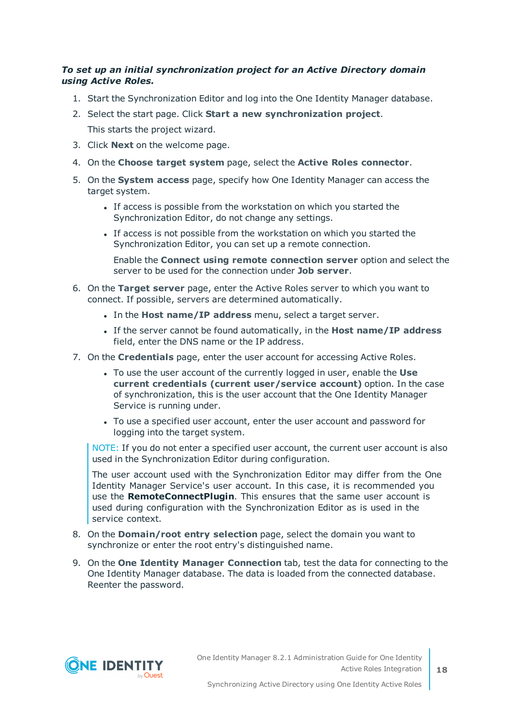***To set up an initial synchronization project for an Active Directory domain using Active Roles.***

1. Start the Synchronization Editor and log into the One Identity Manager database.
2. Select the start page. Click **Start a new synchronization project**.

   This starts the project wizard.
3. Click **Next** on the welcome page.
4. On the **Choose target system** page, select the **Active Roles connector**.
5. On the **System access** page, specify how One Identity Manager can access the target system.
   - If access is possible from the workstation on which you started the Synchronization Editor, do not change any settings.
   - If access is not possible from the workstation on which you started the Synchronization Editor, you can set up a remote connection.

     Enable the **Connect using remote connection server** option and select the server to be used for the connection under **Job server**.
6. On the **Target server** page, enter the Active Roles server to which you want to connect. If possible, servers are determined automatically.
   - In the **Host name/IP address** menu, select a target server.
   - If the server cannot be found automatically, in the **Host name/IP address** field, enter the DNS name or the IP address.
7. On the **Credentials** page, enter the user account for accessing Active Roles.
   - To use the user account of the currently logged in user, enable the **Use current credentials (current user/service account)** option. In the case of synchronization, this is the user account that the One Identity Manager Service is running under.
   - To use a specified user account, enter the user account and password for logging into the target system.

   NOTE: If you do not enter a specified user account, the current user account is also used in the Synchronization Editor during configuration.

   The user account used with the Synchronization Editor may differ from the One Identity Manager Service's user account. In this case, it is recommended you use the **RemoteConnectPlugin**. This ensures that the same user account is used during configuration with the Synchronization Editor as is used in the service context.
8. On the **Domain/root entry selection** page, select the domain you want to synchronize or enter the root entry's distinguished name.
9. On the **One Identity Manager Connection** tab, test the data for connecting to the One Identity Manager database. The data is loaded from the connected database. Reenter the password.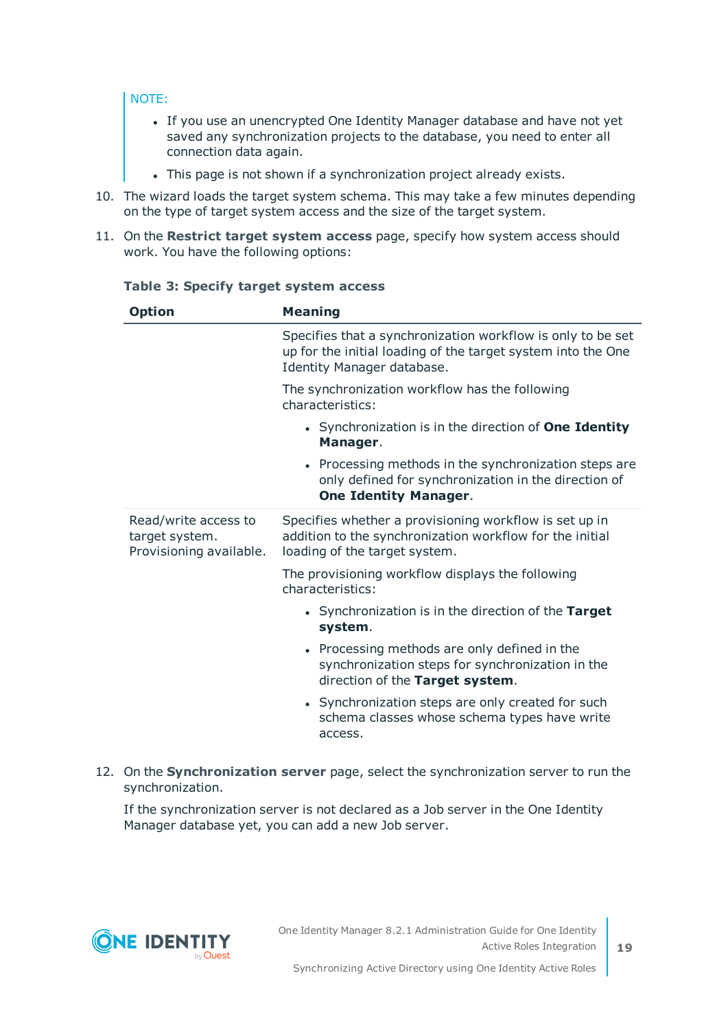NOTE:

- If you use an unencrypted One Identity Manager database and have not yet saved any synchronization projects to the database, you need to enter all connection data again.
- This page is not shown if a synchronization project already exists.

10. The wizard loads the target system schema. This may take a few minutes depending on the type of target system access and the size of the target system.

11. On the **Restrict target system access** page, specify how system access should work. You have the following options:

**Table 3: Specify target system access**

| Option | Meaning |
|---|---|
| | Specifies that a synchronization workflow is only to be set up for the initial loading of the target system into the One Identity Manager database.<br><br>The synchronization workflow has the following characteristics:<br><br>• Synchronization is in the direction of **One Identity Manager**.<br>• Processing methods in the synchronization steps are only defined for synchronization in the direction of **One Identity Manager**. |
| Read/write access to target system. Provisioning available. | Specifies whether a provisioning workflow is set up in addition to the synchronization workflow for the initial loading of the target system.<br><br>The provisioning workflow displays the following characteristics:<br><br>• Synchronization is in the direction of the **Target system**.<br>• Processing methods are only defined in the synchronization steps for synchronization in the direction of the **Target system**.<br>• Synchronization steps are only created for such schema classes whose schema types have write access. |

12. On the **Synchronization server** page, select the synchronization server to run the synchronization.

    If the synchronization server is not declared as a Job server in the One Identity Manager database yet, you can add a new Job server.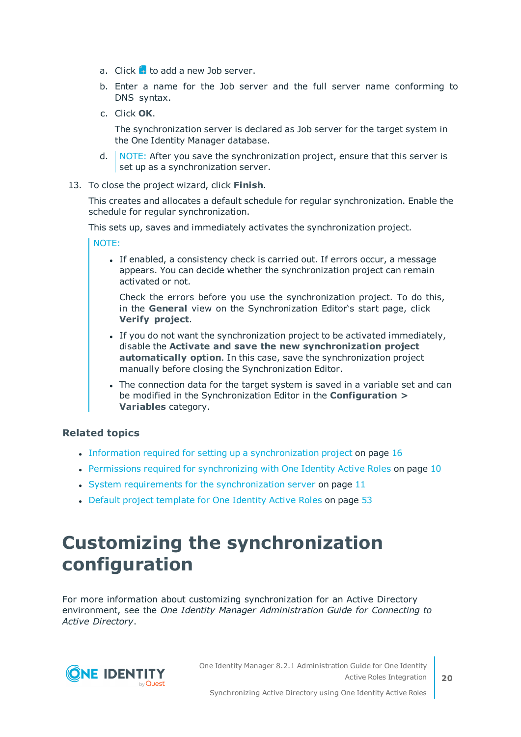a. Click  to add a new Job server.

   b. Enter a name for the Job server and the full server name conforming to DNS syntax.

   c. Click **OK**.

      The synchronization server is declared as Job server for the target system in the One Identity Manager database.

   d. NOTE: After you save the synchronization project, ensure that this server is set up as a synchronization server.

13. To close the project wizard, click **Finish**.

    This creates and allocates a default schedule for regular synchronization. Enable the schedule for regular synchronization.

    This sets up, saves and immediately activates the synchronization project.

    NOTE:

    - If enabled, a consistency check is carried out. If errors occur, a message appears. You can decide whether the synchronization project can remain activated or not.

      Check the errors before you use the synchronization project. To do this, in the **General** view on the Synchronization Editor's start page, click **Verify project**.

    - If you do not want the synchronization project to be activated immediately, disable the **Activate and save the new synchronization project automatically option**. In this case, save the synchronization project manually before closing the Synchronization Editor.

    - The connection data for the target system is saved in a variable set and can be modified in the Synchronization Editor in the **Configuration > Variables** category.

### Related topics

- Information required for setting up a synchronization project on page 16
- Permissions required for synchronizing with One Identity Active Roles on page 10
- System requirements for the synchronization server on page 11
- Default project template for One Identity Active Roles on page 53

# Customizing the synchronization configuration

For more information about customizing synchronization for an Active Directory environment, see the *One Identity Manager Administration Guide for Connecting to Active Directory*.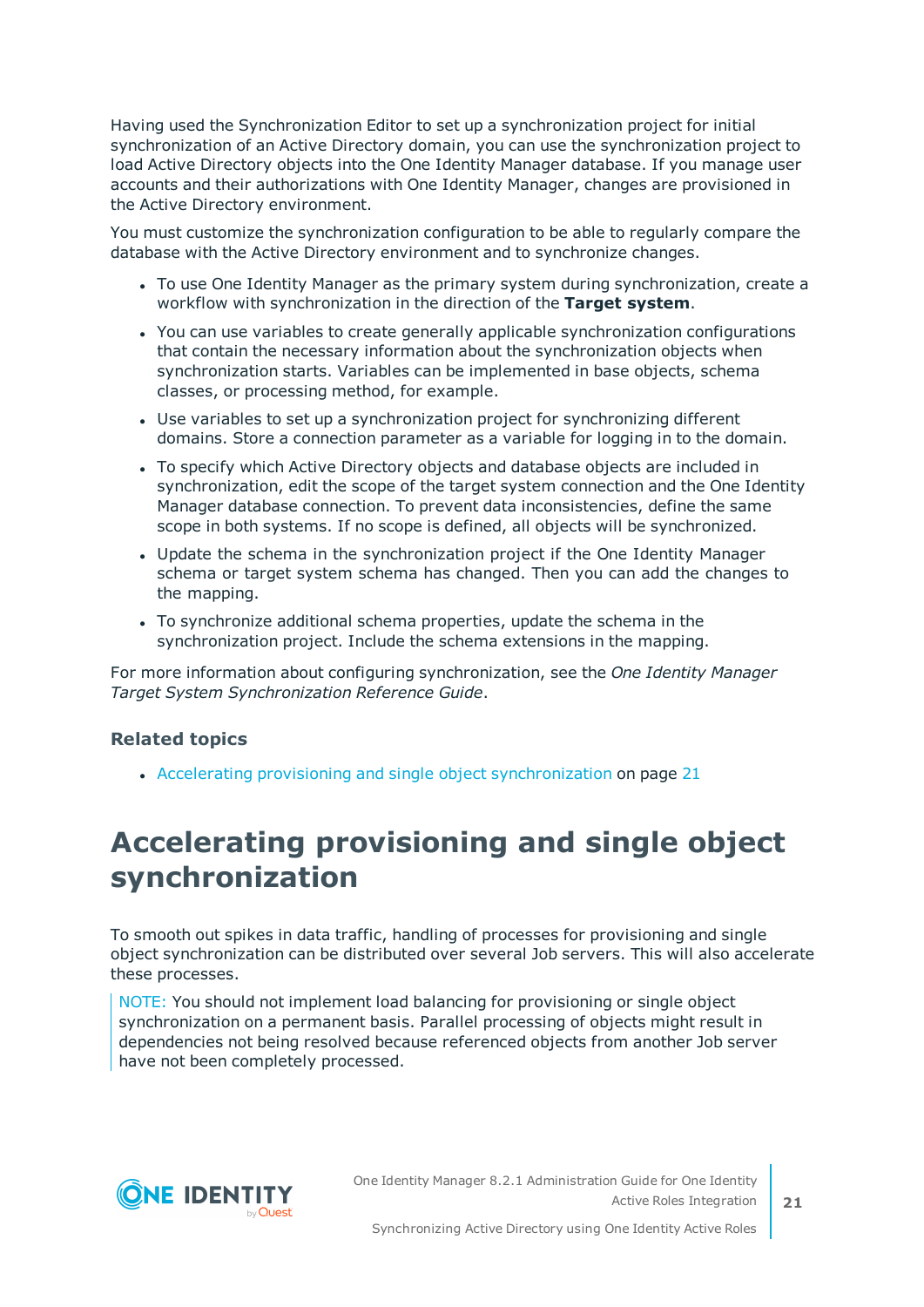Having used the Synchronization Editor to set up a synchronization project for initial synchronization of an Active Directory domain, you can use the synchronization project to load Active Directory objects into the One Identity Manager database. If you manage user accounts and their authorizations with One Identity Manager, changes are provisioned in the Active Directory environment.

You must customize the synchronization configuration to be able to regularly compare the database with the Active Directory environment and to synchronize changes.

- To use One Identity Manager as the primary system during synchronization, create a workflow with synchronization in the direction of the **Target system**.
- You can use variables to create generally applicable synchronization configurations that contain the necessary information about the synchronization objects when synchronization starts. Variables can be implemented in base objects, schema classes, or processing method, for example.
- Use variables to set up a synchronization project for synchronizing different domains. Store a connection parameter as a variable for logging in to the domain.
- To specify which Active Directory objects and database objects are included in synchronization, edit the scope of the target system connection and the One Identity Manager database connection. To prevent data inconsistencies, define the same scope in both systems. If no scope is defined, all objects will be synchronized.
- Update the schema in the synchronization project if the One Identity Manager schema or target system schema has changed. Then you can add the changes to the mapping.
- To synchronize additional schema properties, update the schema in the synchronization project. Include the schema extensions in the mapping.

For more information about configuring synchronization, see the *One Identity Manager Target System Synchronization Reference Guide*.

### Related topics

- Accelerating provisioning and single object synchronization on page 21

# Accelerating provisioning and single object synchronization

To smooth out spikes in data traffic, handling of processes for provisioning and single object synchronization can be distributed over several Job servers. This will also accelerate these processes.

NOTE: You should not implement load balancing for provisioning or single object synchronization on a permanent basis. Parallel processing of objects might result in dependencies not being resolved because referenced objects from another Job server have not been completely processed.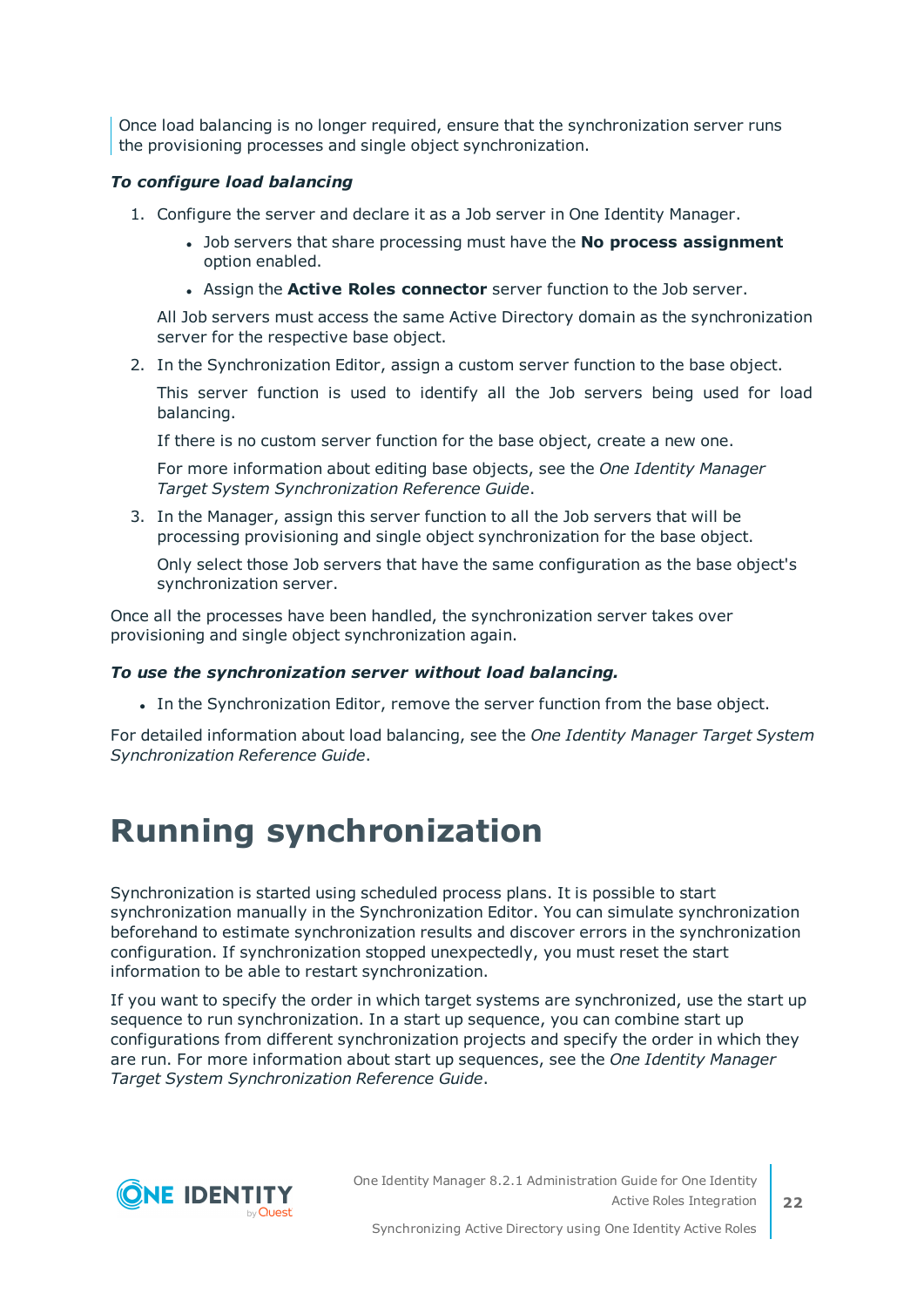Once load balancing is no longer required, ensure that the synchronization server runs the provisioning processes and single object synchronization.

***To configure load balancing***

1. Configure the server and declare it as a Job server in One Identity Manager.
   - Job servers that share processing must have the **No process assignment** option enabled.
   - Assign the **Active Roles connector** server function to the Job server.

   All Job servers must access the same Active Directory domain as the synchronization server for the respective base object.
2. In the Synchronization Editor, assign a custom server function to the base object.

   This server function is used to identify all the Job servers being used for load balancing.

   If there is no custom server function for the base object, create a new one.

   For more information about editing base objects, see the *One Identity Manager Target System Synchronization Reference Guide*.
3. In the Manager, assign this server function to all the Job servers that will be processing provisioning and single object synchronization for the base object.

   Only select those Job servers that have the same configuration as the base object's synchronization server.

Once all the processes have been handled, the synchronization server takes over provisioning and single object synchronization again.

***To use the synchronization server without load balancing.***

- In the Synchronization Editor, remove the server function from the base object.

For detailed information about load balancing, see the *One Identity Manager Target System Synchronization Reference Guide*.

# Running synchronization

Synchronization is started using scheduled process plans. It is possible to start synchronization manually in the Synchronization Editor. You can simulate synchronization beforehand to estimate synchronization results and discover errors in the synchronization configuration. If synchronization stopped unexpectedly, you must reset the start information to be able to restart synchronization.

If you want to specify the order in which target systems are synchronized, use the start up sequence to run synchronization. In a start up sequence, you can combine start up configurations from different synchronization projects and specify the order in which they are run. For more information about start up sequences, see the *One Identity Manager Target System Synchronization Reference Guide*.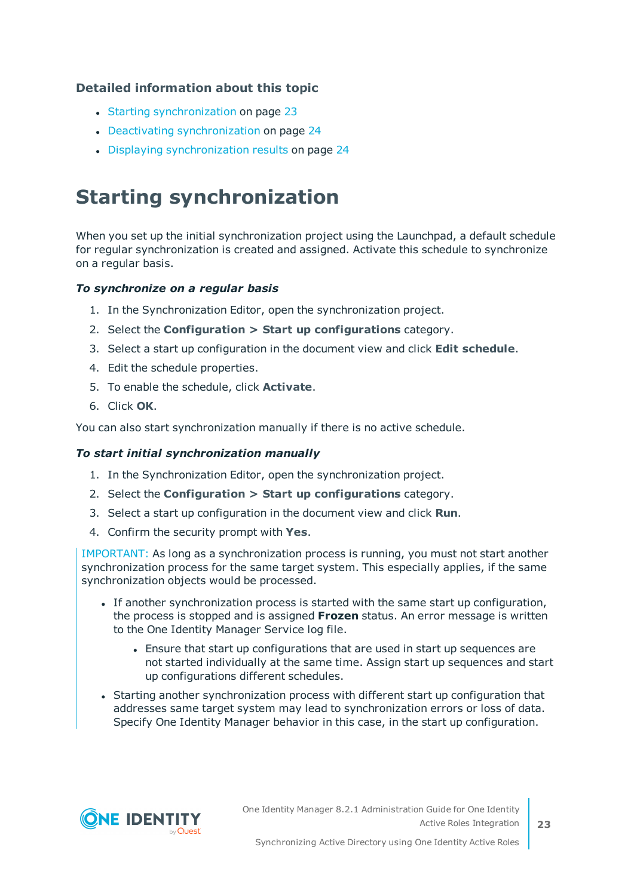### Detailed information about this topic

- Starting synchronization on page 23
- Deactivating synchronization on page 24
- Displaying synchronization results on page 24

# Starting synchronization

When you set up the initial synchronization project using the Launchpad, a default schedule for regular synchronization is created and assigned. Activate this schedule to synchronize on a regular basis.

#### *To synchronize on a regular basis*

1. In the Synchronization Editor, open the synchronization project.
2. Select the **Configuration > Start up configurations** category.
3. Select a start up configuration in the document view and click **Edit schedule**.
4. Edit the schedule properties.
5. To enable the schedule, click **Activate**.
6. Click **OK**.

You can also start synchronization manually if there is no active schedule.

#### *To start initial synchronization manually*

1. In the Synchronization Editor, open the synchronization project.
2. Select the **Configuration > Start up configurations** category.
3. Select a start up configuration in the document view and click **Run**.
4. Confirm the security prompt with **Yes**.

IMPORTANT: As long as a synchronization process is running, you must not start another synchronization process for the same target system. This especially applies, if the same synchronization objects would be processed.

- If another synchronization process is started with the same start up configuration, the process is stopped and is assigned **Frozen** status. An error message is written to the One Identity Manager Service log file.
  - Ensure that start up configurations that are used in start up sequences are not started individually at the same time. Assign start up sequences and start up configurations different schedules.
- Starting another synchronization process with different start up configuration that addresses same target system may lead to synchronization errors or loss of data. Specify One Identity Manager behavior in this case, in the start up configuration.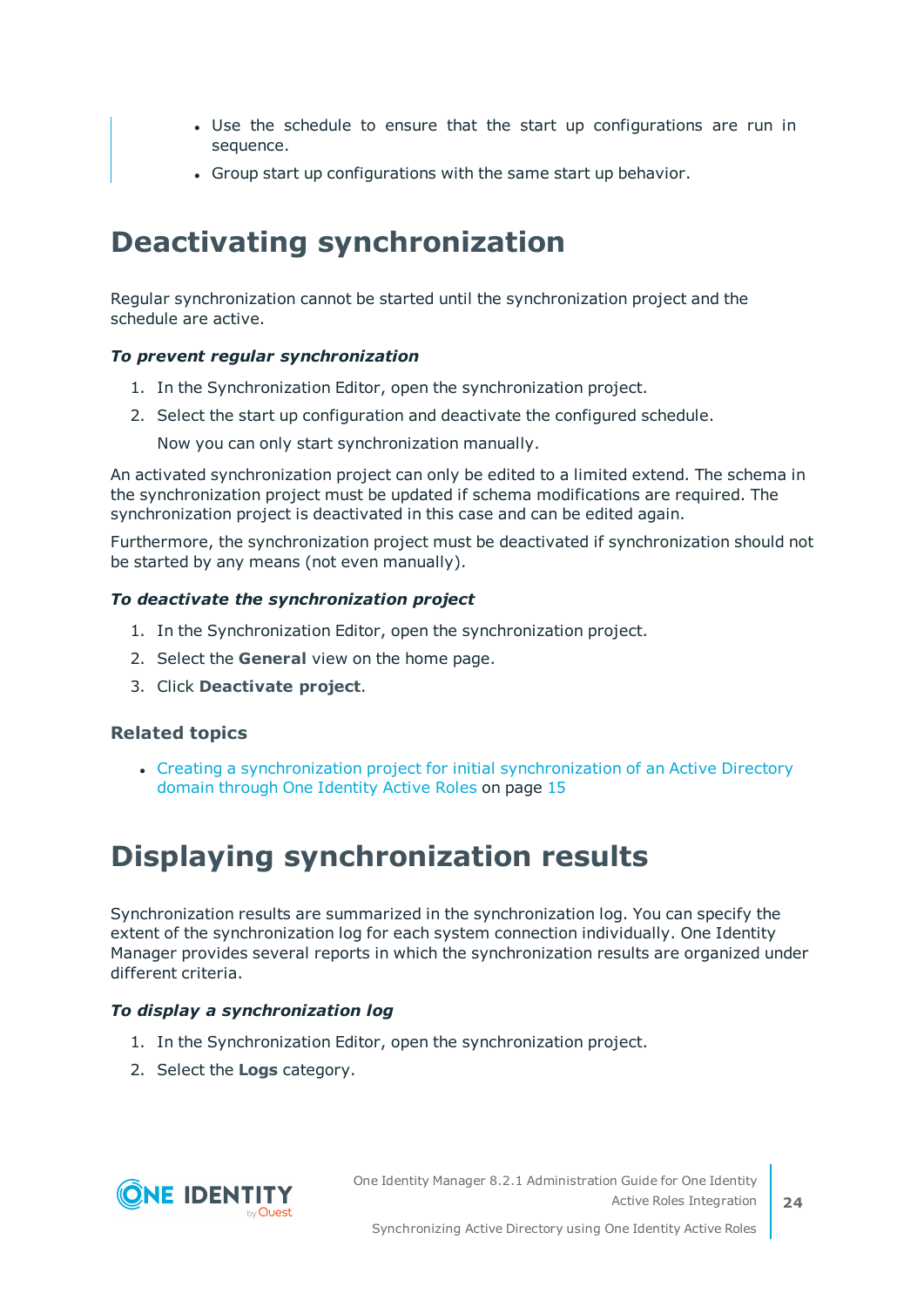- Use the schedule to ensure that the start up configurations are run in sequence.
- Group start up configurations with the same start up behavior.

# Deactivating synchronization

Regular synchronization cannot be started until the synchronization project and the schedule are active.

***To prevent regular synchronization***

1. In the Synchronization Editor, open the synchronization project.
2. Select the start up configuration and deactivate the configured schedule.

   Now you can only start synchronization manually.

An activated synchronization project can only be edited to a limited extend. The schema in the synchronization project must be updated if schema modifications are required. The synchronization project is deactivated in this case and can be edited again.

Furthermore, the synchronization project must be deactivated if synchronization should not be started by any means (not even manually).

***To deactivate the synchronization project***

1. In the Synchronization Editor, open the synchronization project.
2. Select the **General** view on the home page.
3. Click **Deactivate project**.

### Related topics

- Creating a synchronization project for initial synchronization of an Active Directory domain through One Identity Active Roles on page 15

# Displaying synchronization results

Synchronization results are summarized in the synchronization log. You can specify the extent of the synchronization log for each system connection individually. One Identity Manager provides several reports in which the synchronization results are organized under different criteria.

***To display a synchronization log***

1. In the Synchronization Editor, open the synchronization project.
2. Select the **Logs** category.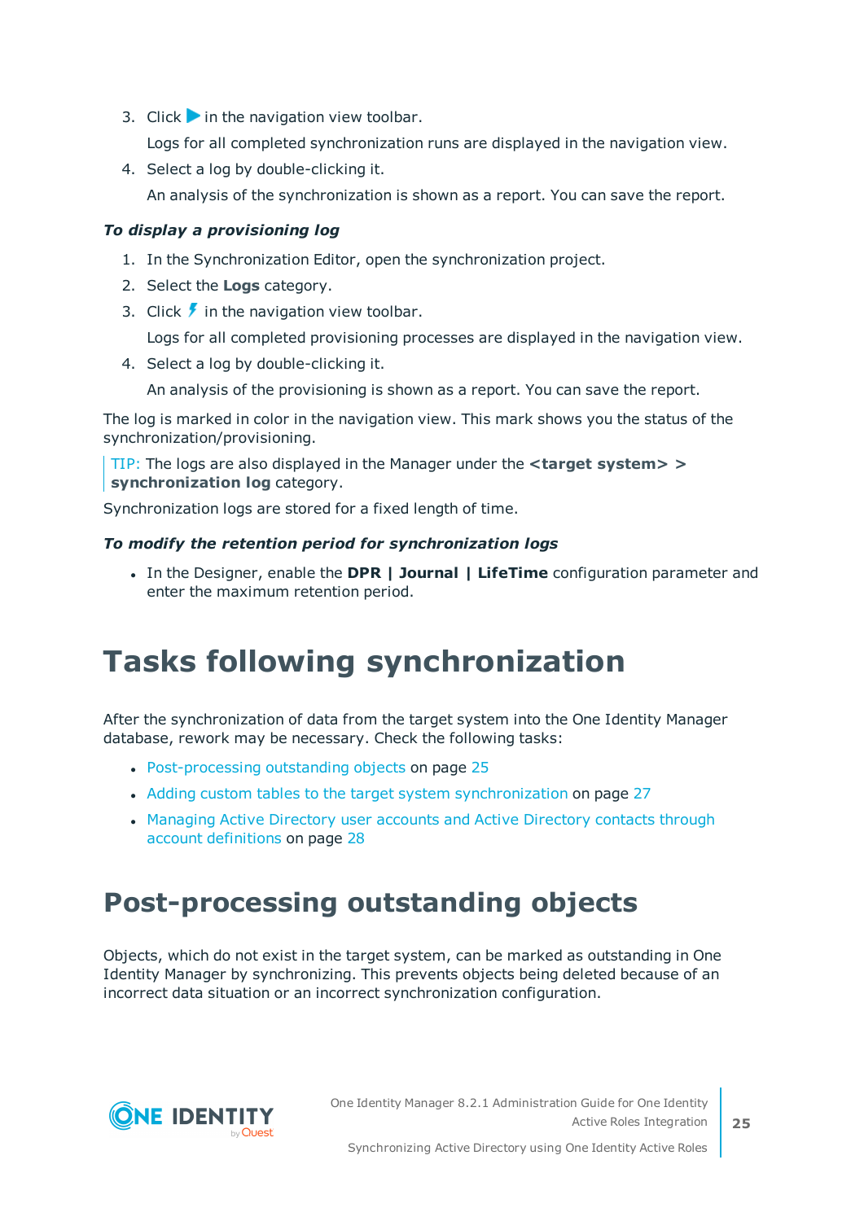3. Click ▶ in the navigation view toolbar.

   Logs for all completed synchronization runs are displayed in the navigation view.

4. Select a log by double-clicking it.

   An analysis of the synchronization is shown as a report. You can save the report.

***To display a provisioning log***

1. In the Synchronization Editor, open the synchronization project.
2. Select the **Logs** category.
3. Click ⚡ in the navigation view toolbar.

   Logs for all completed provisioning processes are displayed in the navigation view.

4. Select a log by double-clicking it.

   An analysis of the provisioning is shown as a report. You can save the report.

The log is marked in color in the navigation view. This mark shows you the status of the synchronization/provisioning.

TIP: The logs are also displayed in the Manager under the **<target system> > synchronization log** category.

Synchronization logs are stored for a fixed length of time.

***To modify the retention period for synchronization logs***

- In the Designer, enable the **DPR | Journal | LifeTime** configuration parameter and enter the maximum retention period.

# Tasks following synchronization

After the synchronization of data from the target system into the One Identity Manager database, rework may be necessary. Check the following tasks:

- Post-processing outstanding objects on page 25
- Adding custom tables to the target system synchronization on page 27
- Managing Active Directory user accounts and Active Directory contacts through account definitions on page 28

# Post-processing outstanding objects

Objects, which do not exist in the target system, can be marked as outstanding in One Identity Manager by synchronizing. This prevents objects being deleted because of an incorrect data situation or an incorrect synchronization configuration.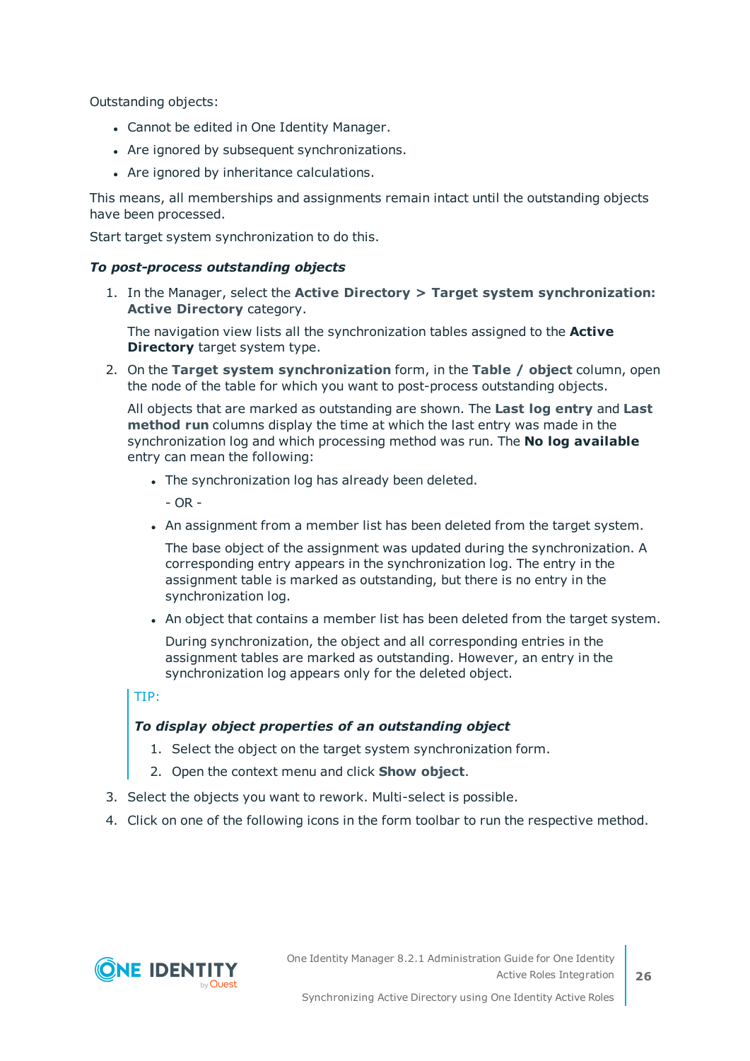Outstanding objects:

- Cannot be edited in One Identity Manager.
- Are ignored by subsequent synchronizations.
- Are ignored by inheritance calculations.

This means, all memberships and assignments remain intact until the outstanding objects have been processed.

Start target system synchronization to do this.

***To post-process outstanding objects***

1. In the Manager, select the **Active Directory > Target system synchronization: Active Directory** category.

   The navigation view lists all the synchronization tables assigned to the **Active Directory** target system type.

2. On the **Target system synchronization** form, in the **Table / object** column, open the node of the table for which you want to post-process outstanding objects.

   All objects that are marked as outstanding are shown. The **Last log entry** and **Last method run** columns display the time at which the last entry was made in the synchronization log and which processing method was run. The **No log available** entry can mean the following:

   - The synchronization log has already been deleted.

     \- OR -

   - An assignment from a member list has been deleted from the target system.

     The base object of the assignment was updated during the synchronization. A corresponding entry appears in the synchronization log. The entry in the assignment table is marked as outstanding, but there is no entry in the synchronization log.

   - An object that contains a member list has been deleted from the target system.

     During synchronization, the object and all corresponding entries in the assignment tables are marked as outstanding. However, an entry in the synchronization log appears only for the deleted object.

   > TIP:
   >
   > ***To display object properties of an outstanding object***
   >
   > 1. Select the object on the target system synchronization form.
   > 2. Open the context menu and click **Show object**.

3. Select the objects you want to rework. Multi-select is possible.
4. Click on one of the following icons in the form toolbar to run the respective method.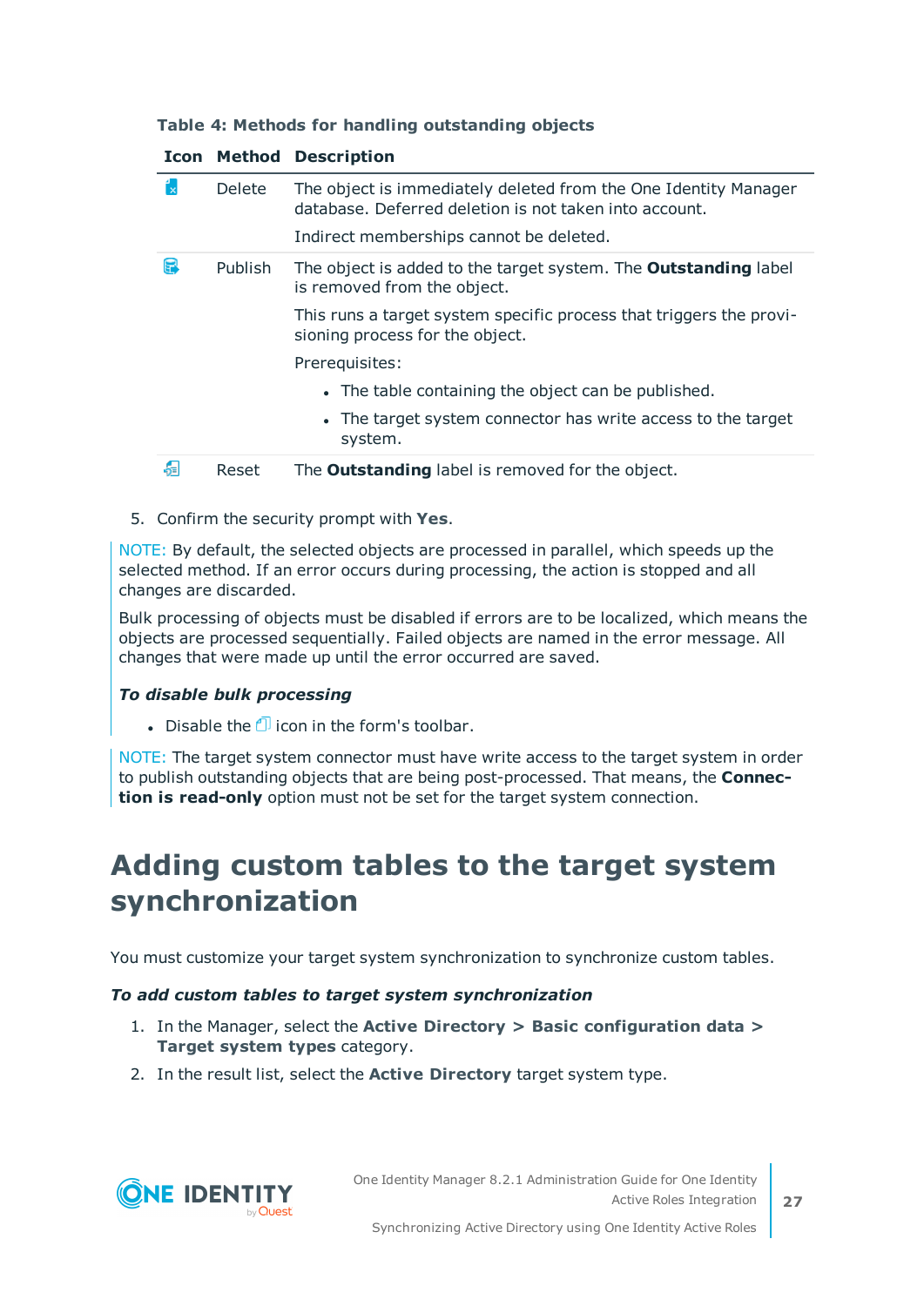**Table 4: Methods for handling outstanding objects**

| Icon | Method | Description |
|---|---|---|
| | Delete | The object is immediately deleted from the One Identity Manager database. Deferred deletion is not taken into account.<br><br>Indirect memberships cannot be deleted. |
| | Publish | The object is added to the target system. The **Outstanding** label is removed from the object.<br><br>This runs a target system specific process that triggers the provisioning process for the object.<br><br>Prerequisites:<br>• The table containing the object can be published.<br>• The target system connector has write access to the target system. |
| | Reset | The **Outstanding** label is removed for the object. |

5. Confirm the security prompt with **Yes**.

NOTE: By default, the selected objects are processed in parallel, which speeds up the selected method. If an error occurs during processing, the action is stopped and all changes are discarded.

Bulk processing of objects must be disabled if errors are to be localized, which means the objects are processed sequentially. Failed objects are named in the error message. All changes that were made up until the error occurred are saved.

***To disable bulk processing***

- Disable the icon in the form's toolbar.

NOTE: The target system connector must have write access to the target system in order to publish outstanding objects that are being post-processed. That means, the **Connection is read-only** option must not be set for the target system connection.

# Adding custom tables to the target system synchronization

You must customize your target system synchronization to synchronize custom tables.

***To add custom tables to target system synchronization***

1. In the Manager, select the **Active Directory > Basic configuration data > Target system types** category.
2. In the result list, select the **Active Directory** target system type.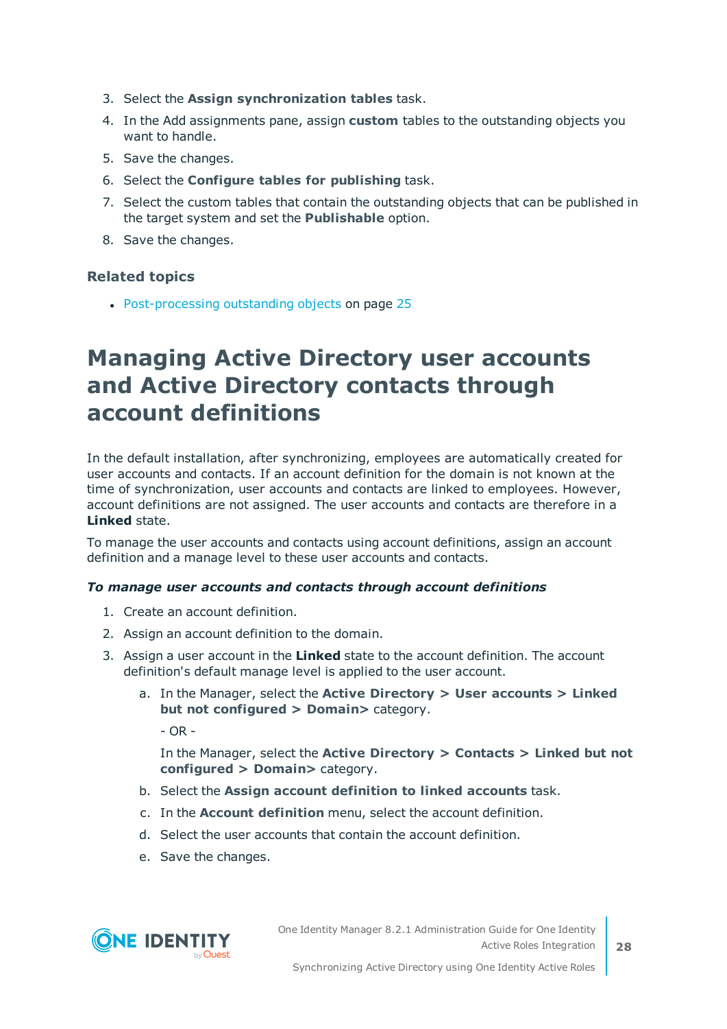3. Select the **Assign synchronization tables** task.
4. In the Add assignments pane, assign **custom** tables to the outstanding objects you want to handle.
5. Save the changes.
6. Select the **Configure tables for publishing** task.
7. Select the custom tables that contain the outstanding objects that can be published in the target system and set the **Publishable** option.
8. Save the changes.

### Related topics

- Post-processing outstanding objects on page 25

# Managing Active Directory user accounts and Active Directory contacts through account definitions

In the default installation, after synchronizing, employees are automatically created for user accounts and contacts. If an account definition for the domain is not known at the time of synchronization, user accounts and contacts are linked to employees. However, account definitions are not assigned. The user accounts and contacts are therefore in a **Linked** state.

To manage the user accounts and contacts using account definitions, assign an account definition and a manage level to these user accounts and contacts.

***To manage user accounts and contacts through account definitions***

1. Create an account definition.
2. Assign an account definition to the domain.
3. Assign a user account in the **Linked** state to the account definition. The account definition's default manage level is applied to the user account.
   a. In the Manager, select the **Active Directory > User accounts > Linked but not configured > Domain>** category.

      - OR -

      In the Manager, select the **Active Directory > Contacts > Linked but not configured > Domain>** category.
   b. Select the **Assign account definition to linked accounts** task.
   c. In the **Account definition** menu, select the account definition.
   d. Select the user accounts that contain the account definition.
   e. Save the changes.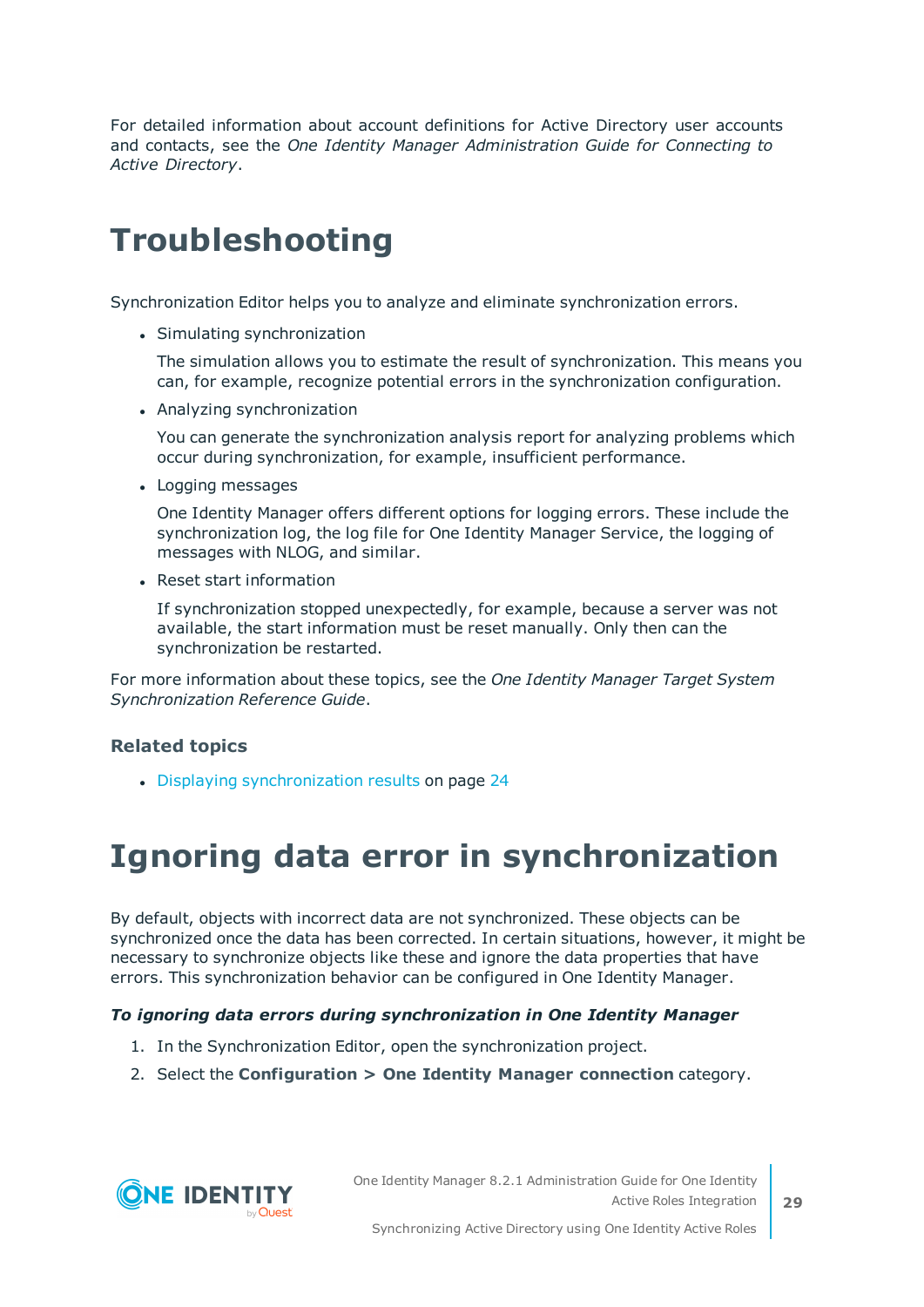For detailed information about account definitions for Active Directory user accounts and contacts, see the *One Identity Manager Administration Guide for Connecting to Active Directory*.

# Troubleshooting

Synchronization Editor helps you to analyze and eliminate synchronization errors.

- Simulating synchronization

  The simulation allows you to estimate the result of synchronization. This means you can, for example, recognize potential errors in the synchronization configuration.

- Analyzing synchronization

  You can generate the synchronization analysis report for analyzing problems which occur during synchronization, for example, insufficient performance.

- Logging messages

  One Identity Manager offers different options for logging errors. These include the synchronization log, the log file for One Identity Manager Service, the logging of messages with NLOG, and similar.

- Reset start information

  If synchronization stopped unexpectedly, for example, because a server was not available, the start information must be reset manually. Only then can the synchronization be restarted.

For more information about these topics, see the *One Identity Manager Target System Synchronization Reference Guide*.

### Related topics

- Displaying synchronization results on page 24

# Ignoring data error in synchronization

By default, objects with incorrect data are not synchronized. These objects can be synchronized once the data has been corrected. In certain situations, however, it might be necessary to synchronize objects like these and ignore the data properties that have errors. This synchronization behavior can be configured in One Identity Manager.

***To ignoring data errors during synchronization in One Identity Manager***

1. In the Synchronization Editor, open the synchronization project.
2. Select the **Configuration > One Identity Manager connection** category.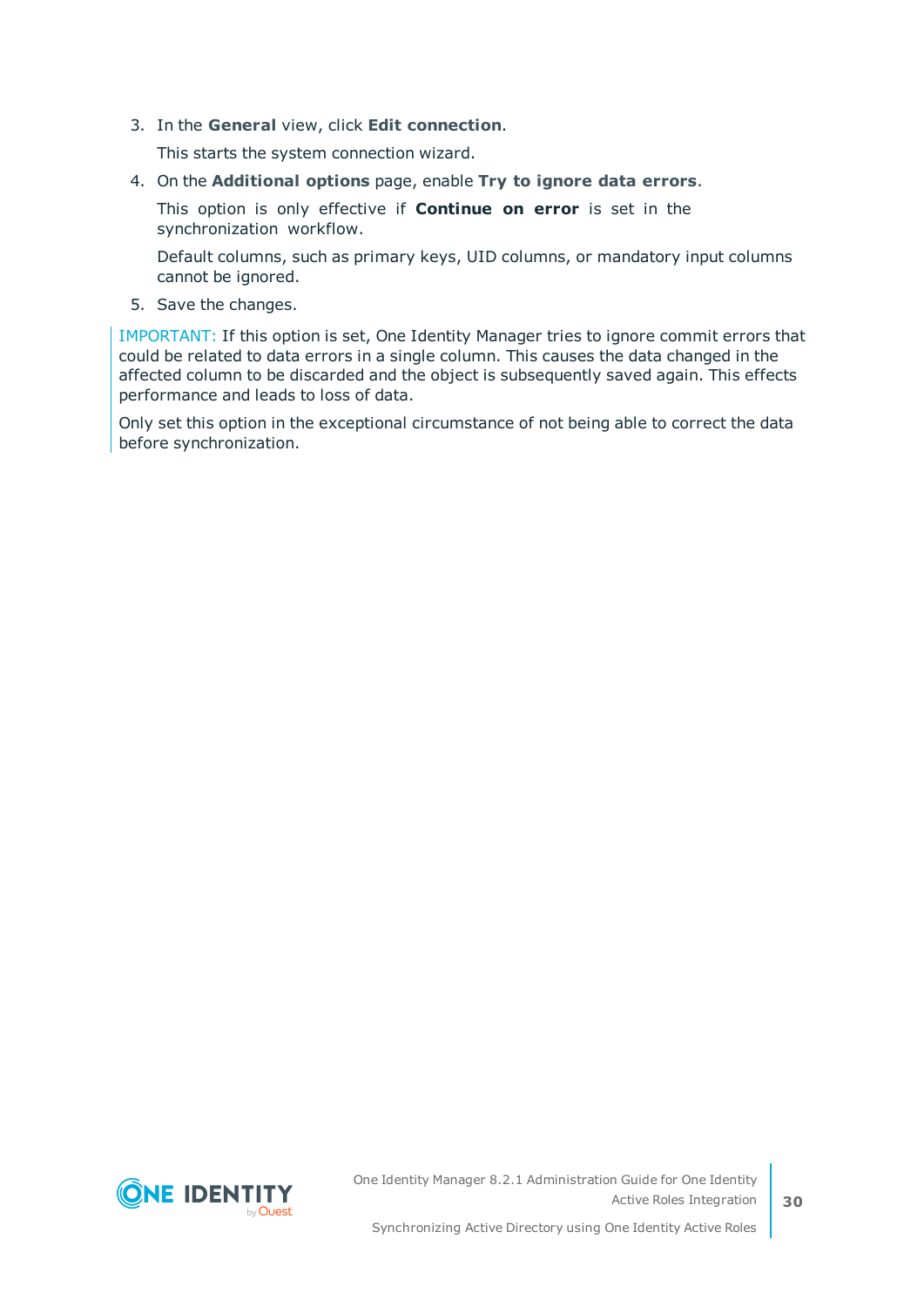3. In the **General** view, click **Edit connection**.

   This starts the system connection wizard.

4. On the **Additional options** page, enable **Try to ignore data errors**.

   This option is only effective if **Continue on error** is set in the synchronization workflow.

   Default columns, such as primary keys, UID columns, or mandatory input columns cannot be ignored.

5. Save the changes.

> IMPORTANT: If this option is set, One Identity Manager tries to ignore commit errors that could be related to data errors in a single column. This causes the data changed in the affected column to be discarded and the object is subsequently saved again. This effects performance and leads to loss of data.
>
> Only set this option in the exceptional circumstance of not being able to correct the data before synchronization.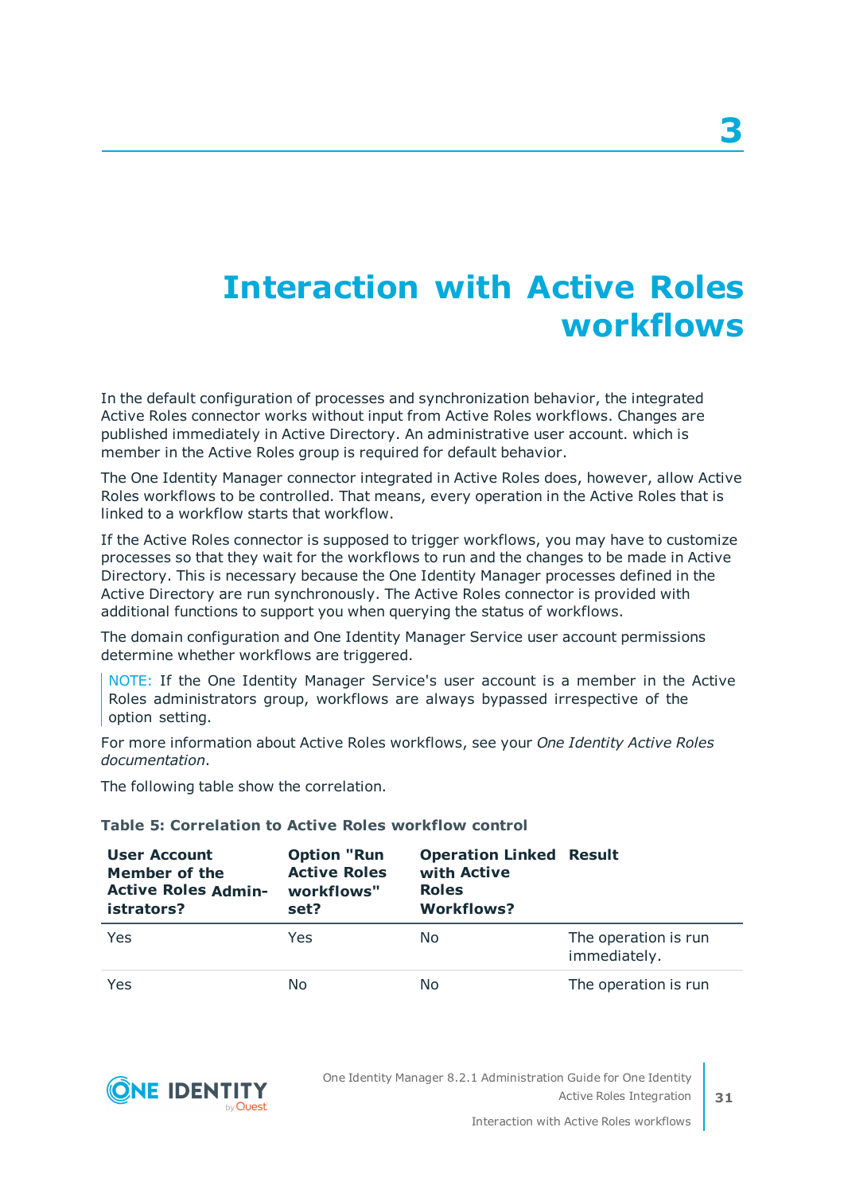# 3 Interaction with Active Roles workflows

In the default configuration of processes and synchronization behavior, the integrated Active Roles connector works without input from Active Roles workflows. Changes are published immediately in Active Directory. An administrative user account. which is member in the Active Roles group is required for default behavior.

The One Identity Manager connector integrated in Active Roles does, however, allow Active Roles workflows to be controlled. That means, every operation in the Active Roles that is linked to a workflow starts that workflow.

If the Active Roles connector is supposed to trigger workflows, you may have to customize processes so that they wait for the workflows to run and the changes to be made in Active Directory. This is necessary because the One Identity Manager processes defined in the Active Directory are run synchronously. The Active Roles connector is provided with additional functions to support you when querying the status of workflows.

The domain configuration and One Identity Manager Service user account permissions determine whether workflows are triggered.

NOTE: If the One Identity Manager Service's user account is a member in the Active Roles administrators group, workflows are always bypassed irrespective of the option setting.

For more information about Active Roles workflows, see your *One Identity Active Roles documentation*.

The following table show the correlation.

**Table 5: Correlation to Active Roles workflow control**

| User Account Member of the Active Roles Administrators? | Option "Run Active Roles workflows" set? | Operation Linked with Active Roles Workflows? | Result |
|---|---|---|---|
| Yes | Yes | No | The operation is run immediately. |
| Yes | No | No | The operation is run |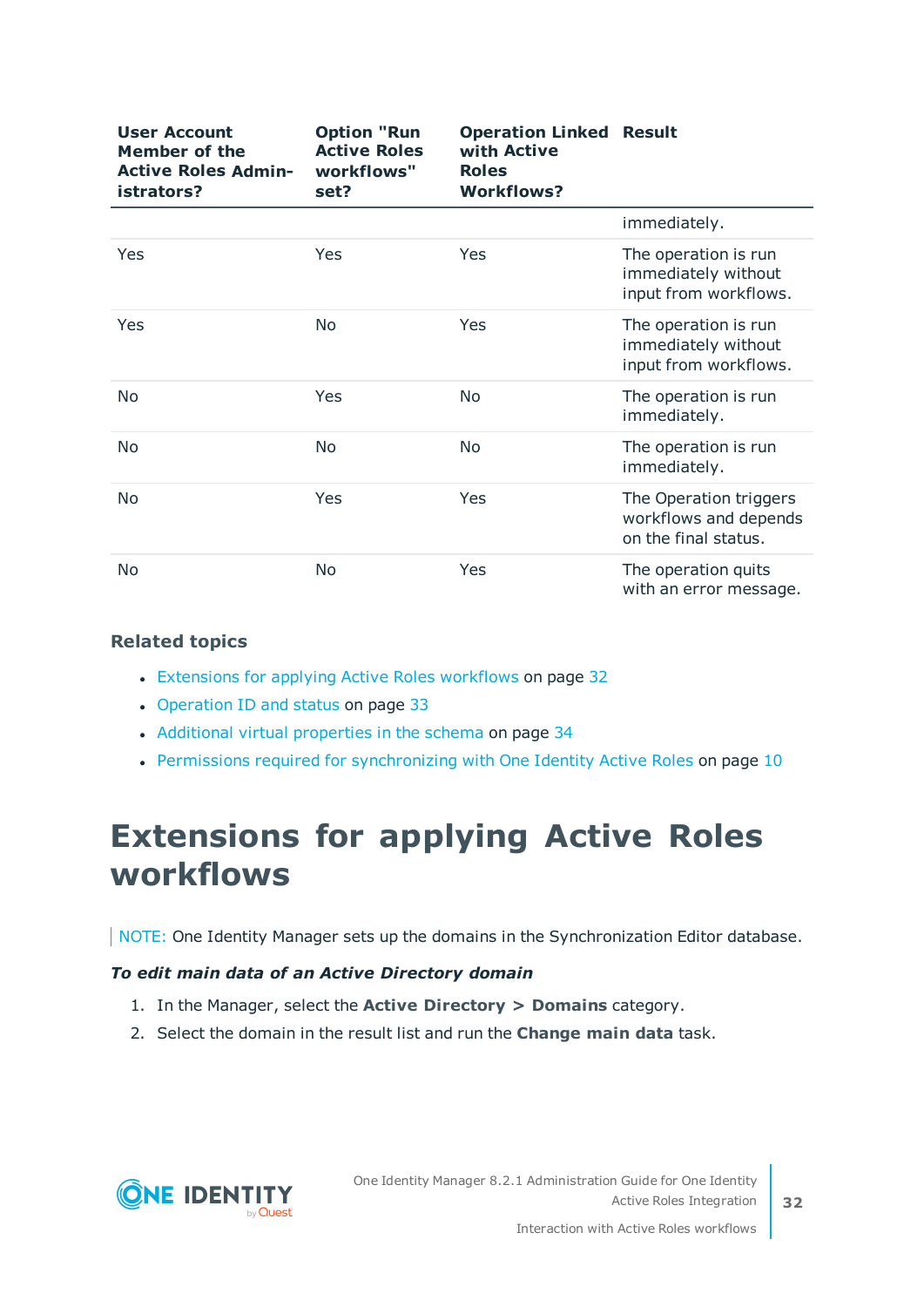| User Account Member of the Active Roles Administrators? | Option "Run Active Roles workflows" set? | Operation Linked with Active Roles Workflows? | Result |
|---|---|---|---|
| | | | immediately. |
| Yes | Yes | Yes | The operation is run immediately without input from workflows. |
| Yes | No | Yes | The operation is run immediately without input from workflows. |
| No | Yes | No | The operation is run immediately. |
| No | No | No | The operation is run immediately. |
| No | Yes | Yes | The Operation triggers workflows and depends on the final status. |
| No | No | Yes | The operation quits with an error message. |

### Related topics

- Extensions for applying Active Roles workflows on page 32
- Operation ID and status on page 33
- Additional virtual properties in the schema on page 34
- Permissions required for synchronizing with One Identity Active Roles on page 10

# Extensions for applying Active Roles workflows

NOTE: One Identity Manager sets up the domains in the Synchronization Editor database.

***To edit main data of an Active Directory domain***

1. In the Manager, select the **Active Directory > Domains** category.
2. Select the domain in the result list and run the **Change main data** task.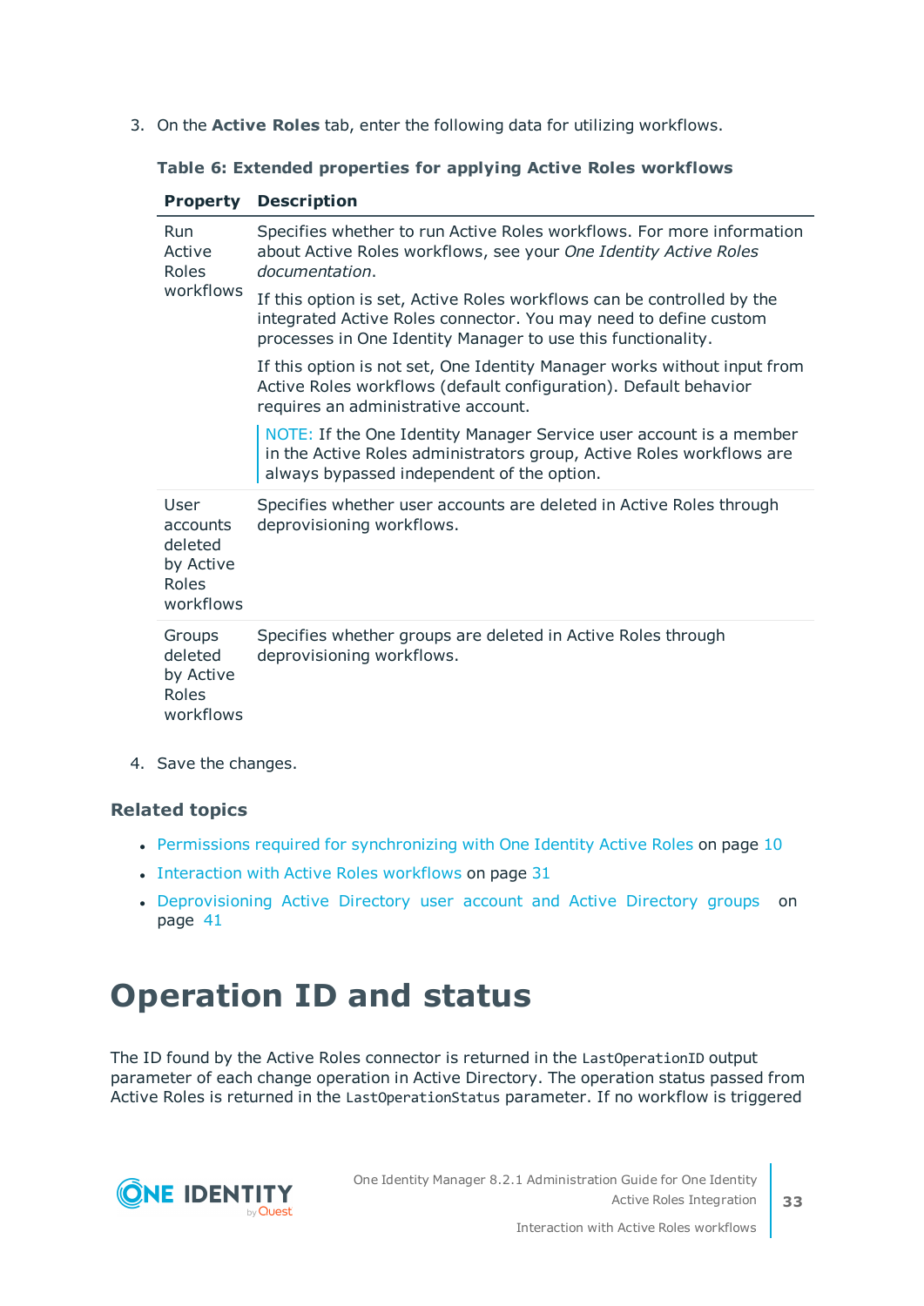3. On the **Active Roles** tab, enter the following data for utilizing workflows.

**Table 6: Extended properties for applying Active Roles workflows**

| Property | Description |
|---|---|
| Run Active Roles workflows | Specifies whether to run Active Roles workflows. For more information about Active Roles workflows, see your *One Identity Active Roles documentation*.<br><br>If this option is set, Active Roles workflows can be controlled by the integrated Active Roles connector. You may need to define custom processes in One Identity Manager to use this functionality.<br><br>If this option is not set, One Identity Manager works without input from Active Roles workflows (default configuration). Default behavior requires an administrative account.<br><br>NOTE: If the One Identity Manager Service user account is a member in the Active Roles administrators group, Active Roles workflows are always bypassed independent of the option. |
| User accounts deleted by Active Roles workflows | Specifies whether user accounts are deleted in Active Roles through deprovisioning workflows. |
| Groups deleted by Active Roles workflows | Specifies whether groups are deleted in Active Roles through deprovisioning workflows. |

4. Save the changes.

### Related topics

- Permissions required for synchronizing with One Identity Active Roles on page 10
- Interaction with Active Roles workflows on page 31
- Deprovisioning Active Directory user account and Active Directory groups on page 41

# Operation ID and status

The ID found by the Active Roles connector is returned in the `LastOperationID` output parameter of each change operation in Active Directory. The operation status passed from Active Roles is returned in the `LastOperationStatus` parameter. If no workflow is triggered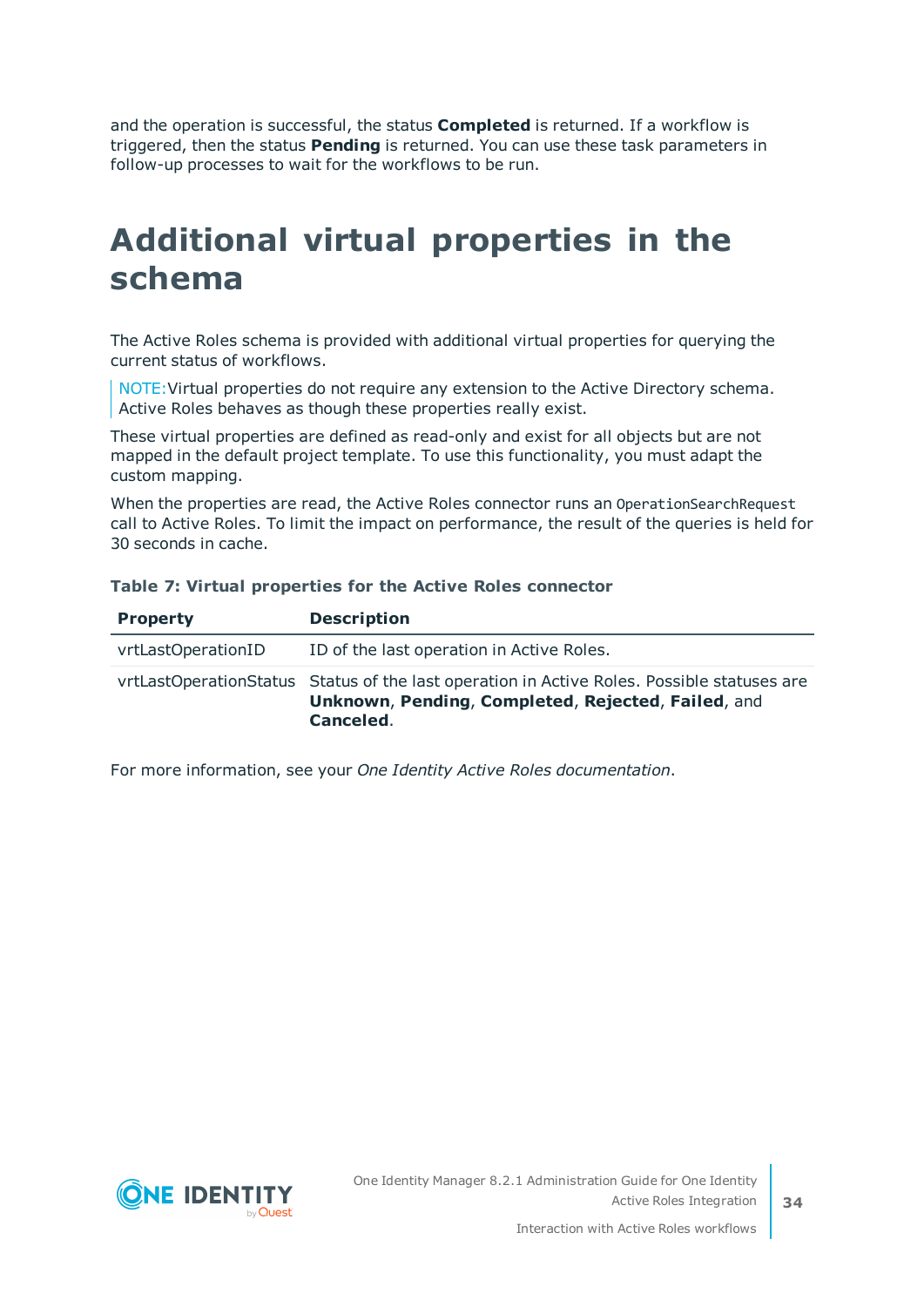and the operation is successful, the status **Completed** is returned. If a workflow is triggered, then the status **Pending** is returned. You can use these task parameters in follow-up processes to wait for the workflows to be run.

# Additional virtual properties in the schema

The Active Roles schema is provided with additional virtual properties for querying the current status of workflows.

> NOTE: Virtual properties do not require any extension to the Active Directory schema. Active Roles behaves as though these properties really exist.

These virtual properties are defined as read-only and exist for all objects but are not mapped in the default project template. To use this functionality, you must adapt the custom mapping.

When the properties are read, the Active Roles connector runs an `OperationSearchRequest` call to Active Roles. To limit the impact on performance, the result of the queries is held for 30 seconds in cache.

**Table 7: Virtual properties for the Active Roles connector**

| Property | Description |
|---|---|
| vrtLastOperationID | ID of the last operation in Active Roles. |
| vrtLastOperationStatus | Status of the last operation in Active Roles. Possible statuses are **Unknown**, **Pending**, **Completed**, **Rejected**, **Failed**, and **Canceled**. |

For more information, see your *One Identity Active Roles documentation*.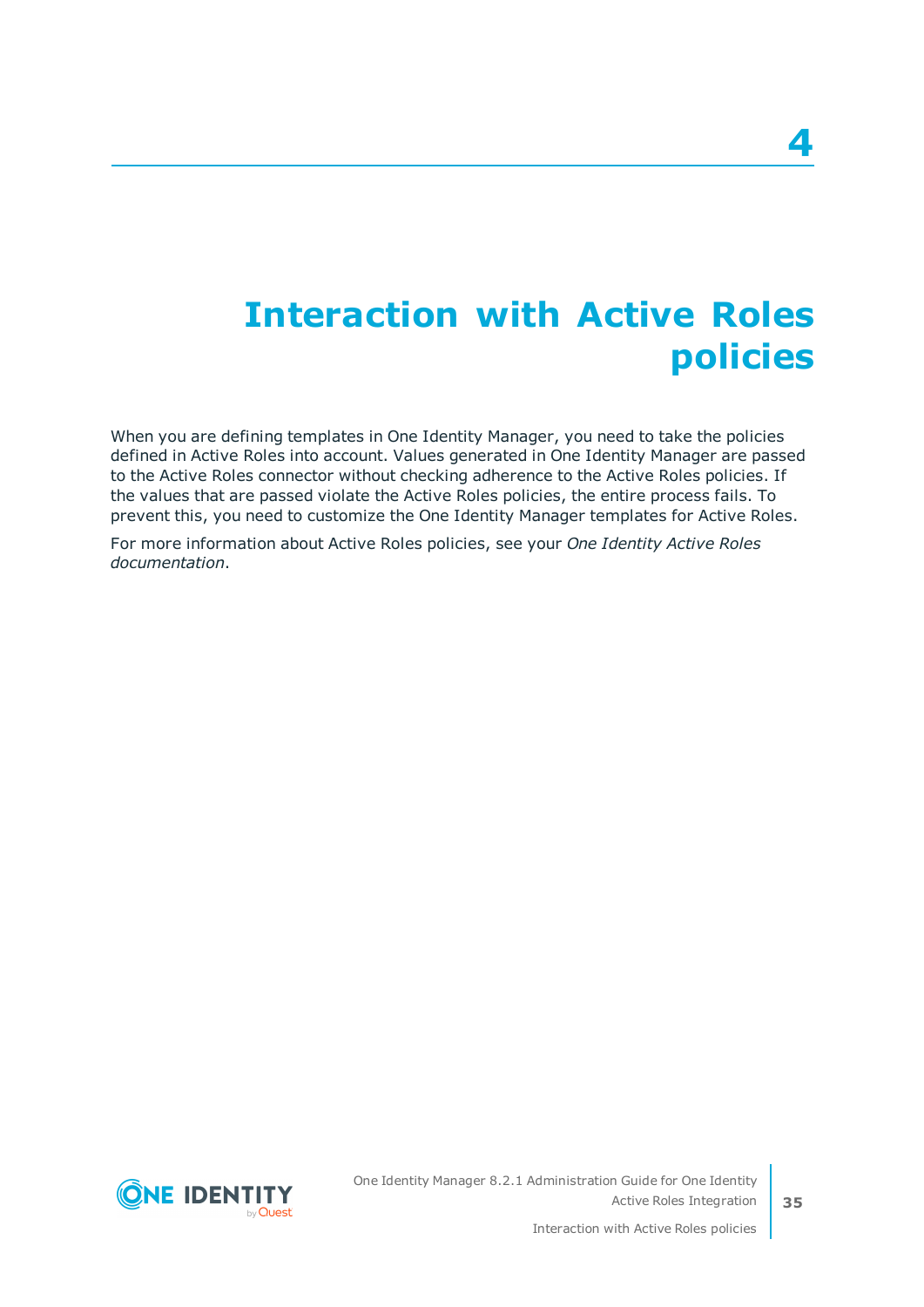# 4 Interaction with Active Roles policies

When you are defining templates in One Identity Manager, you need to take the policies defined in Active Roles into account. Values generated in One Identity Manager are passed to the Active Roles connector without checking adherence to the Active Roles policies. If the values that are passed violate the Active Roles policies, the entire process fails. To prevent this, you need to customize the One Identity Manager templates for Active Roles.

For more information about Active Roles policies, see your *One Identity Active Roles documentation*.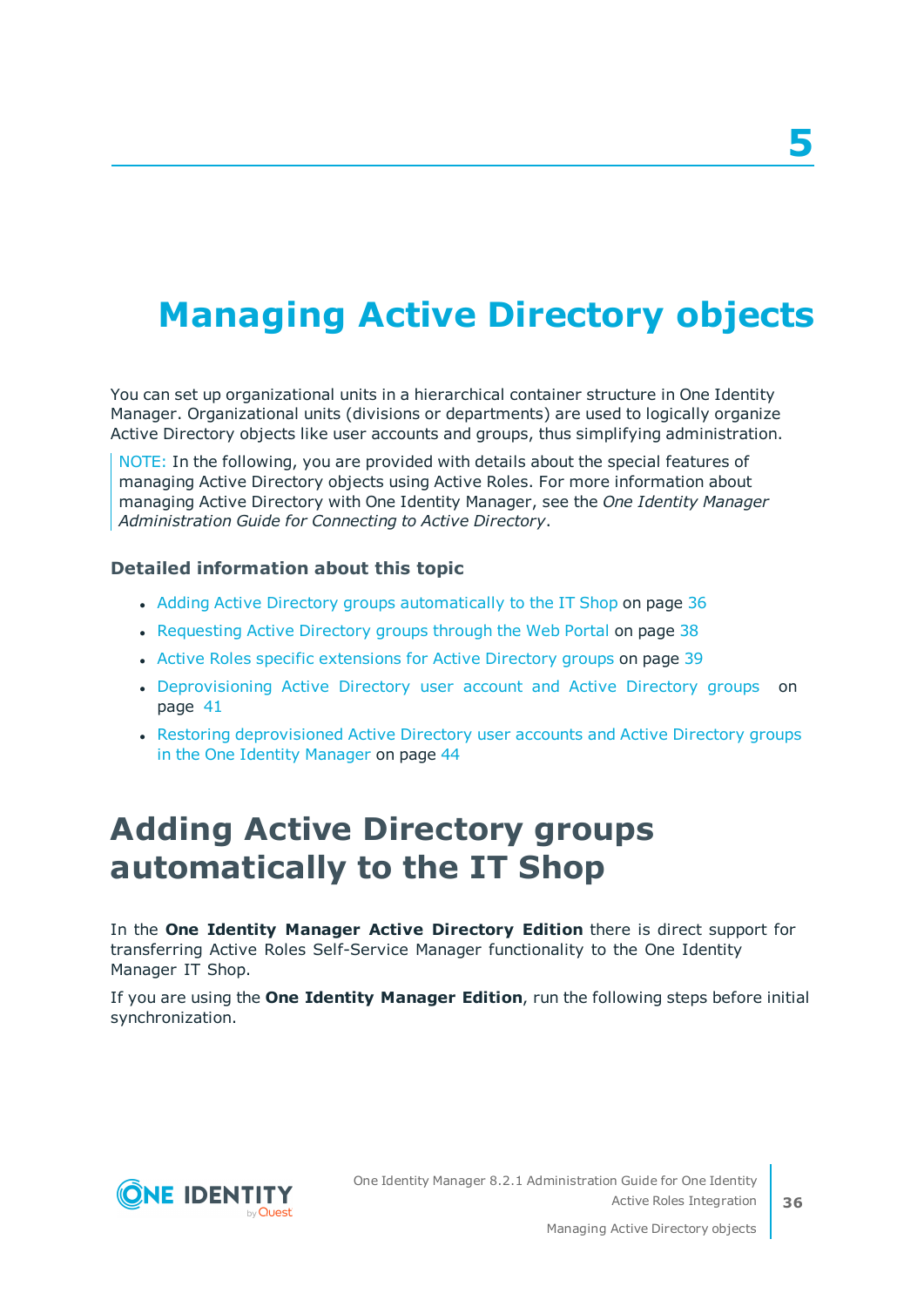# 5 Managing Active Directory objects

You can set up organizational units in a hierarchical container structure in One Identity Manager. Organizational units (divisions or departments) are used to logically organize Active Directory objects like user accounts and groups, thus simplifying administration.

NOTE: In the following, you are provided with details about the special features of managing Active Directory objects using Active Roles. For more information about managing Active Directory with One Identity Manager, see the *One Identity Manager Administration Guide for Connecting to Active Directory*.

### Detailed information about this topic

- Adding Active Directory groups automatically to the IT Shop on page 36
- Requesting Active Directory groups through the Web Portal on page 38
- Active Roles specific extensions for Active Directory groups on page 39
- Deprovisioning Active Directory user account and Active Directory groups on page 41
- Restoring deprovisioned Active Directory user accounts and Active Directory groups in the One Identity Manager on page 44

## Adding Active Directory groups automatically to the IT Shop

In the **One Identity Manager Active Directory Edition** there is direct support for transferring Active Roles Self-Service Manager functionality to the One Identity Manager IT Shop.

If you are using the **One Identity Manager Edition**, run the following steps before initial synchronization.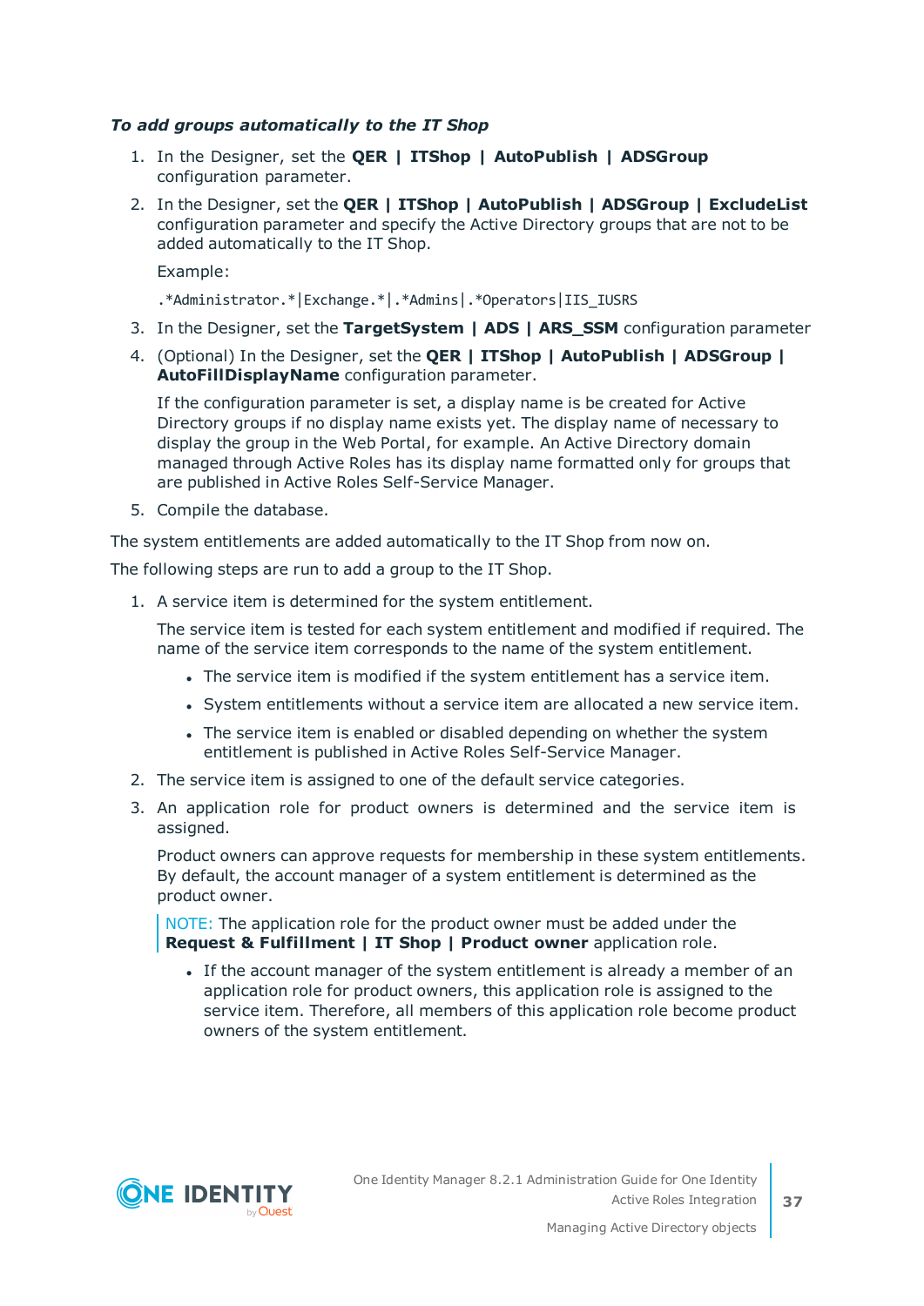***To add groups automatically to the IT Shop***

1. In the Designer, set the **QER | ITShop | AutoPublish | ADSGroup** configuration parameter.
2. In the Designer, set the **QER | ITShop | AutoPublish | ADSGroup | ExcludeList** configuration parameter and specify the Active Directory groups that are not to be added automatically to the IT Shop.

   Example:

   ```
   .*Administrator.*|Exchange.*|.*Admins|.*Operators|IIS_IUSRS
   ```

3. In the Designer, set the **TargetSystem | ADS | ARS_SSM** configuration parameter
4. (Optional) In the Designer, set the **QER | ITShop | AutoPublish | ADSGroup | AutoFillDisplayName** configuration parameter.

   If the configuration parameter is set, a display name is be created for Active Directory groups if no display name exists yet. The display name of necessary to display the group in the Web Portal, for example. An Active Directory domain managed through Active Roles has its display name formatted only for groups that are published in Active Roles Self-Service Manager.

5. Compile the database.

The system entitlements are added automatically to the IT Shop from now on.

The following steps are run to add a group to the IT Shop.

1. A service item is determined for the system entitlement.

   The service item is tested for each system entitlement and modified if required. The name of the service item corresponds to the name of the system entitlement.

   - The service item is modified if the system entitlement has a service item.
   - System entitlements without a service item are allocated a new service item.
   - The service item is enabled or disabled depending on whether the system entitlement is published in Active Roles Self-Service Manager.

2. The service item is assigned to one of the default service categories.
3. An application role for product owners is determined and the service item is assigned.

   Product owners can approve requests for membership in these system entitlements. By default, the account manager of a system entitlement is determined as the product owner.

   NOTE: The application role for the product owner must be added under the **Request & Fulfillment | IT Shop | Product owner** application role.

   - If the account manager of the system entitlement is already a member of an application role for product owners, this application role is assigned to the service item. Therefore, all members of this application role become product owners of the system entitlement.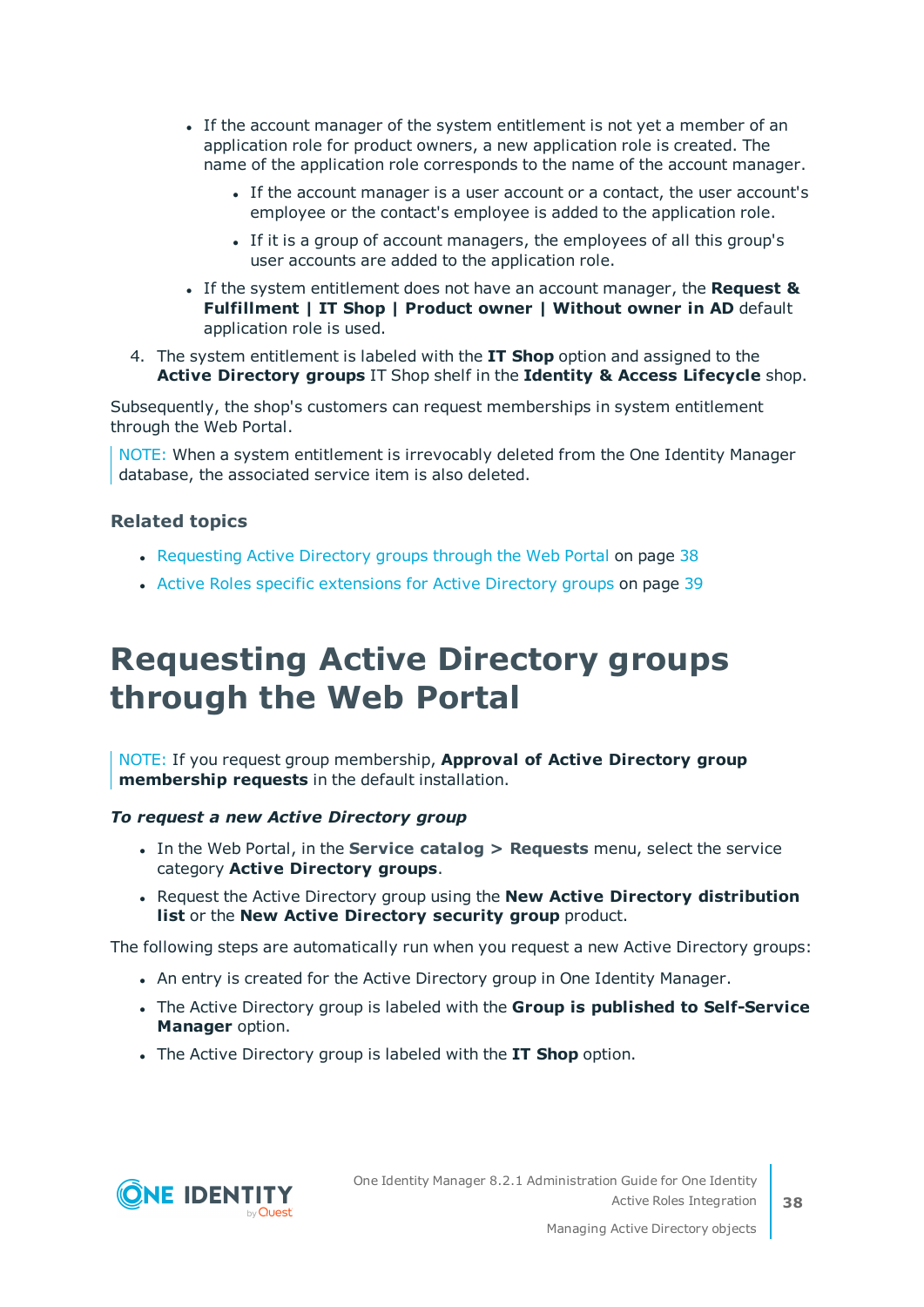- If the account manager of the system entitlement is not yet a member of an application role for product owners, a new application role is created. The name of the application role corresponds to the name of the account manager.
    - If the account manager is a user account or a contact, the user account's employee or the contact's employee is added to the application role.
    - If it is a group of account managers, the employees of all this group's user accounts are added to the application role.
  - If the system entitlement does not have an account manager, the **Request & Fulfillment | IT Shop | Product owner | Without owner in AD** default application role is used.

4. The system entitlement is labeled with the **IT Shop** option and assigned to the **Active Directory groups** IT Shop shelf in the **Identity & Access Lifecycle** shop.

Subsequently, the shop's customers can request memberships in system entitlement through the Web Portal.

> NOTE: When a system entitlement is irrevocably deleted from the One Identity Manager database, the associated service item is also deleted.

### Related topics

- Requesting Active Directory groups through the Web Portal on page 38
- Active Roles specific extensions for Active Directory groups on page 39

# Requesting Active Directory groups through the Web Portal

> NOTE: If you request group membership, **Approval of Active Directory group membership requests** in the default installation.

***To request a new Active Directory group***

- In the Web Portal, in the **Service catalog > Requests** menu, select the service category **Active Directory groups**.
- Request the Active Directory group using the **New Active Directory distribution list** or the **New Active Directory security group** product.

The following steps are automatically run when you request a new Active Directory groups:

- An entry is created for the Active Directory group in One Identity Manager.
- The Active Directory group is labeled with the **Group is published to Self-Service Manager** option.
- The Active Directory group is labeled with the **IT Shop** option.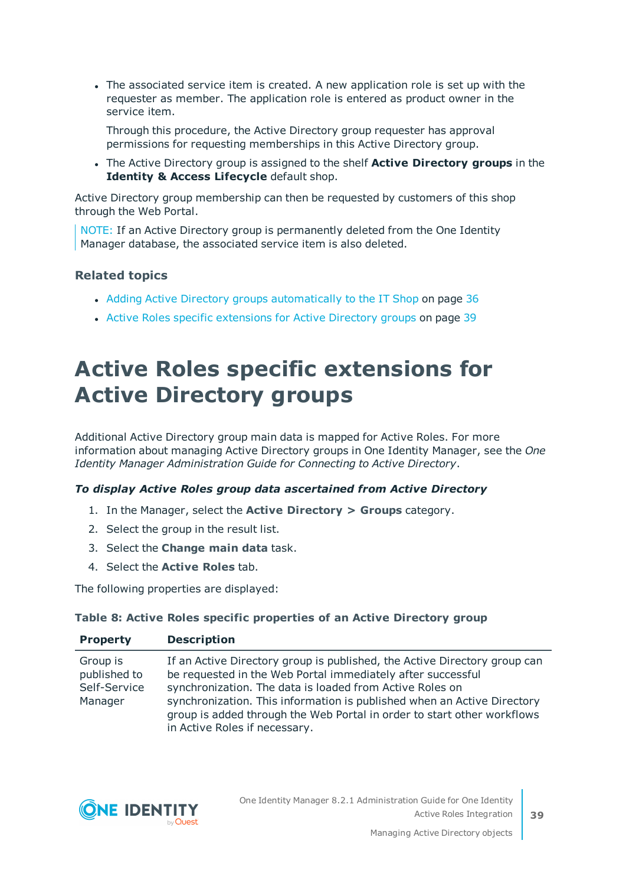- The associated service item is created. A new application role is set up with the requester as member. The application role is entered as product owner in the service item.

  Through this procedure, the Active Directory group requester has approval permissions for requesting memberships in this Active Directory group.

- The Active Directory group is assigned to the shelf **Active Directory groups** in the **Identity & Access Lifecycle** default shop.

Active Directory group membership can then be requested by customers of this shop through the Web Portal.

> NOTE: If an Active Directory group is permanently deleted from the One Identity Manager database, the associated service item is also deleted.

### Related topics

- Adding Active Directory groups automatically to the IT Shop on page 36
- Active Roles specific extensions for Active Directory groups on page 39

# Active Roles specific extensions for Active Directory groups

Additional Active Directory group main data is mapped for Active Roles. For more information about managing Active Directory groups in One Identity Manager, see the *One Identity Manager Administration Guide for Connecting to Active Directory*.

***To display Active Roles group data ascertained from Active Directory***

1. In the Manager, select the **Active Directory > Groups** category.
2. Select the group in the result list.
3. Select the **Change main data** task.
4. Select the **Active Roles** tab.

The following properties are displayed:

**Table 8: Active Roles specific properties of an Active Directory group**

| Property | Description |
|---|---|
| Group is published to Self-Service Manager | If an Active Directory group is published, the Active Directory group can be requested in the Web Portal immediately after successful synchronization. The data is loaded from Active Roles on synchronization. This information is published when an Active Directory group is added through the Web Portal in order to start other workflows in Active Roles if necessary. |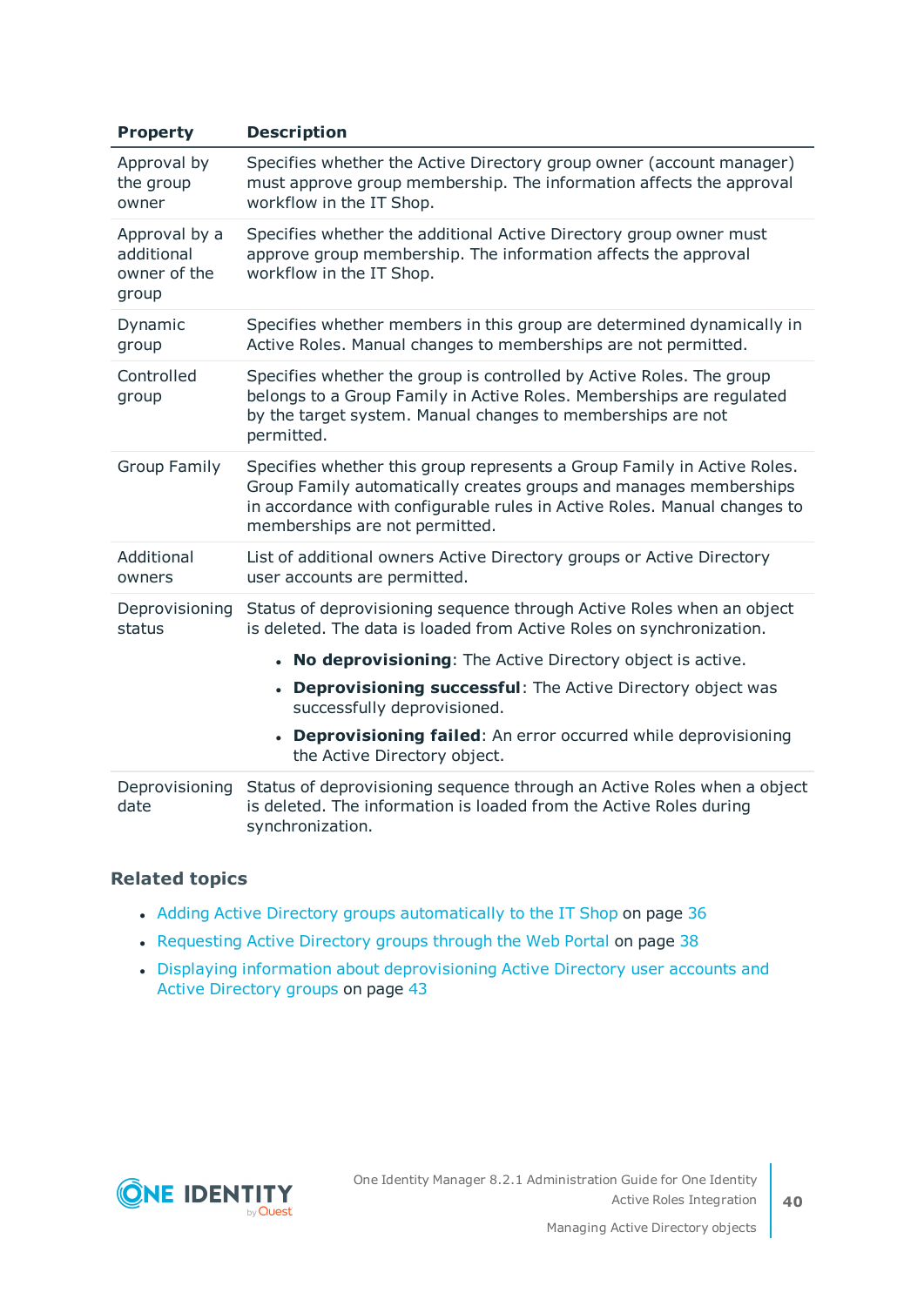| Property | Description |
|---|---|
| Approval by the group owner | Specifies whether the Active Directory group owner (account manager) must approve group membership. The information affects the approval workflow in the IT Shop. |
| Approval by a additional owner of the group | Specifies whether the additional Active Directory group owner must approve group membership. The information affects the approval workflow in the IT Shop. |
| Dynamic group | Specifies whether members in this group are determined dynamically in Active Roles. Manual changes to memberships are not permitted. |
| Controlled group | Specifies whether the group is controlled by Active Roles. The group belongs to a Group Family in Active Roles. Memberships are regulated by the target system. Manual changes to memberships are not permitted. |
| Group Family | Specifies whether this group represents a Group Family in Active Roles. Group Family automatically creates groups and manages memberships in accordance with configurable rules in Active Roles. Manual changes to memberships are not permitted. |
| Additional owners | List of additional owners Active Directory groups or Active Directory user accounts are permitted. |
| Deprovisioning status | Status of deprovisioning sequence through Active Roles when an object is deleted. The data is loaded from Active Roles on synchronization. <br>• **No deprovisioning**: The Active Directory object is active.<br>• **Deprovisioning successful**: The Active Directory object was successfully deprovisioned.<br>• **Deprovisioning failed**: An error occurred while deprovisioning the Active Directory object. |
| Deprovisioning date | Status of deprovisioning sequence through an Active Roles when a object is deleted. The information is loaded from the Active Roles during synchronization. |

### Related topics

- Adding Active Directory groups automatically to the IT Shop on page 36
- Requesting Active Directory groups through the Web Portal on page 38
- Displaying information about deprovisioning Active Directory user accounts and Active Directory groups on page 43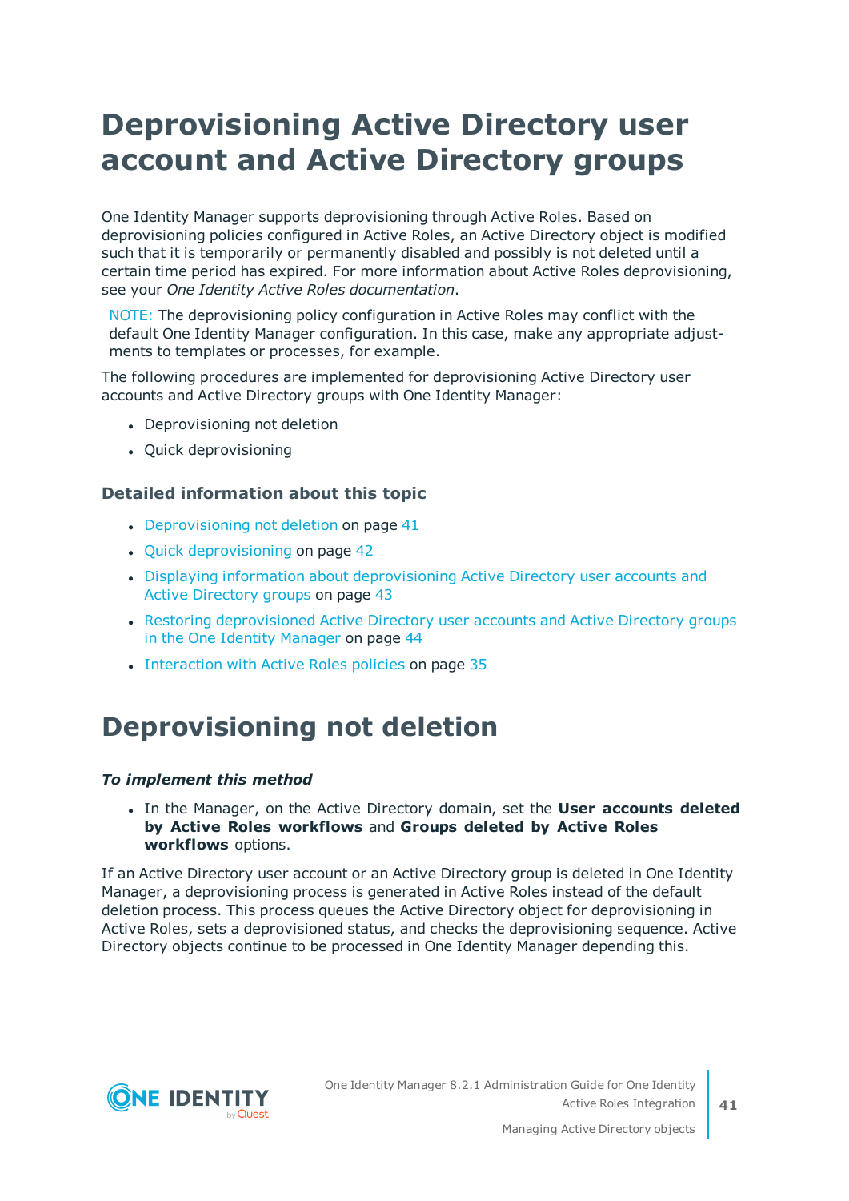# Deprovisioning Active Directory user account and Active Directory groups

One Identity Manager supports deprovisioning through Active Roles. Based on deprovisioning policies configured in Active Roles, an Active Directory object is modified such that it is temporarily or permanently disabled and possibly is not deleted until a certain time period has expired. For more information about Active Roles deprovisioning, see your *One Identity Active Roles documentation*.

> NOTE: The deprovisioning policy configuration in Active Roles may conflict with the default One Identity Manager configuration. In this case, make any appropriate adjustments to templates or processes, for example.

The following procedures are implemented for deprovisioning Active Directory user accounts and Active Directory groups with One Identity Manager:

- Deprovisioning not deletion
- Quick deprovisioning

### Detailed information about this topic

- Deprovisioning not deletion on page 41
- Quick deprovisioning on page 42
- Displaying information about deprovisioning Active Directory user accounts and Active Directory groups on page 43
- Restoring deprovisioned Active Directory user accounts and Active Directory groups in the One Identity Manager on page 44
- Interaction with Active Roles policies on page 35

# Deprovisioning not deletion

***To implement this method***

- In the Manager, on the Active Directory domain, set the **User accounts deleted by Active Roles workflows** and **Groups deleted by Active Roles workflows** options.

If an Active Directory user account or an Active Directory group is deleted in One Identity Manager, a deprovisioning process is generated in Active Roles instead of the default deletion process. This process queues the Active Directory object for deprovisioning in Active Roles, sets a deprovisioned status, and checks the deprovisioning sequence. Active Directory objects continue to be processed in One Identity Manager depending this.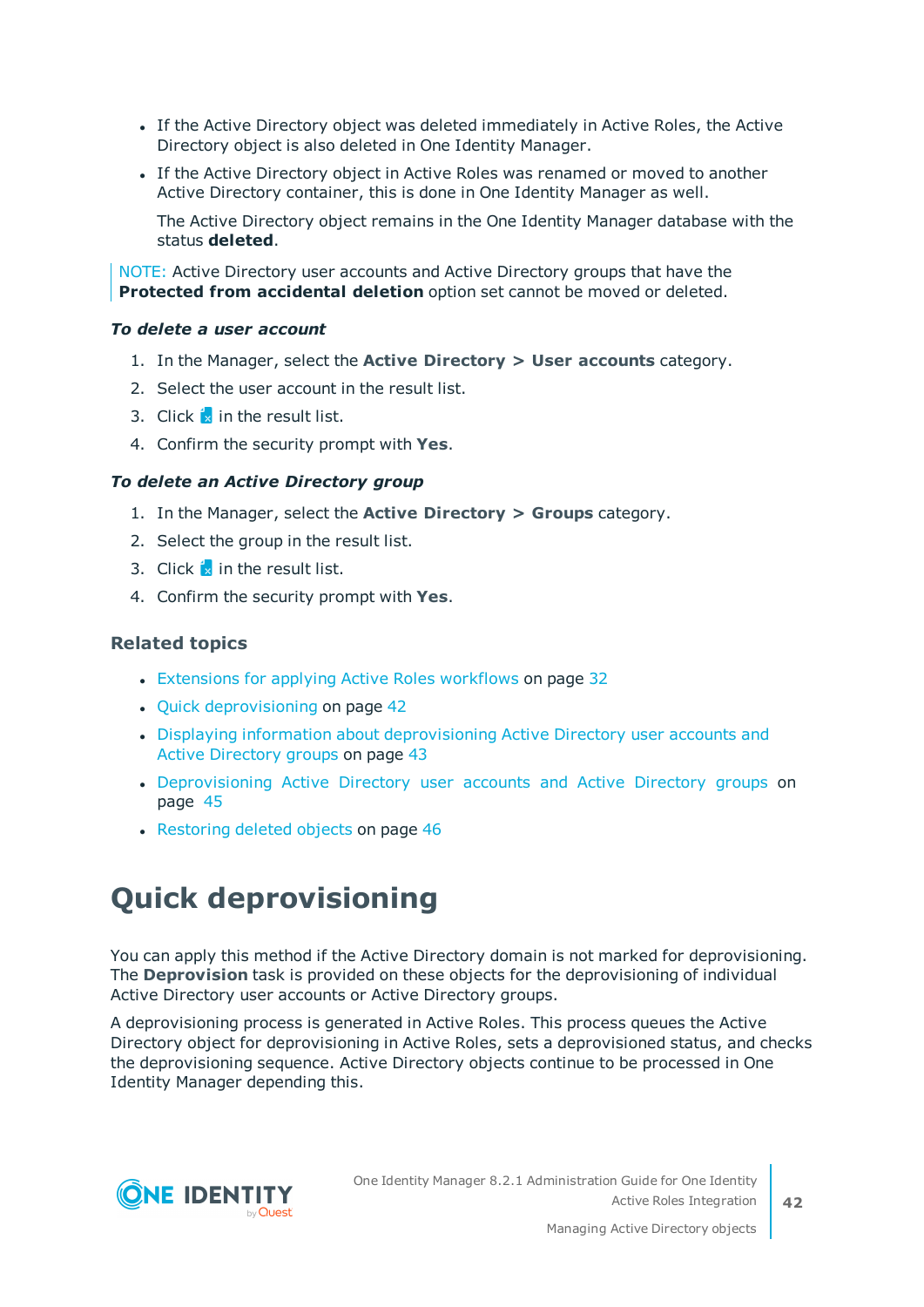- If the Active Directory object was deleted immediately in Active Roles, the Active Directory object is also deleted in One Identity Manager.
- If the Active Directory object in Active Roles was renamed or moved to another Active Directory container, this is done in One Identity Manager as well.

  The Active Directory object remains in the One Identity Manager database with the status **deleted**.

NOTE: Active Directory user accounts and Active Directory groups that have the **Protected from accidental deletion** option set cannot be moved or deleted.

***To delete a user account***

1. In the Manager, select the **Active Directory > User accounts** category.
2. Select the user account in the result list.
3. Click in the result list.
4. Confirm the security prompt with **Yes**.

***To delete an Active Directory group***

1. In the Manager, select the **Active Directory > Groups** category.
2. Select the group in the result list.
3. Click in the result list.
4. Confirm the security prompt with **Yes**.

### Related topics

- Extensions for applying Active Roles workflows on page 32
- Quick deprovisioning on page 42
- Displaying information about deprovisioning Active Directory user accounts and Active Directory groups on page 43
- Deprovisioning Active Directory user accounts and Active Directory groups on page 45
- Restoring deleted objects on page 46

# Quick deprovisioning

You can apply this method if the Active Directory domain is not marked for deprovisioning. The **Deprovision** task is provided on these objects for the deprovisioning of individual Active Directory user accounts or Active Directory groups.

A deprovisioning process is generated in Active Roles. This process queues the Active Directory object for deprovisioning in Active Roles, sets a deprovisioned status, and checks the deprovisioning sequence. Active Directory objects continue to be processed in One Identity Manager depending this.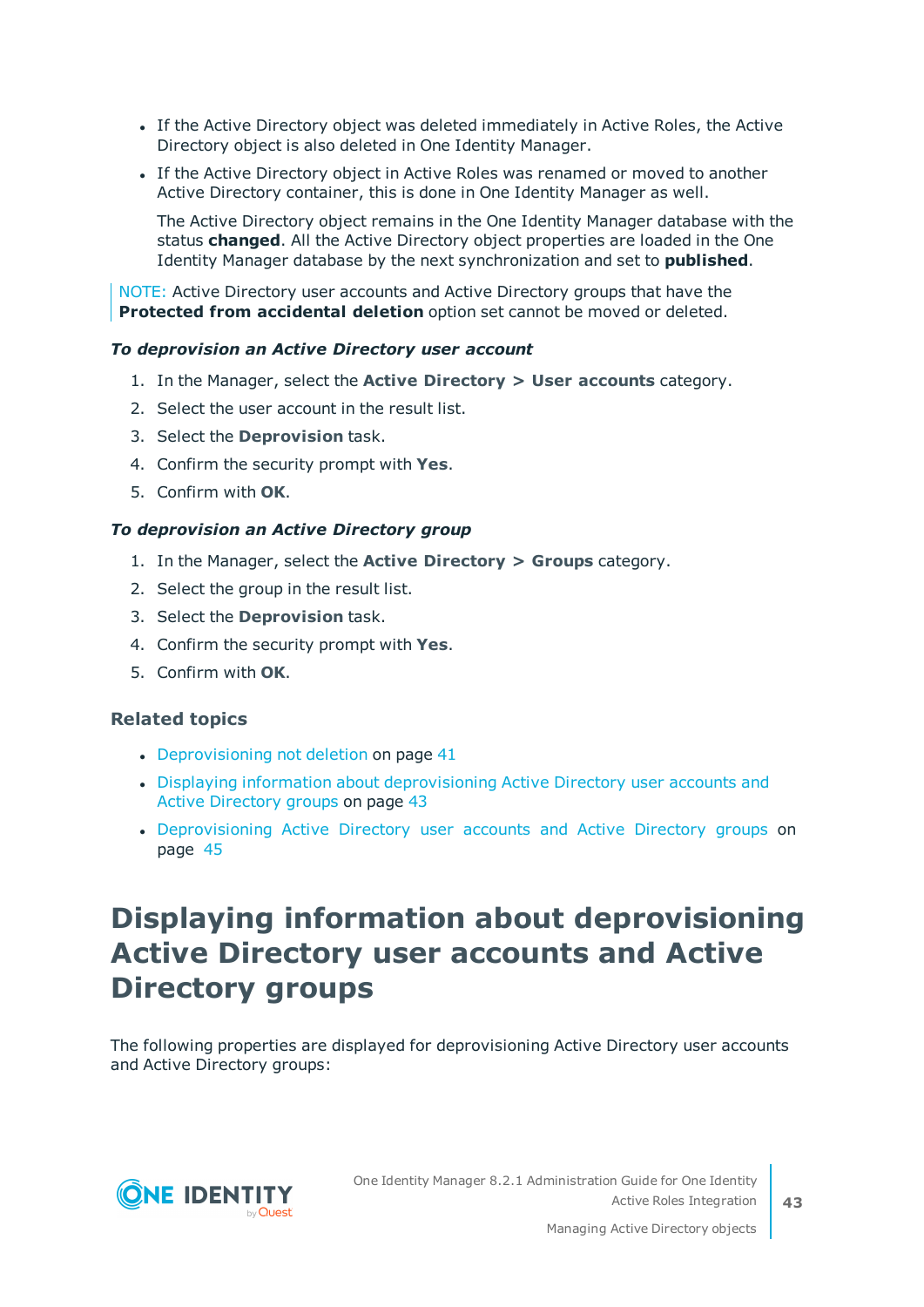- If the Active Directory object was deleted immediately in Active Roles, the Active Directory object is also deleted in One Identity Manager.
- If the Active Directory object in Active Roles was renamed or moved to another Active Directory container, this is done in One Identity Manager as well.

  The Active Directory object remains in the One Identity Manager database with the status **changed**. All the Active Directory object properties are loaded in the One Identity Manager database by the next synchronization and set to **published**.

NOTE: Active Directory user accounts and Active Directory groups that have the **Protected from accidental deletion** option set cannot be moved or deleted.

***To deprovision an Active Directory user account***

1. In the Manager, select the **Active Directory > User accounts** category.
2. Select the user account in the result list.
3. Select the **Deprovision** task.
4. Confirm the security prompt with **Yes**.
5. Confirm with **OK**.

***To deprovision an Active Directory group***

1. In the Manager, select the **Active Directory > Groups** category.
2. Select the group in the result list.
3. Select the **Deprovision** task.
4. Confirm the security prompt with **Yes**.
5. Confirm with **OK**.

### Related topics

- Deprovisioning not deletion on page 41
- Displaying information about deprovisioning Active Directory user accounts and Active Directory groups on page 43
- Deprovisioning Active Directory user accounts and Active Directory groups on page 45

# Displaying information about deprovisioning Active Directory user accounts and Active Directory groups

The following properties are displayed for deprovisioning Active Directory user accounts and Active Directory groups: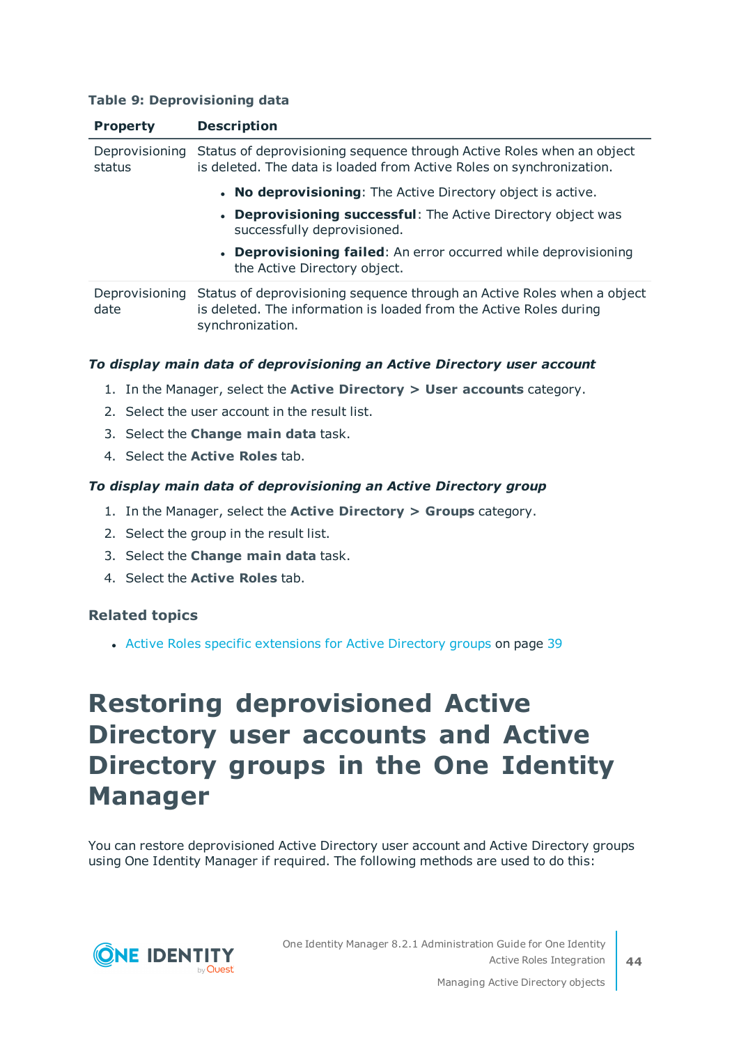**Table 9: Deprovisioning data**

| Property | Description |
| --- | --- |
| Deprovisioning status | Status of deprovisioning sequence through Active Roles when an object is deleted. The data is loaded from Active Roles on synchronization.<br>• **No deprovisioning**: The Active Directory object is active.<br>• **Deprovisioning successful**: The Active Directory object was successfully deprovisioned.<br>• **Deprovisioning failed**: An error occurred while deprovisioning the Active Directory object. |
| Deprovisioning date | Status of deprovisioning sequence through an Active Roles when a object is deleted. The information is loaded from the Active Roles during synchronization. |

***To display main data of deprovisioning an Active Directory user account***

1. In the Manager, select the **Active Directory > User accounts** category.
2. Select the user account in the result list.
3. Select the **Change main data** task.
4. Select the **Active Roles** tab.

***To display main data of deprovisioning an Active Directory group***

1. In the Manager, select the **Active Directory > Groups** category.
2. Select the group in the result list.
3. Select the **Change main data** task.
4. Select the **Active Roles** tab.

### Related topics

- Active Roles specific extensions for Active Directory groups on page 39

# Restoring deprovisioned Active Directory user accounts and Active Directory groups in the One Identity Manager

You can restore deprovisioned Active Directory user account and Active Directory groups using One Identity Manager if required. The following methods are used to do this: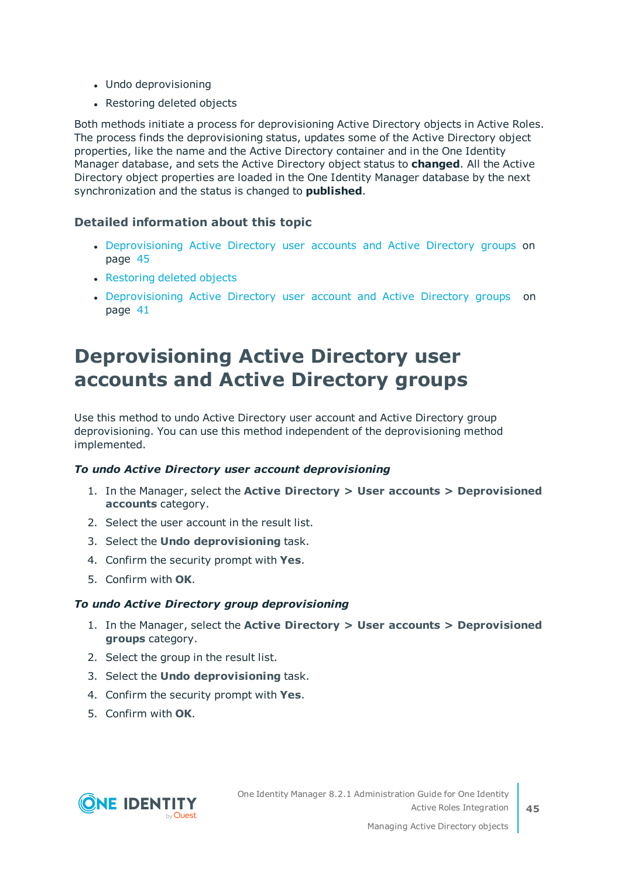- Undo deprovisioning
- Restoring deleted objects

Both methods initiate a process for deprovisioning Active Directory objects in Active Roles. The process finds the deprovisioning status, updates some of the Active Directory object properties, like the name and the Active Directory container and in the One Identity Manager database, and sets the Active Directory object status to **changed**. All the Active Directory object properties are loaded in the One Identity Manager database by the next synchronization and the status is changed to **published**.

### Detailed information about this topic

- Deprovisioning Active Directory user accounts and Active Directory groups on page 45
- Restoring deleted objects
- Deprovisioning Active Directory user account and Active Directory groups on page 41

# Deprovisioning Active Directory user accounts and Active Directory groups

Use this method to undo Active Directory user account and Active Directory group deprovisioning. You can use this method independent of the deprovisioning method implemented.

***To undo Active Directory user account deprovisioning***

1. In the Manager, select the **Active Directory > User accounts > Deprovisioned accounts** category.
2. Select the user account in the result list.
3. Select the **Undo deprovisioning** task.
4. Confirm the security prompt with **Yes**.
5. Confirm with **OK**.

***To undo Active Directory group deprovisioning***

1. In the Manager, select the **Active Directory > User accounts > Deprovisioned groups** category.
2. Select the group in the result list.
3. Select the **Undo deprovisioning** task.
4. Confirm the security prompt with **Yes**.
5. Confirm with **OK**.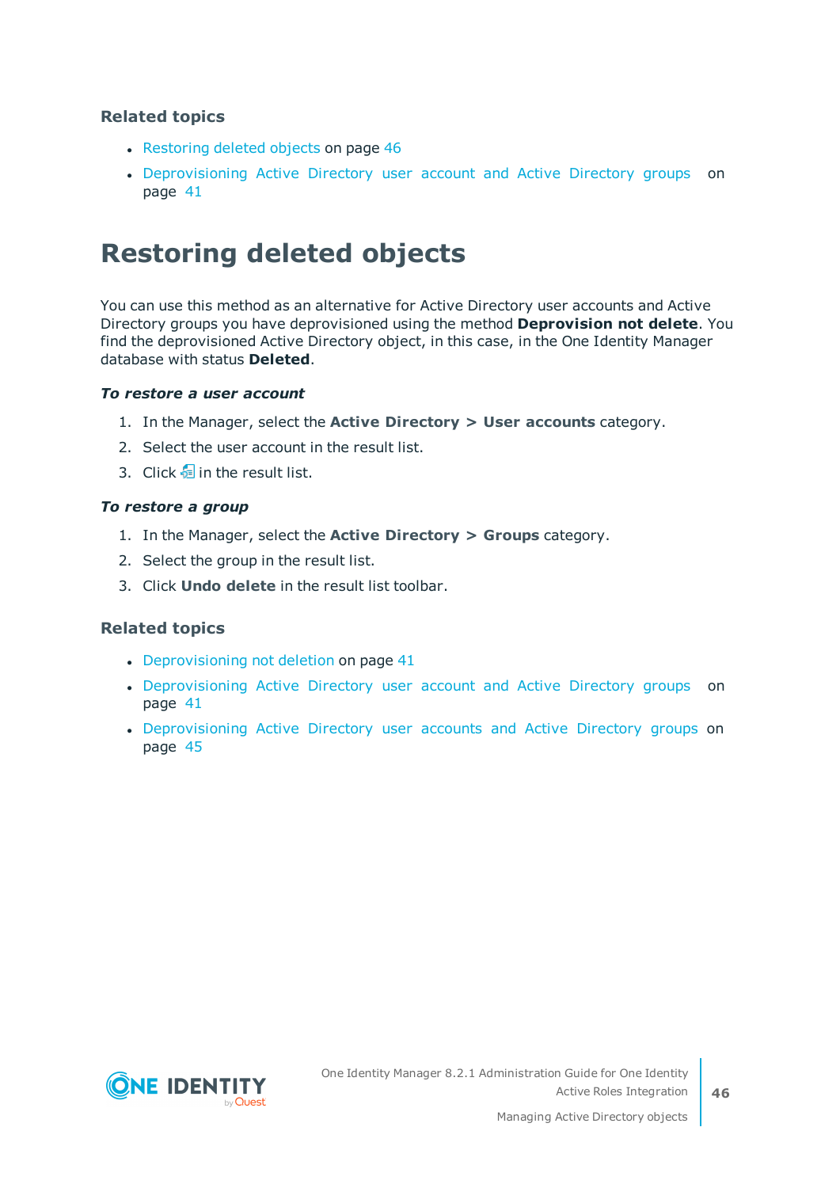### Related topics

- Restoring deleted objects on page 46
- Deprovisioning Active Directory user account and Active Directory groups on page 41

# Restoring deleted objects

You can use this method as an alternative for Active Directory user accounts and Active Directory groups you have deprovisioned using the method **Deprovision not delete**. You find the deprovisioned Active Directory object, in this case, in the One Identity Manager database with status **Deleted**.

***To restore a user account***

1. In the Manager, select the **Active Directory > User accounts** category.
2. Select the user account in the result list.
3. Click in the result list.

***To restore a group***

1. In the Manager, select the **Active Directory > Groups** category.
2. Select the group in the result list.
3. Click **Undo delete** in the result list toolbar.

### Related topics

- Deprovisioning not deletion on page 41
- Deprovisioning Active Directory user account and Active Directory groups on page 41
- Deprovisioning Active Directory user accounts and Active Directory groups on page 45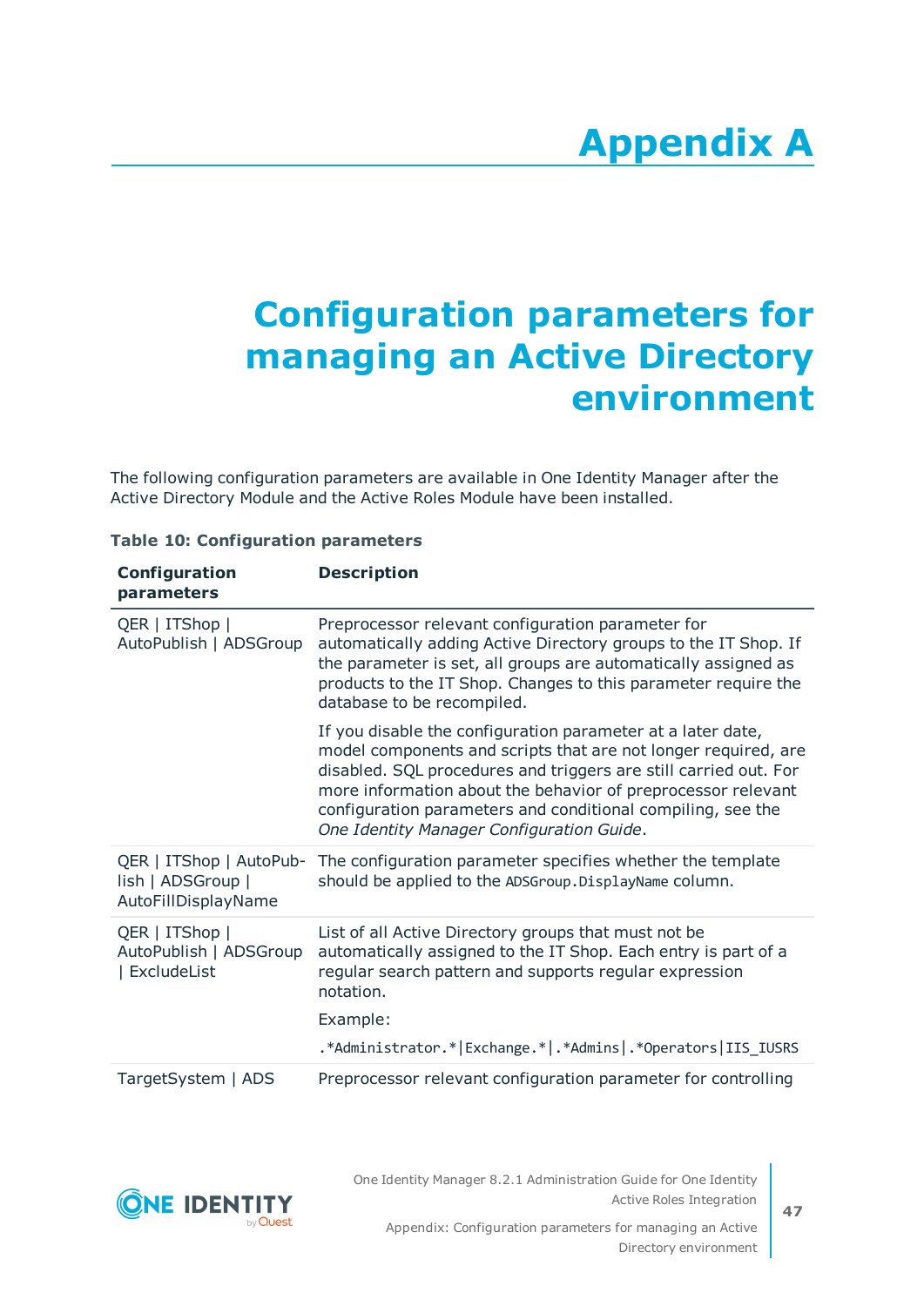# Appendix A

# Configuration parameters for managing an Active Directory environment

The following configuration parameters are available in One Identity Manager after the Active Directory Module and the Active Roles Module have been installed.

**Table 10: Configuration parameters**

| Configuration parameters | Description |
|---|---|
| QER \| ITShop \| AutoPublish \| ADSGroup | Preprocessor relevant configuration parameter for automatically adding Active Directory groups to the IT Shop. If the parameter is set, all groups are automatically assigned as products to the IT Shop. Changes to this parameter require the database to be recompiled.<br><br>If you disable the configuration parameter at a later date, model components and scripts that are not longer required, are disabled. SQL procedures and triggers are still carried out. For more information about the behavior of preprocessor relevant configuration parameters and conditional compiling, see the *One Identity Manager Configuration Guide*. |
| QER \| ITShop \| AutoPublish \| ADSGroup \| AutoFillDisplayName | The configuration parameter specifies whether the template should be applied to the `ADSGroup.DisplayName` column. |
| QER \| ITShop \| AutoPublish \| ADSGroup \| ExcludeList | List of all Active Directory groups that must not be automatically assigned to the IT Shop. Each entry is part of a regular search pattern and supports regular expression notation.<br><br>Example:<br><br>`.*Administrator.*\|Exchange.*\|.*Admins\|.*Operators\|IIS_IUSRS` |
| TargetSystem \| ADS | Preprocessor relevant configuration parameter for controlling |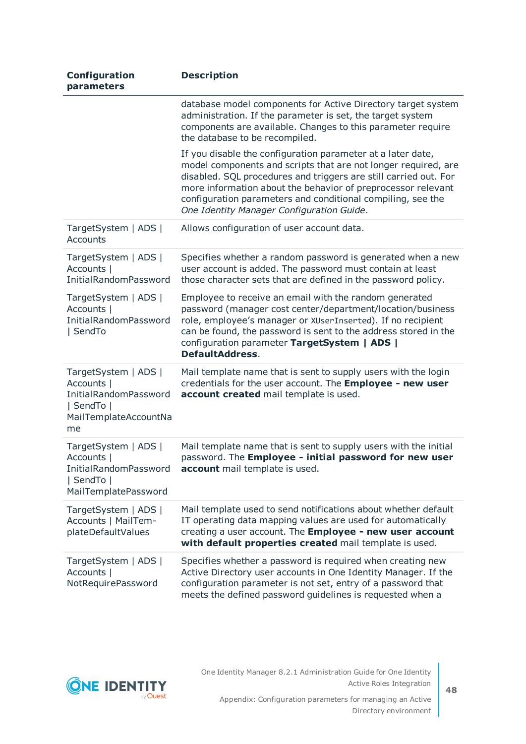| Configuration parameters | Description |
|---|---|
| | database model components for Active Directory target system administration. If the parameter is set, the target system components are available. Changes to this parameter require the database to be recompiled.<br><br>If you disable the configuration parameter at a later date, model components and scripts that are not longer required, are disabled. SQL procedures and triggers are still carried out. For more information about the behavior of preprocessor relevant configuration parameters and conditional compiling, see the *One Identity Manager Configuration Guide*. |
| TargetSystem \| ADS \| Accounts | Allows configuration of user account data. |
| TargetSystem \| ADS \| Accounts \| InitialRandomPassword | Specifies whether a random password is generated when a new user account is added. The password must contain at least those character sets that are defined in the password policy. |
| TargetSystem \| ADS \| Accounts \| InitialRandomPassword \| SendTo | Employee to receive an email with the random generated password (manager cost center/department/location/business role, employee's manager or `XUserInserted`). If no recipient can be found, the password is sent to the address stored in the configuration parameter **TargetSystem \| ADS \| DefaultAddress**. |
| TargetSystem \| ADS \| Accounts \| InitialRandomPassword \| SendTo \| MailTemplateAccountName | Mail template name that is sent to supply users with the login credentials for the user account. The **Employee - new user account created** mail template is used. |
| TargetSystem \| ADS \| Accounts \| InitialRandomPassword \| SendTo \| MailTemplatePassword | Mail template name that is sent to supply users with the initial password. The **Employee - initial password for new user account** mail template is used. |
| TargetSystem \| ADS \| Accounts \| MailTemplateDefaultValues | Mail template used to send notifications about whether default IT operating data mapping values are used for automatically creating a user account. The **Employee - new user account with default properties created** mail template is used. |
| TargetSystem \| ADS \| Accounts \| NotRequirePassword | Specifies whether a password is required when creating new Active Directory user accounts in One Identity Manager. If the configuration parameter is not set, entry of a password that meets the defined password guidelines is requested when a |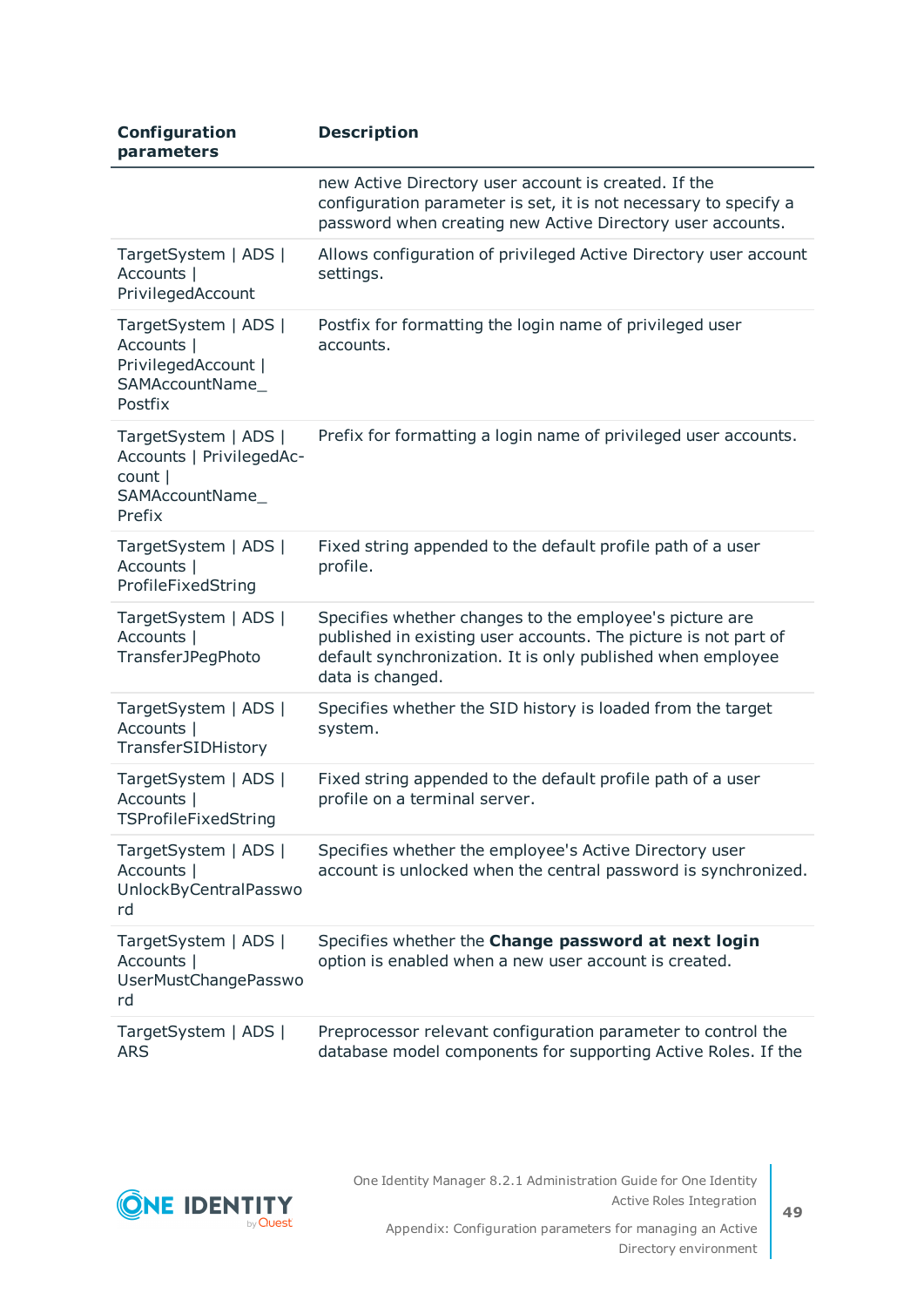| Configuration parameters | Description |
|---|---|
| | new Active Directory user account is created. If the configuration parameter is set, it is not necessary to specify a password when creating new Active Directory user accounts. |
| TargetSystem \| ADS \| Accounts \| PrivilegedAccount | Allows configuration of privileged Active Directory user account settings. |
| TargetSystem \| ADS \| Accounts \| PrivilegedAccount \| SAMAccountName_Postfix | Postfix for formatting the login name of privileged user accounts. |
| TargetSystem \| ADS \| Accounts \| PrivilegedAccount \| SAMAccountName_Prefix | Prefix for formatting a login name of privileged user accounts. |
| TargetSystem \| ADS \| Accounts \| ProfileFixedString | Fixed string appended to the default profile path of a user profile. |
| TargetSystem \| ADS \| Accounts \| TransferJPegPhoto | Specifies whether changes to the employee's picture are published in existing user accounts. The picture is not part of default synchronization. It is only published when employee data is changed. |
| TargetSystem \| ADS \| Accounts \| TransferSIDHistory | Specifies whether the SID history is loaded from the target system. |
| TargetSystem \| ADS \| Accounts \| TSProfileFixedString | Fixed string appended to the default profile path of a user profile on a terminal server. |
| TargetSystem \| ADS \| Accounts \| UnlockByCentralPassword | Specifies whether the employee's Active Directory user account is unlocked when the central password is synchronized. |
| TargetSystem \| ADS \| Accounts \| UserMustChangePassword | Specifies whether the **Change password at next login** option is enabled when a new user account is created. |
| TargetSystem \| ADS \| ARS | Preprocessor relevant configuration parameter to control the database model components for supporting Active Roles. If the |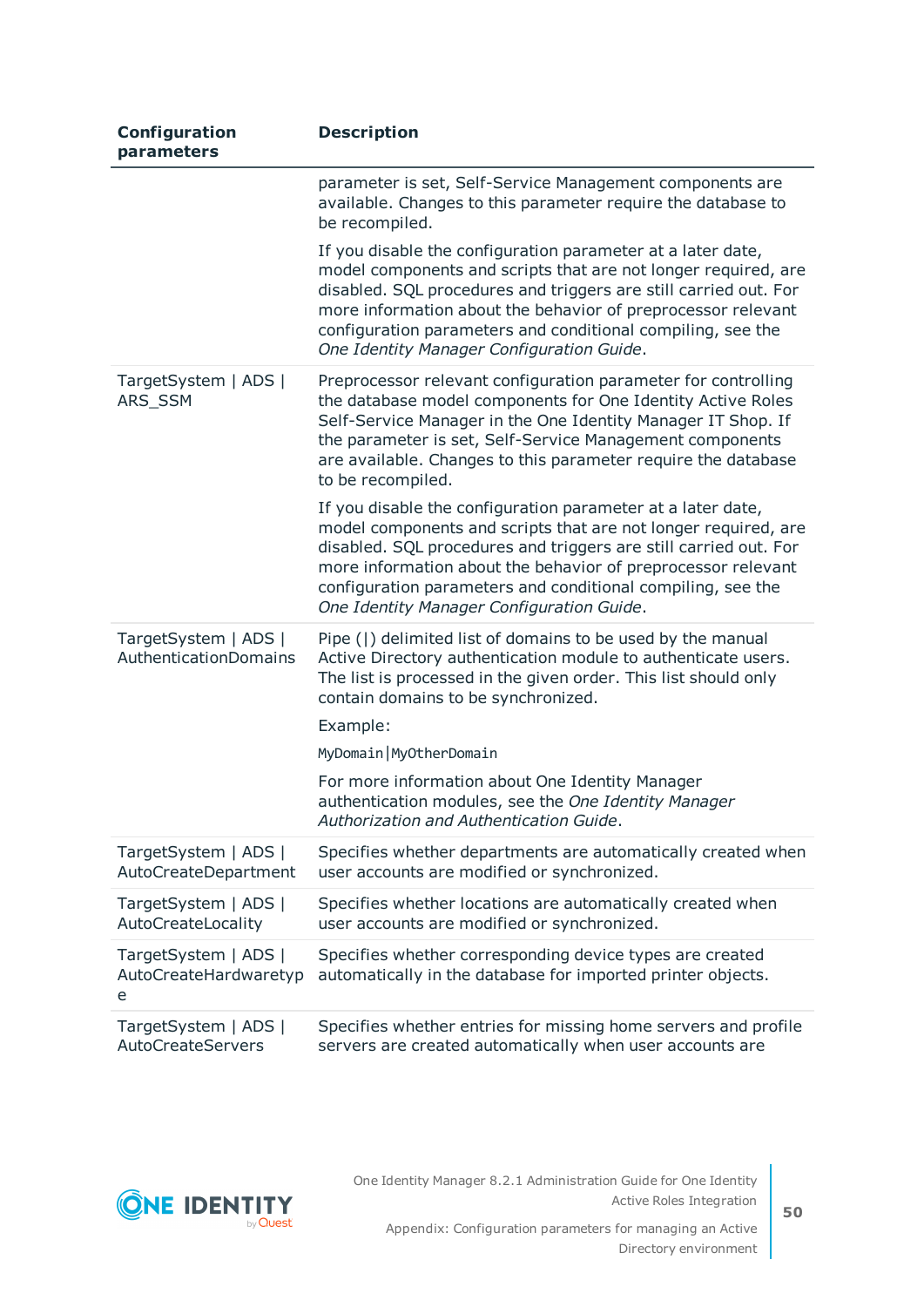| Configuration parameters | Description |
| --- | --- |
| | parameter is set, Self-Service Management components are available. Changes to this parameter require the database to be recompiled.<br><br>If you disable the configuration parameter at a later date, model components and scripts that are not longer required, are disabled. SQL procedures and triggers are still carried out. For more information about the behavior of preprocessor relevant configuration parameters and conditional compiling, see the *One Identity Manager Configuration Guide*. |
| TargetSystem \| ADS \| ARS_SSM | Preprocessor relevant configuration parameter for controlling the database model components for One Identity Active Roles Self-Service Manager in the One Identity Manager IT Shop. If the parameter is set, Self-Service Management components are available. Changes to this parameter require the database to be recompiled.<br><br>If you disable the configuration parameter at a later date, model components and scripts that are not longer required, are disabled. SQL procedures and triggers are still carried out. For more information about the behavior of preprocessor relevant configuration parameters and conditional compiling, see the *One Identity Manager Configuration Guide*. |
| TargetSystem \| ADS \| AuthenticationDomains | Pipe (\|) delimited list of domains to be used by the manual Active Directory authentication module to authenticate users. The list is processed in the given order. This list should only contain domains to be synchronized.<br><br>Example:<br><br>`MyDomain|MyOtherDomain`<br><br>For more information about One Identity Manager authentication modules, see the *One Identity Manager Authorization and Authentication Guide*. |
| TargetSystem \| ADS \| AutoCreateDepartment | Specifies whether departments are automatically created when user accounts are modified or synchronized. |
| TargetSystem \| ADS \| AutoCreateLocality | Specifies whether locations are automatically created when user accounts are modified or synchronized. |
| TargetSystem \| ADS \| AutoCreateHardwaretype | Specifies whether corresponding device types are created automatically in the database for imported printer objects. |
| TargetSystem \| ADS \| AutoCreateServers | Specifies whether entries for missing home servers and profile servers are created automatically when user accounts are |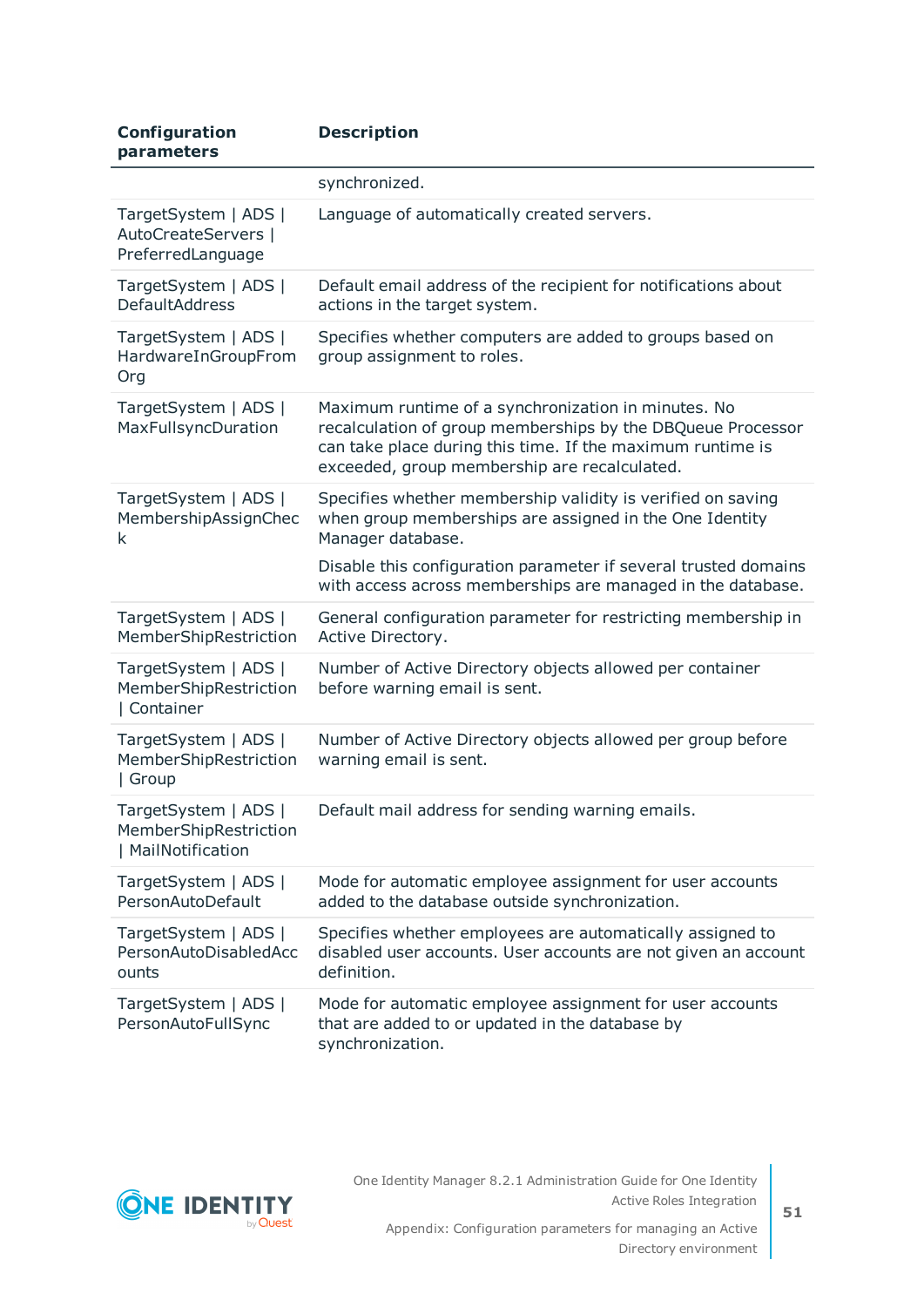| Configuration parameters | Description |
|---|---|
| | synchronized. |
| TargetSystem \| ADS \| AutoCreateServers \| PreferredLanguage | Language of automatically created servers. |
| TargetSystem \| ADS \| DefaultAddress | Default email address of the recipient for notifications about actions in the target system. |
| TargetSystem \| ADS \| HardwareInGroupFromOrg | Specifies whether computers are added to groups based on group assignment to roles. |
| TargetSystem \| ADS \| MaxFullsyncDuration | Maximum runtime of a synchronization in minutes. No recalculation of group memberships by the DBQueue Processor can take place during this time. If the maximum runtime is exceeded, group membership are recalculated. |
| TargetSystem \| ADS \| MembershipAssignCheck | Specifies whether membership validity is verified on saving when group memberships are assigned in the One Identity Manager database.<br><br>Disable this configuration parameter if several trusted domains with access across memberships are managed in the database. |
| TargetSystem \| ADS \| MemberShipRestriction | General configuration parameter for restricting membership in Active Directory. |
| TargetSystem \| ADS \| MemberShipRestriction \| Container | Number of Active Directory objects allowed per container before warning email is sent. |
| TargetSystem \| ADS \| MemberShipRestriction \| Group | Number of Active Directory objects allowed per group before warning email is sent. |
| TargetSystem \| ADS \| MemberShipRestriction \| MailNotification | Default mail address for sending warning emails. |
| TargetSystem \| ADS \| PersonAutoDefault | Mode for automatic employee assignment for user accounts added to the database outside synchronization. |
| TargetSystem \| ADS \| PersonAutoDisabledAccounts | Specifies whether employees are automatically assigned to disabled user accounts. User accounts are not given an account definition. |
| TargetSystem \| ADS \| PersonAutoFullSync | Mode for automatic employee assignment for user accounts that are added to or updated in the database by synchronization. |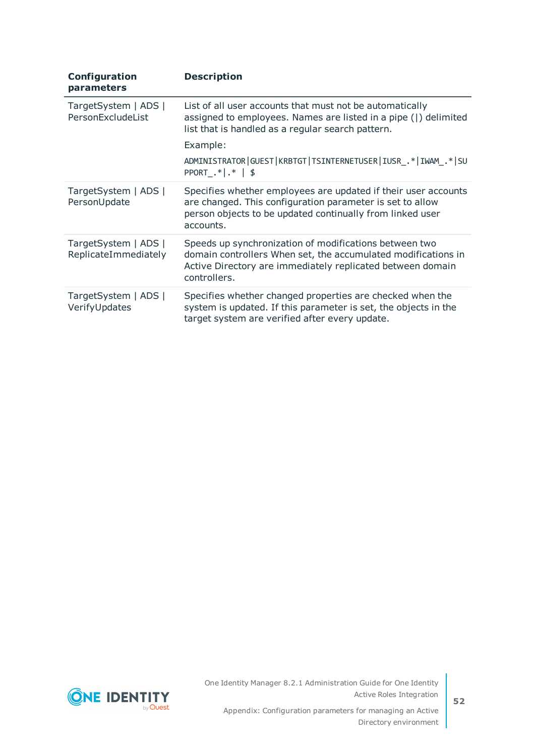| Configuration parameters | Description |
|---|---|
| TargetSystem \| ADS \| PersonExcludeList | List of all user accounts that must not be automatically assigned to employees. Names are listed in a pipe (\|) delimited list that is handled as a regular search pattern.<br><br>Example:<br><br>`ADMINISTRATOR|GUEST|KRBTGT|TSINTERNETUSER|IUSR_.*|IWAM_.*|SUPPORT_.*|.* | $` |
| TargetSystem \| ADS \| PersonUpdate | Specifies whether employees are updated if their user accounts are changed. This configuration parameter is set to allow person objects to be updated continually from linked user accounts. |
| TargetSystem \| ADS \| ReplicateImmediately | Speeds up synchronization of modifications between two domain controllers When set, the accumulated modifications in Active Directory are immediately replicated between domain controllers. |
| TargetSystem \| ADS \| VerifyUpdates | Specifies whether changed properties are checked when the system is updated. If this parameter is set, the objects in the target system are verified after every update. |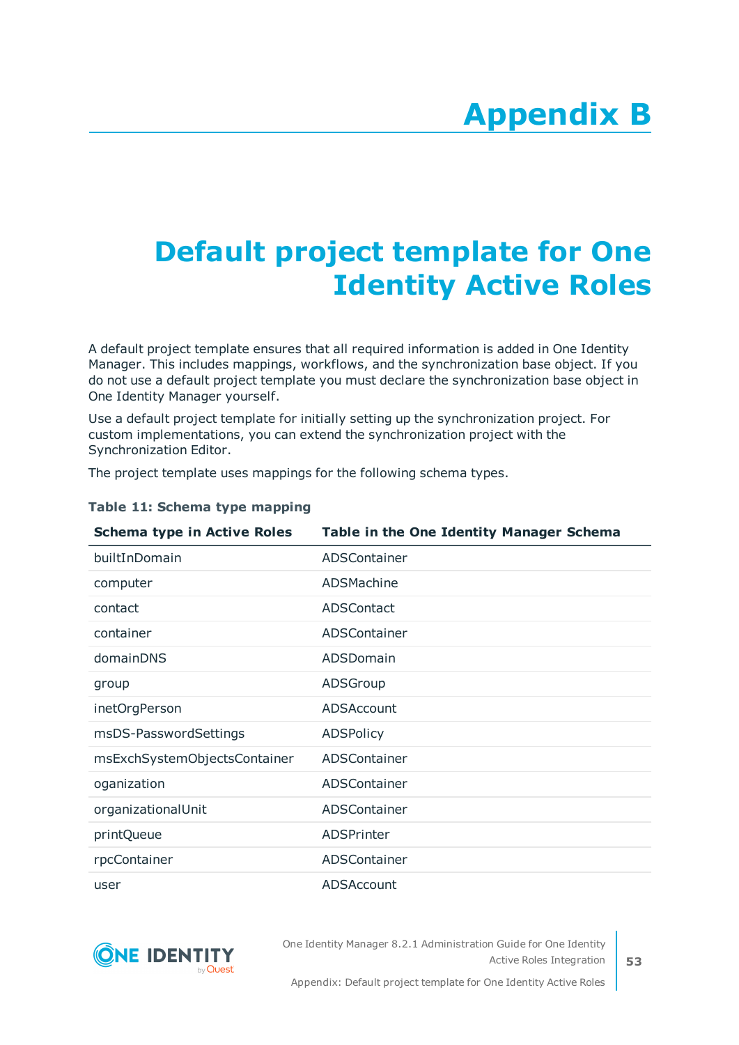# Appendix B

# Default project template for One Identity Active Roles

A default project template ensures that all required information is added in One Identity Manager. This includes mappings, workflows, and the synchronization base object. If you do not use a default project template you must declare the synchronization base object in One Identity Manager yourself.

Use a default project template for initially setting up the synchronization project. For custom implementations, you can extend the synchronization project with the Synchronization Editor.

The project template uses mappings for the following schema types.

**Table 11: Schema type mapping**

| Schema type in Active Roles | Table in the One Identity Manager Schema |
|---|---|
| builtInDomain | ADSContainer |
| computer | ADSMachine |
| contact | ADSContact |
| container | ADSContainer |
| domainDNS | ADSDomain |
| group | ADSGroup |
| inetOrgPerson | ADSAccount |
| msDS-PasswordSettings | ADSPolicy |
| msExchSystemObjectsContainer | ADSContainer |
| oganization | ADSContainer |
| organizationalUnit | ADSContainer |
| printQueue | ADSPrinter |
| rpcContainer | ADSContainer |
| user | ADSAccount |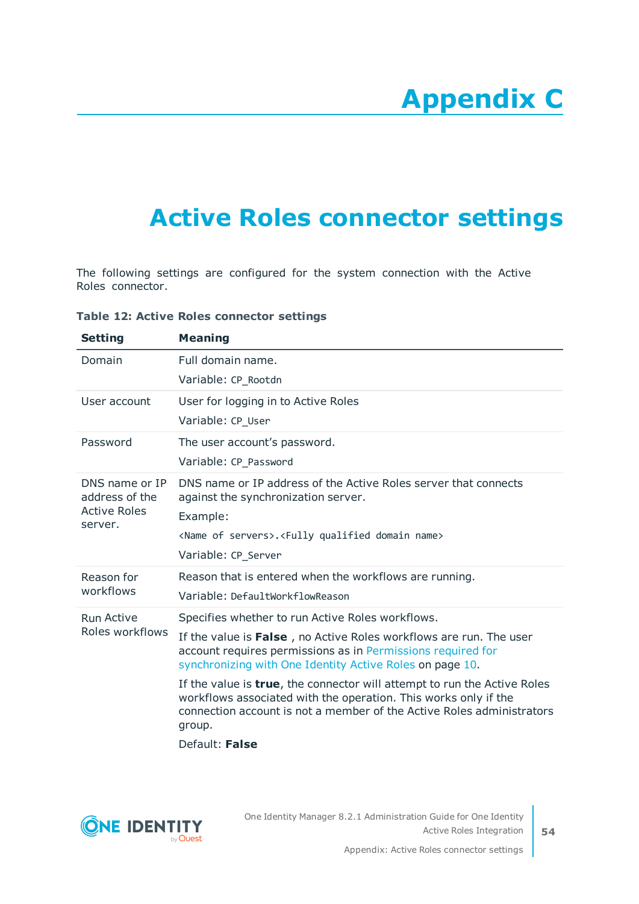# Appendix C

# Active Roles connector settings

The following settings are configured for the system connection with the Active Roles connector.

**Table 12: Active Roles connector settings**

| Setting | Meaning |
|---|---|
| Domain | Full domain name.<br><br>Variable: `CP_Rootdn` |
| User account | User for logging in to Active Roles<br><br>Variable: `CP_User` |
| Password | The user account's password.<br><br>Variable: `CP_Password` |
| DNS name or IP address of the Active Roles server. | DNS name or IP address of the Active Roles server that connects against the synchronization server.<br><br>Example:<br><br>`<Name of servers>.<Fully qualified domain name>`<br><br>Variable: `CP_Server` |
| Reason for workflows | Reason that is entered when the workflows are running.<br><br>Variable: `DefaultWorkflowReason` |
| Run Active Roles workflows | Specifies whether to run Active Roles workflows.<br><br>If the value is **False** , no Active Roles workflows are run. The user account requires permissions as in Permissions required for synchronizing with One Identity Active Roles on page 10.<br><br>If the value is **true**, the connector will attempt to run the Active Roles workflows associated with the operation. This works only if the connection account is not a member of the Active Roles administrators group.<br><br>Default: **False** |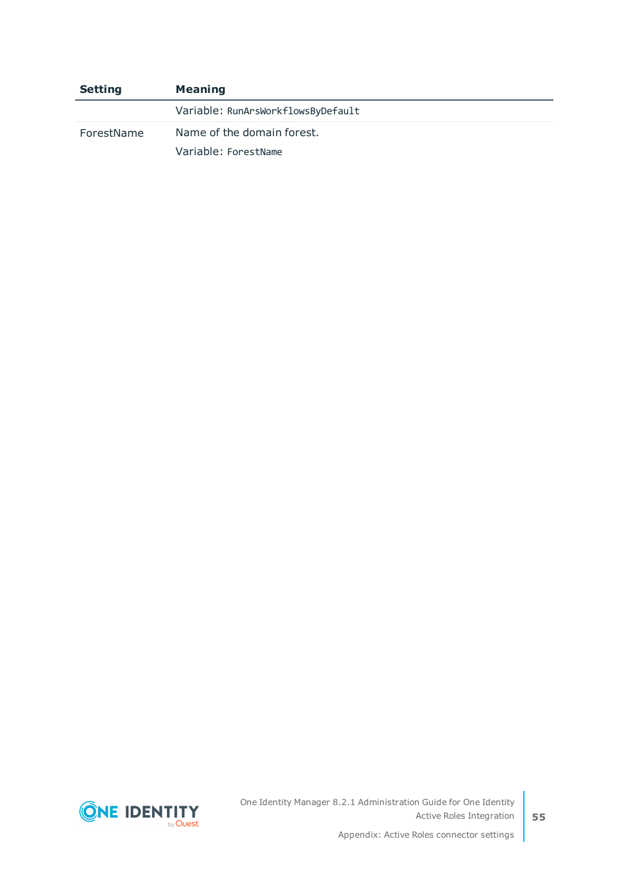| Setting | Meaning |
|---|---|
| | Variable: `RunArsWorkflowsByDefault` |
| ForestName | Name of the domain forest.<br>Variable: `ForestName` |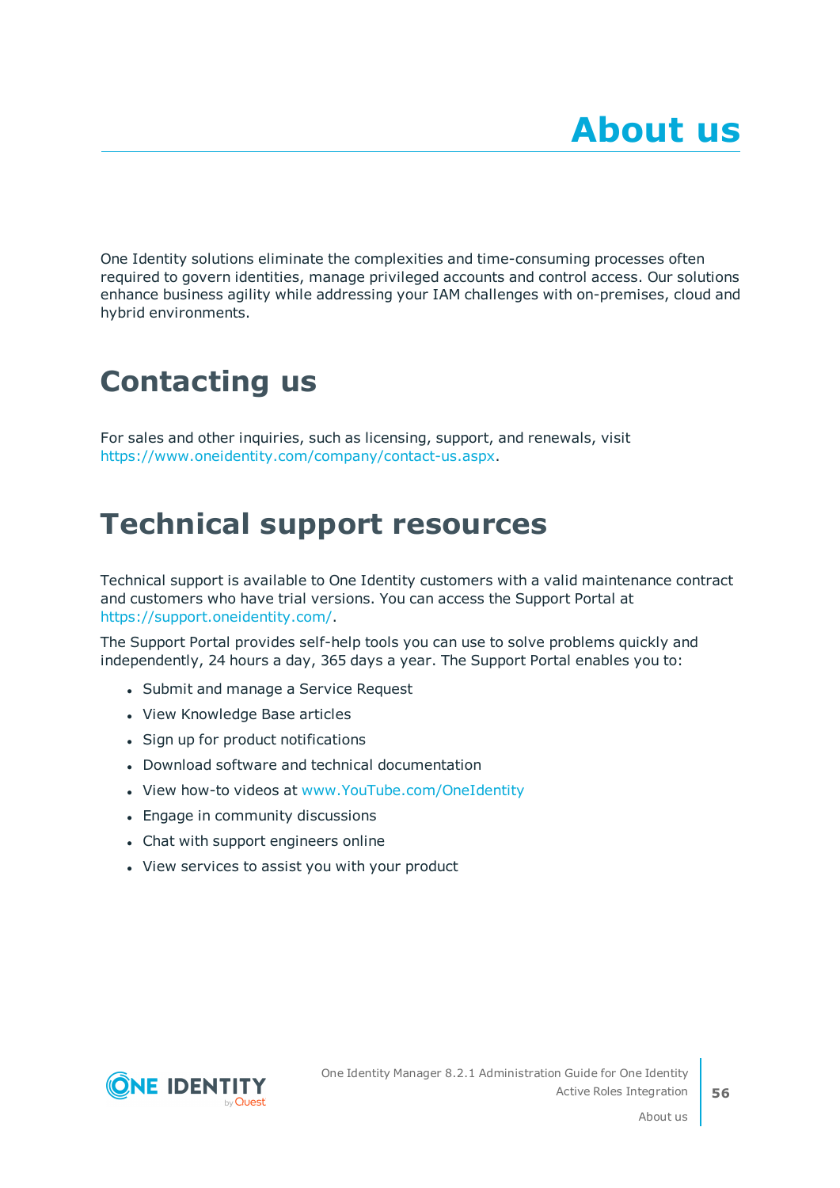# About us

One Identity solutions eliminate the complexities and time-consuming processes often required to govern identities, manage privileged accounts and control access. Our solutions enhance business agility while addressing your IAM challenges with on-premises, cloud and hybrid environments.

## Contacting us

For sales and other inquiries, such as licensing, support, and renewals, visit https://www.oneidentity.com/company/contact-us.aspx.

## Technical support resources

Technical support is available to One Identity customers with a valid maintenance contract and customers who have trial versions. You can access the Support Portal at https://support.oneidentity.com/.

The Support Portal provides self-help tools you can use to solve problems quickly and independently, 24 hours a day, 365 days a year. The Support Portal enables you to:

- Submit and manage a Service Request
- View Knowledge Base articles
- Sign up for product notifications
- Download software and technical documentation
- View how-to videos at www.YouTube.com/OneIdentity
- Engage in community discussions
- Chat with support engineers online
- View services to assist you with your product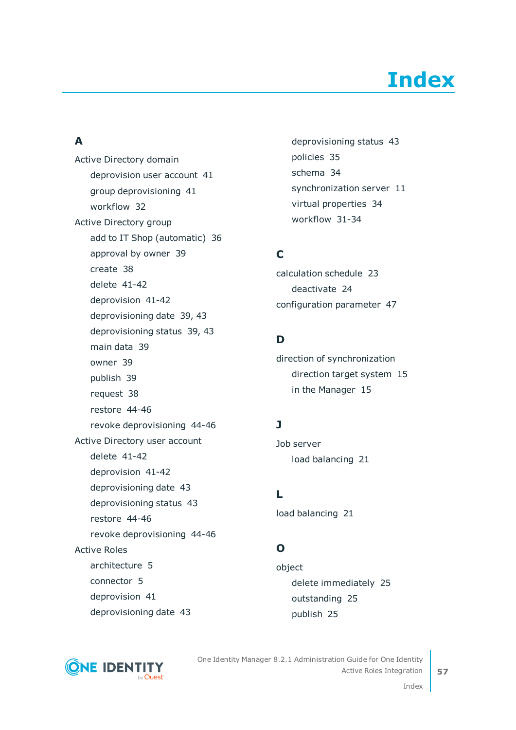# Index

## A

Active Directory domain

- deprovision user account 41
- group deprovisioning 41
- workflow 32

Active Directory group

- add to IT Shop (automatic) 36
- approval by owner 39
- create 38
- delete 41-42
- deprovision 41-42
- deprovisioning date 39, 43
- deprovisioning status 39, 43
- main data 39
- owner 39
- publish 39
- request 38
- restore 44-46
- revoke deprovisioning 44-46

Active Directory user account

- delete 41-42
- deprovision 41-42
- deprovisioning date 43
- deprovisioning status 43
- restore 44-46
- revoke deprovisioning 44-46

Active Roles

- architecture 5
- connector 5
- deprovision 41
- deprovisioning date 43
- deprovisioning status 43
- policies 35
- schema 34
- synchronization server 11
- virtual properties 34
- workflow 31-34

## C

calculation schedule 23

- deactivate 24

configuration parameter 47

## D

direction of synchronization

- direction target system 15
- in the Manager 15

## J

Job server

- load balancing 21

## L

load balancing 21

## O

object

- delete immediately 25
- outstanding 25
- publish 25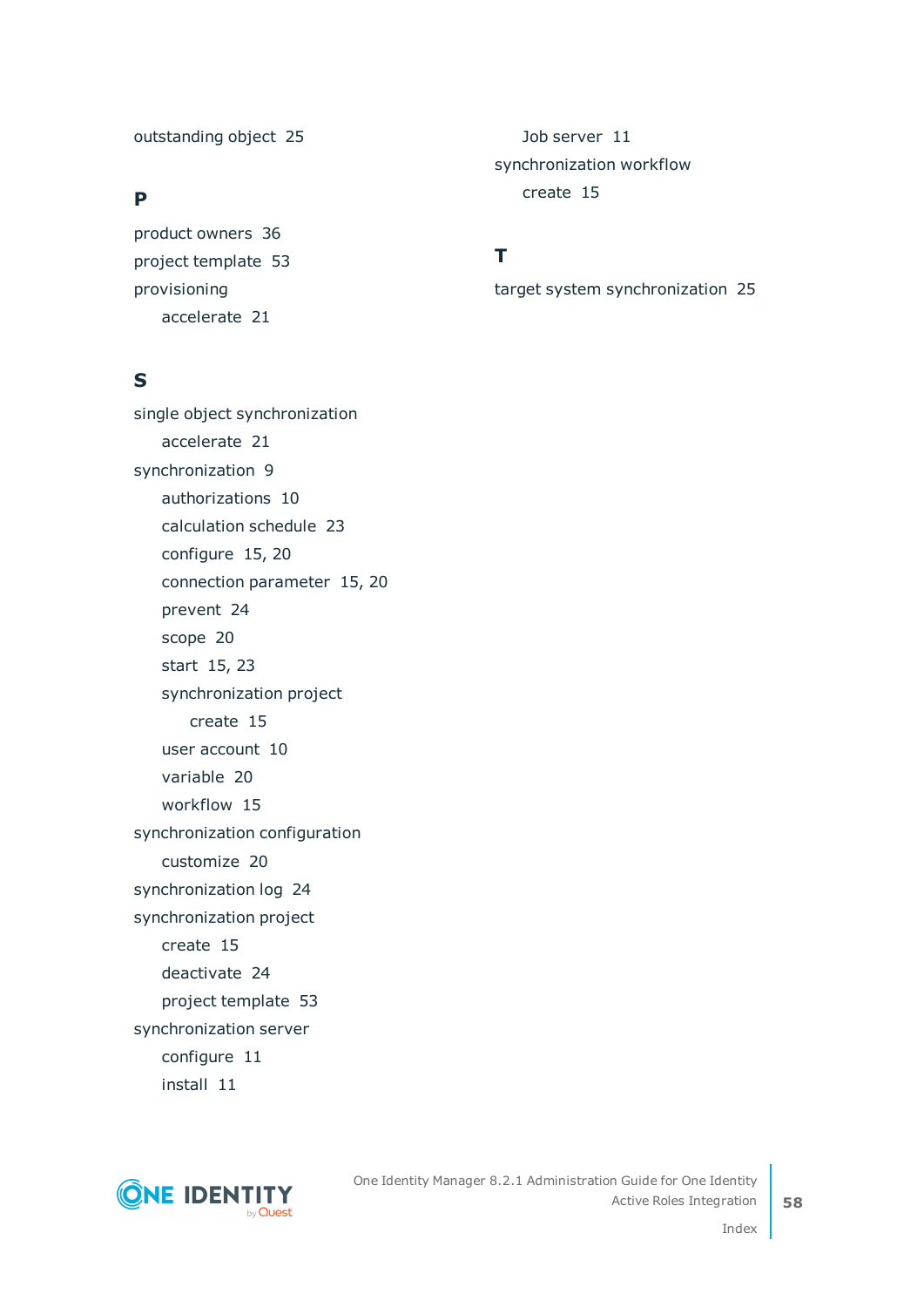outstanding object 25

## P

product owners 36

project template 53

provisioning

- accelerate 21

## S

single object synchronization

- accelerate 21

synchronization 9

- authorizations 10
- calculation schedule 23
- configure 15, 20
- connection parameter 15, 20
- prevent 24
- scope 20
- start 15, 23
- synchronization project
  - create 15
- user account 10
- variable 20
- workflow 15

synchronization configuration

- customize 20

synchronization log 24

synchronization project

- create 15
- deactivate 24
- project template 53

synchronization server

- configure 11
- install 11
- Job server 11

synchronization workflow

- create 15

## T

target system synchronization 25